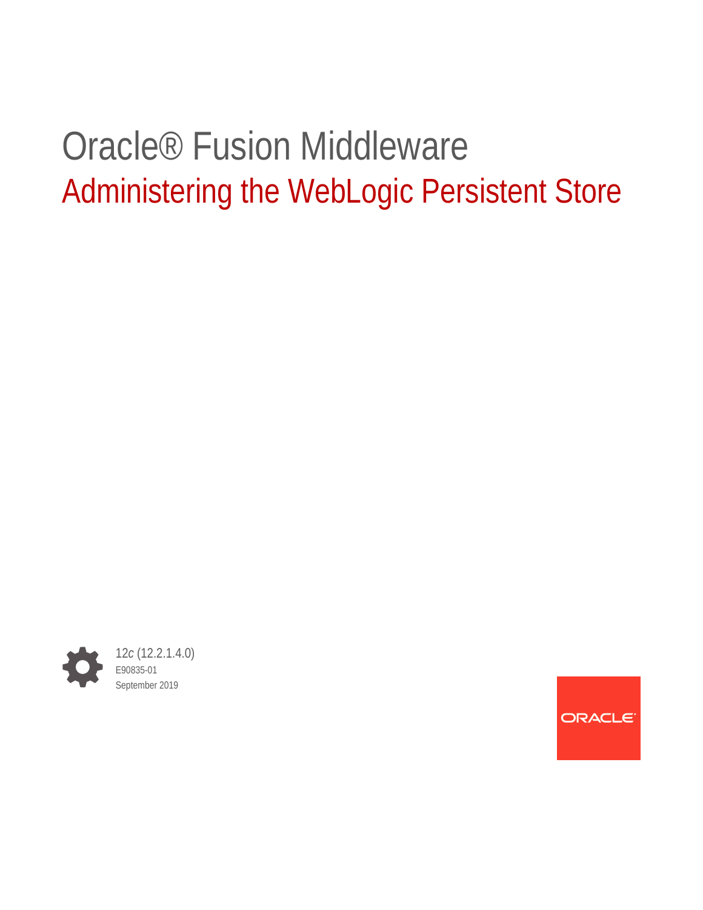# Oracle® Fusion Middleware

## Administering the WebLogic Persistent Store

12*c* (12.2.1.4.0)

E90835-01

September 2019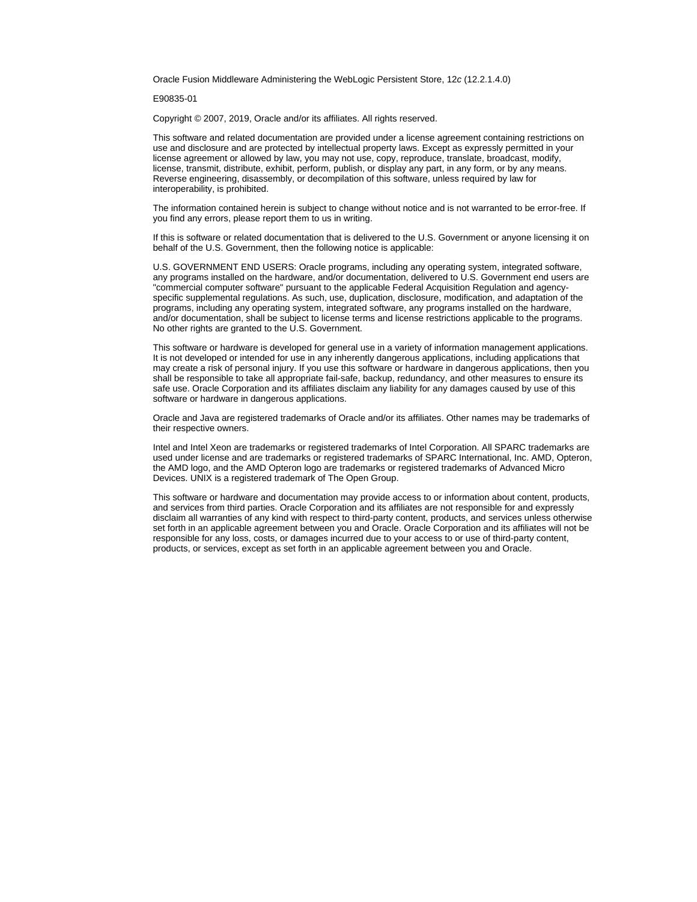Oracle Fusion Middleware Administering the WebLogic Persistent Store, 12*c* (12.2.1.4.0)

E90835-01

Copyright © 2007, 2019, Oracle and/or its affiliates. All rights reserved.

This software and related documentation are provided under a license agreement containing restrictions on use and disclosure and are protected by intellectual property laws. Except as expressly permitted in your license agreement or allowed by law, you may not use, copy, reproduce, translate, broadcast, modify, license, transmit, distribute, exhibit, perform, publish, or display any part, in any form, or by any means. Reverse engineering, disassembly, or decompilation of this software, unless required by law for interoperability, is prohibited.

The information contained herein is subject to change without notice and is not warranted to be error-free. If you find any errors, please report them to us in writing.

If this is software or related documentation that is delivered to the U.S. Government or anyone licensing it on behalf of the U.S. Government, then the following notice is applicable:

U.S. GOVERNMENT END USERS: Oracle programs, including any operating system, integrated software, any programs installed on the hardware, and/or documentation, delivered to U.S. Government end users are "commercial computer software" pursuant to the applicable Federal Acquisition Regulation and agency-specific supplemental regulations. As such, use, duplication, disclosure, modification, and adaptation of the programs, including any operating system, integrated software, any programs installed on the hardware, and/or documentation, shall be subject to license terms and license restrictions applicable to the programs. No other rights are granted to the U.S. Government.

This software or hardware is developed for general use in a variety of information management applications. It is not developed or intended for use in any inherently dangerous applications, including applications that may create a risk of personal injury. If you use this software or hardware in dangerous applications, then you shall be responsible to take all appropriate fail-safe, backup, redundancy, and other measures to ensure its safe use. Oracle Corporation and its affiliates disclaim any liability for any damages caused by use of this software or hardware in dangerous applications.

Oracle and Java are registered trademarks of Oracle and/or its affiliates. Other names may be trademarks of their respective owners.

Intel and Intel Xeon are trademarks or registered trademarks of Intel Corporation. All SPARC trademarks are used under license and are trademarks or registered trademarks of SPARC International, Inc. AMD, Opteron, the AMD logo, and the AMD Opteron logo are trademarks or registered trademarks of Advanced Micro Devices. UNIX is a registered trademark of The Open Group.

This software or hardware and documentation may provide access to or information about content, products, and services from third parties. Oracle Corporation and its affiliates are not responsible for and expressly disclaim all warranties of any kind with respect to third-party content, products, and services unless otherwise set forth in an applicable agreement between you and Oracle. Oracle Corporation and its affiliates will not be responsible for any loss, costs, or damages incurred due to your access to or use of third-party content, products, or services, except as set forth in an applicable agreement between you and Oracle.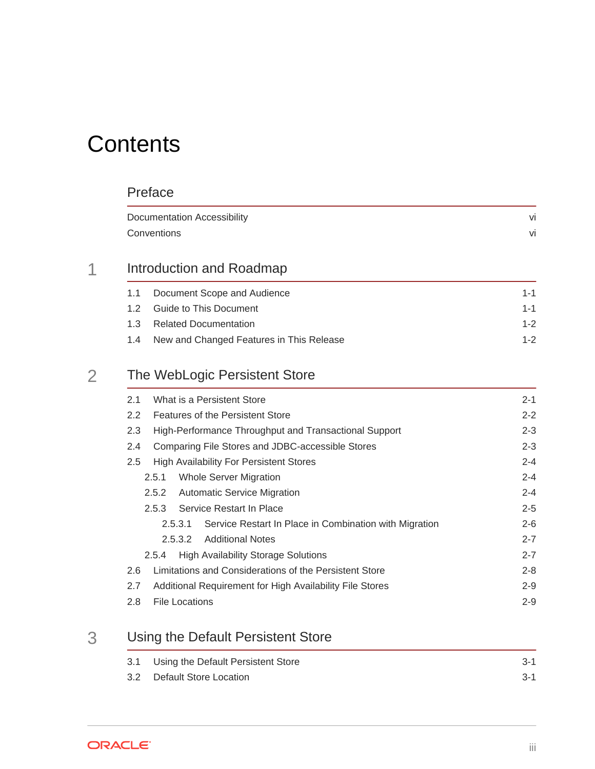# Contents

## Preface

Documentation Accessibility vi

Conventions vi

## 1 Introduction and Roadmap

1.1 Document Scope and Audience 1-1

1.2 Guide to This Document 1-1

1.3 Related Documentation 1-2

1.4 New and Changed Features in This Release 1-2

## 2 The WebLogic Persistent Store

2.1 What is a Persistent Store 2-1

2.2 Features of the Persistent Store 2-2

2.3 High-Performance Throughput and Transactional Support 2-3

2.4 Comparing File Stores and JDBC-accessible Stores 2-3

2.5 High Availability For Persistent Stores 2-4

- 2.5.1 Whole Server Migration 2-4
- 2.5.2 Automatic Service Migration 2-4
- 2.5.3 Service Restart In Place 2-5
  - 2.5.3.1 Service Restart In Place in Combination with Migration 2-6
  - 2.5.3.2 Additional Notes 2-7
- 2.5.4 High Availability Storage Solutions 2-7

2.6 Limitations and Considerations of the Persistent Store 2-8

2.7 Additional Requirement for High Availability File Stores 2-9

2.8 File Locations 2-9

## 3 Using the Default Persistent Store

3.1 Using the Default Persistent Store 3-1

3.2 Default Store Location 3-1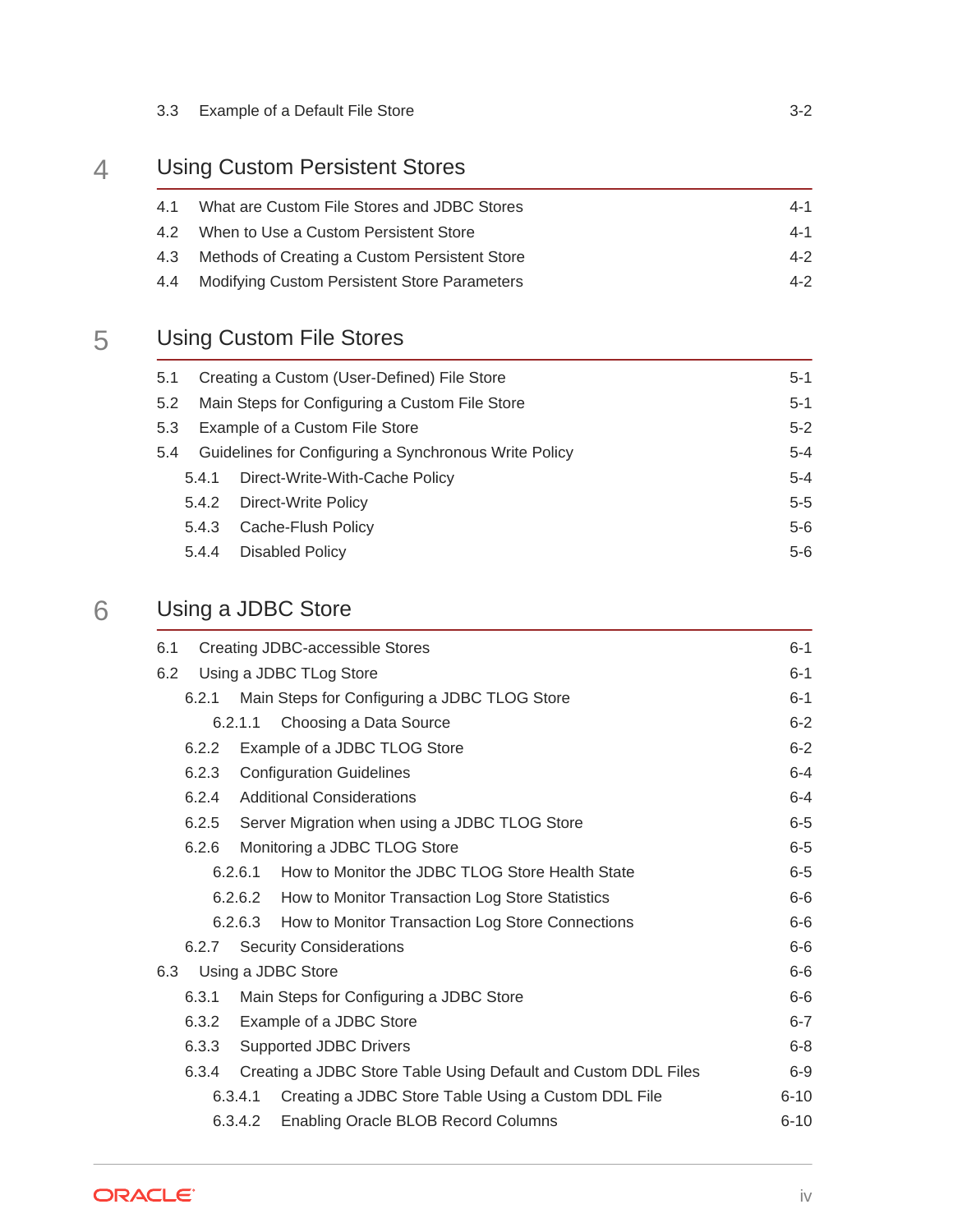3.3 Example of a Default File Store 3-2

## 4 Using Custom Persistent Stores

4.1 What are Custom File Stores and JDBC Stores 4-1
4.2 When to Use a Custom Persistent Store 4-1
4.3 Methods of Creating a Custom Persistent Store 4-2
4.4 Modifying Custom Persistent Store Parameters 4-2

## 5 Using Custom File Stores

5.1 Creating a Custom (User-Defined) File Store 5-1
5.2 Main Steps for Configuring a Custom File Store 5-1
5.3 Example of a Custom File Store 5-2
5.4 Guidelines for Configuring a Synchronous Write Policy 5-4
  5.4.1 Direct-Write-With-Cache Policy 5-4
  5.4.2 Direct-Write Policy 5-5
  5.4.3 Cache-Flush Policy 5-6
  5.4.4 Disabled Policy 5-6

## 6 Using a JDBC Store

6.1 Creating JDBC-accessible Stores 6-1
6.2 Using a JDBC TLog Store 6-1
  6.2.1 Main Steps for Configuring a JDBC TLOG Store 6-1
    6.2.1.1 Choosing a Data Source 6-2
  6.2.2 Example of a JDBC TLOG Store 6-2
  6.2.3 Configuration Guidelines 6-4
  6.2.4 Additional Considerations 6-4
  6.2.5 Server Migration when using a JDBC TLOG Store 6-5
  6.2.6 Monitoring a JDBC TLOG Store 6-5
    6.2.6.1 How to Monitor the JDBC TLOG Store Health State 6-5
    6.2.6.2 How to Monitor Transaction Log Store Statistics 6-6
    6.2.6.3 How to Monitor Transaction Log Store Connections 6-6
  6.2.7 Security Considerations 6-6
6.3 Using a JDBC Store 6-6
  6.3.1 Main Steps for Configuring a JDBC Store 6-6
  6.3.2 Example of a JDBC Store 6-7
  6.3.3 Supported JDBC Drivers 6-8
  6.3.4 Creating a JDBC Store Table Using Default and Custom DDL Files 6-9
    6.3.4.1 Creating a JDBC Store Table Using a Custom DDL File 6-10
    6.3.4.2 Enabling Oracle BLOB Record Columns 6-10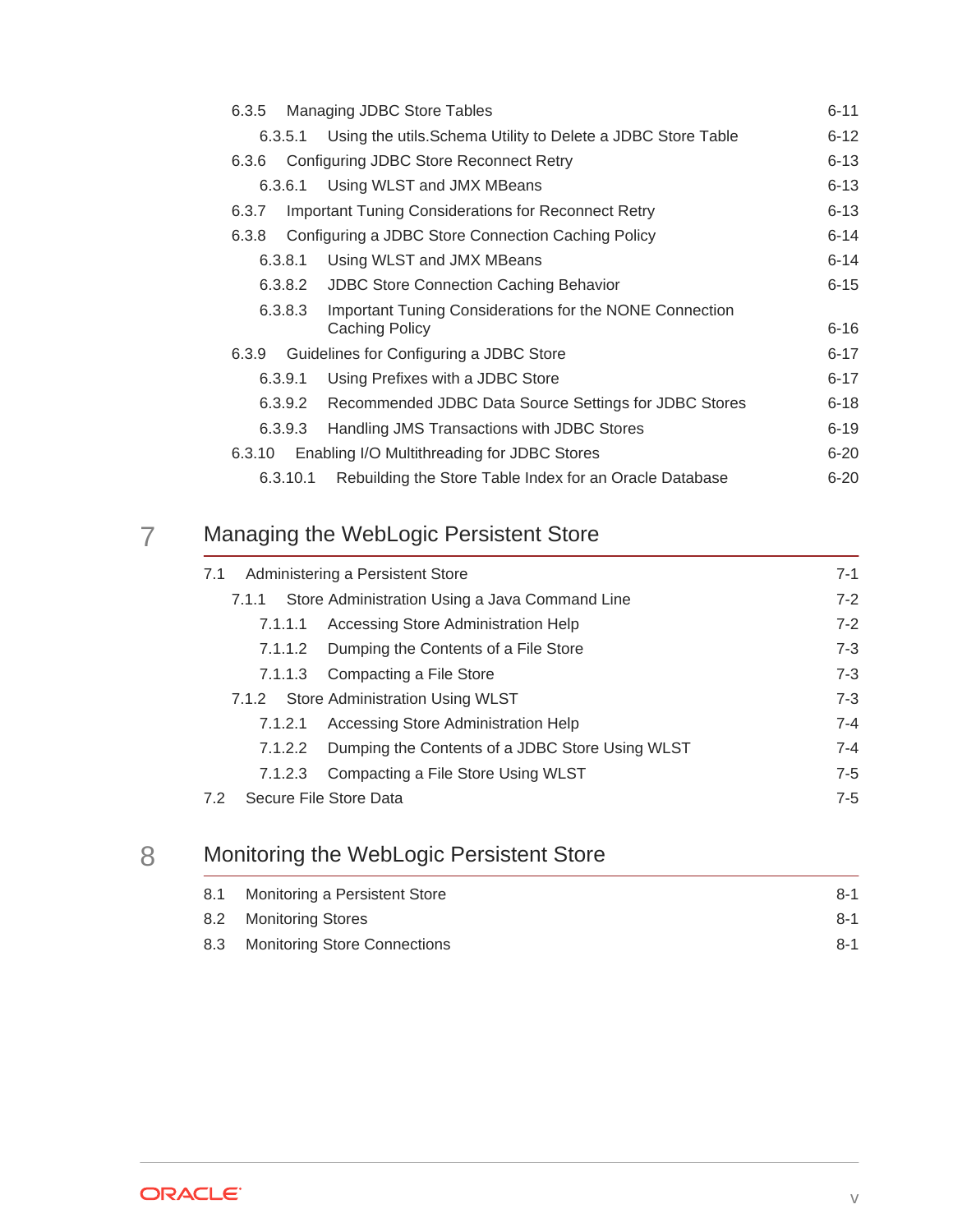6.3.5 Managing JDBC Store Tables 6-11

6.3.5.1 Using the utils.Schema Utility to Delete a JDBC Store Table 6-12

6.3.6 Configuring JDBC Store Reconnect Retry 6-13

6.3.6.1 Using WLST and JMX MBeans 6-13

6.3.7 Important Tuning Considerations for Reconnect Retry 6-13

6.3.8 Configuring a JDBC Store Connection Caching Policy 6-14

6.3.8.1 Using WLST and JMX MBeans 6-14

6.3.8.2 JDBC Store Connection Caching Behavior 6-15

6.3.8.3 Important Tuning Considerations for the NONE Connection Caching Policy 6-16

6.3.9 Guidelines for Configuring a JDBC Store 6-17

6.3.9.1 Using Prefixes with a JDBC Store 6-17

6.3.9.2 Recommended JDBC Data Source Settings for JDBC Stores 6-18

6.3.9.3 Handling JMS Transactions with JDBC Stores 6-19

6.3.10 Enabling I/O Multithreading for JDBC Stores 6-20

6.3.10.1 Rebuilding the Store Table Index for an Oracle Database 6-20

## 7 Managing the WebLogic Persistent Store

7.1 Administering a Persistent Store 7-1

7.1.1 Store Administration Using a Java Command Line 7-2

7.1.1.1 Accessing Store Administration Help 7-2

7.1.1.2 Dumping the Contents of a File Store 7-3

7.1.1.3 Compacting a File Store 7-3

7.1.2 Store Administration Using WLST 7-3

7.1.2.1 Accessing Store Administration Help 7-4

7.1.2.2 Dumping the Contents of a JDBC Store Using WLST 7-4

7.1.2.3 Compacting a File Store Using WLST 7-5

7.2 Secure File Store Data 7-5

## 8 Monitoring the WebLogic Persistent Store

8.1 Monitoring a Persistent Store 8-1

8.2 Monitoring Stores 8-1

8.3 Monitoring Store Connections 8-1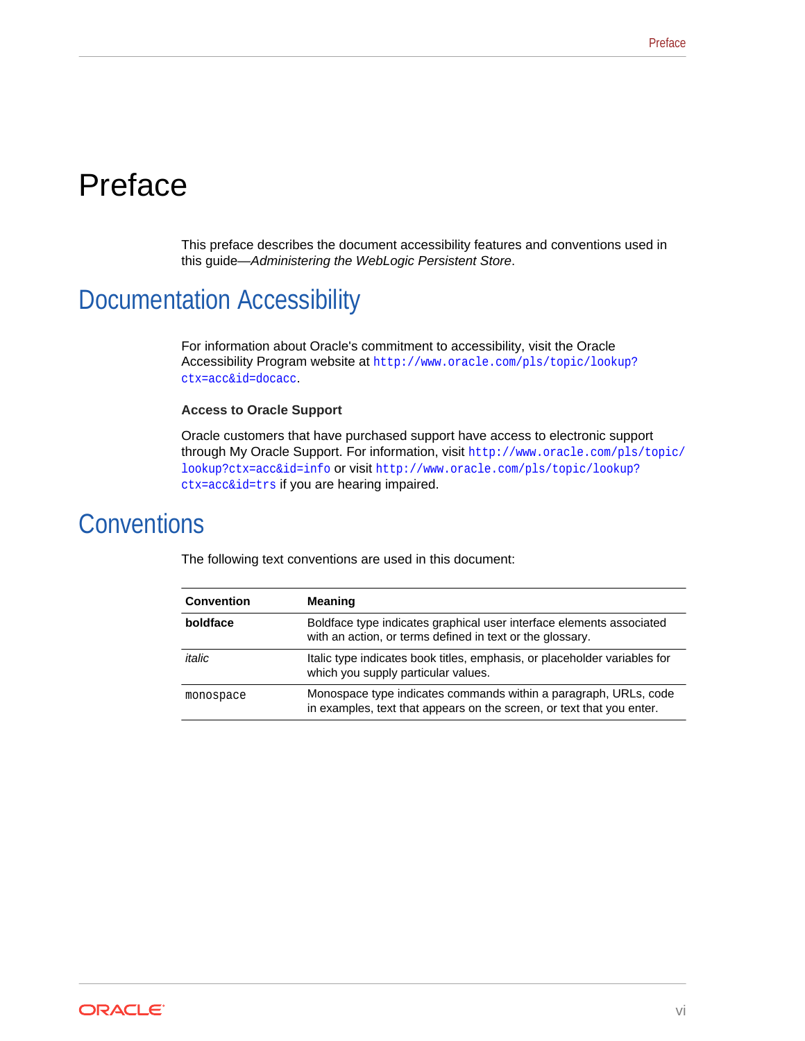# Preface

This preface describes the document accessibility features and conventions used in this guide—*Administering the WebLogic Persistent Store*.

## Documentation Accessibility

For information about Oracle's commitment to accessibility, visit the Oracle Accessibility Program website at `http://www.oracle.com/pls/topic/lookup?ctx=acc&id=docacc`.

**Access to Oracle Support**

Oracle customers that have purchased support have access to electronic support through My Oracle Support. For information, visit `http://www.oracle.com/pls/topic/lookup?ctx=acc&id=info` or visit `http://www.oracle.com/pls/topic/lookup?ctx=acc&id=trs` if you are hearing impaired.

## Conventions

The following text conventions are used in this document:

| Convention | Meaning |
| --- | --- |
| **boldface** | Boldface type indicates graphical user interface elements associated with an action, or terms defined in text or the glossary. |
| *italic* | Italic type indicates book titles, emphasis, or placeholder variables for which you supply particular values. |
| `monospace` | Monospace type indicates commands within a paragraph, URLs, code in examples, text that appears on the screen, or text that you enter. |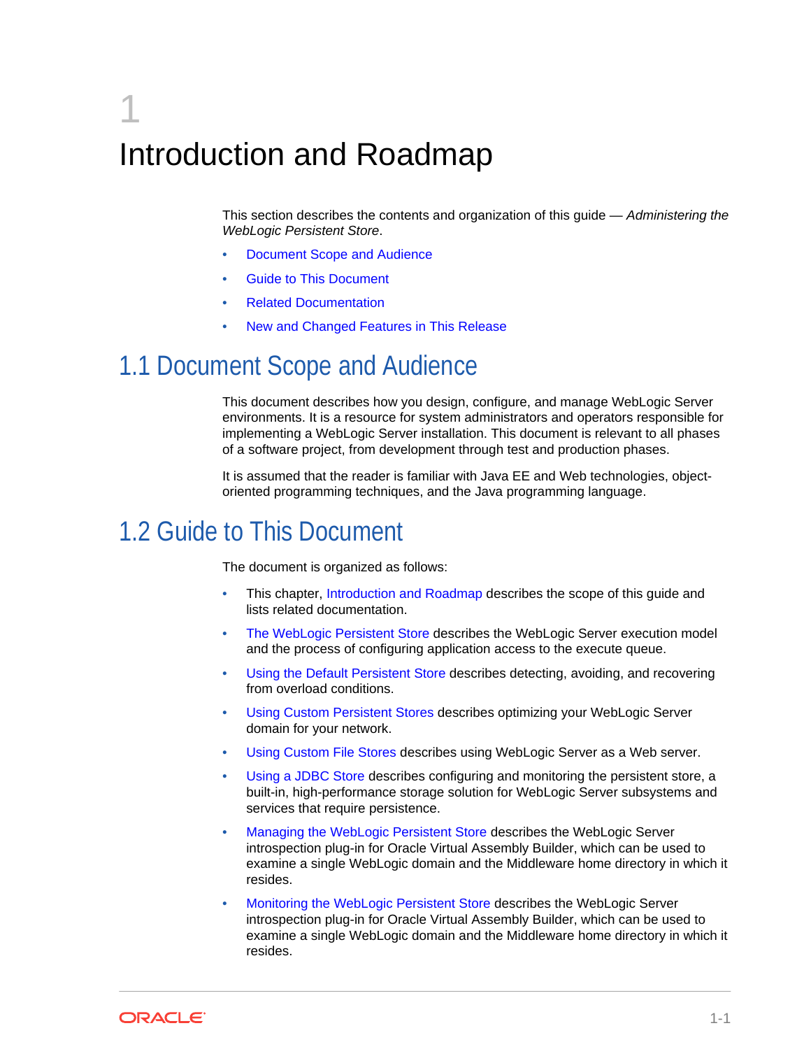# 1 Introduction and Roadmap

This section describes the contents and organization of this guide — *Administering the WebLogic Persistent Store*.

- Document Scope and Audience
- Guide to This Document
- Related Documentation
- New and Changed Features in This Release

## 1.1 Document Scope and Audience

This document describes how you design, configure, and manage WebLogic Server environments. It is a resource for system administrators and operators responsible for implementing a WebLogic Server installation. This document is relevant to all phases of a software project, from development through test and production phases.

It is assumed that the reader is familiar with Java EE and Web technologies, object-oriented programming techniques, and the Java programming language.

## 1.2 Guide to This Document

The document is organized as follows:

- This chapter, Introduction and Roadmap describes the scope of this guide and lists related documentation.
- The WebLogic Persistent Store describes the WebLogic Server execution model and the process of configuring application access to the execute queue.
- Using the Default Persistent Store describes detecting, avoiding, and recovering from overload conditions.
- Using Custom Persistent Stores describes optimizing your WebLogic Server domain for your network.
- Using Custom File Stores describes using WebLogic Server as a Web server.
- Using a JDBC Store describes configuring and monitoring the persistent store, a built-in, high-performance storage solution for WebLogic Server subsystems and services that require persistence.
- Managing the WebLogic Persistent Store describes the WebLogic Server introspection plug-in for Oracle Virtual Assembly Builder, which can be used to examine a single WebLogic domain and the Middleware home directory in which it resides.
- Monitoring the WebLogic Persistent Store describes the WebLogic Server introspection plug-in for Oracle Virtual Assembly Builder, which can be used to examine a single WebLogic domain and the Middleware home directory in which it resides.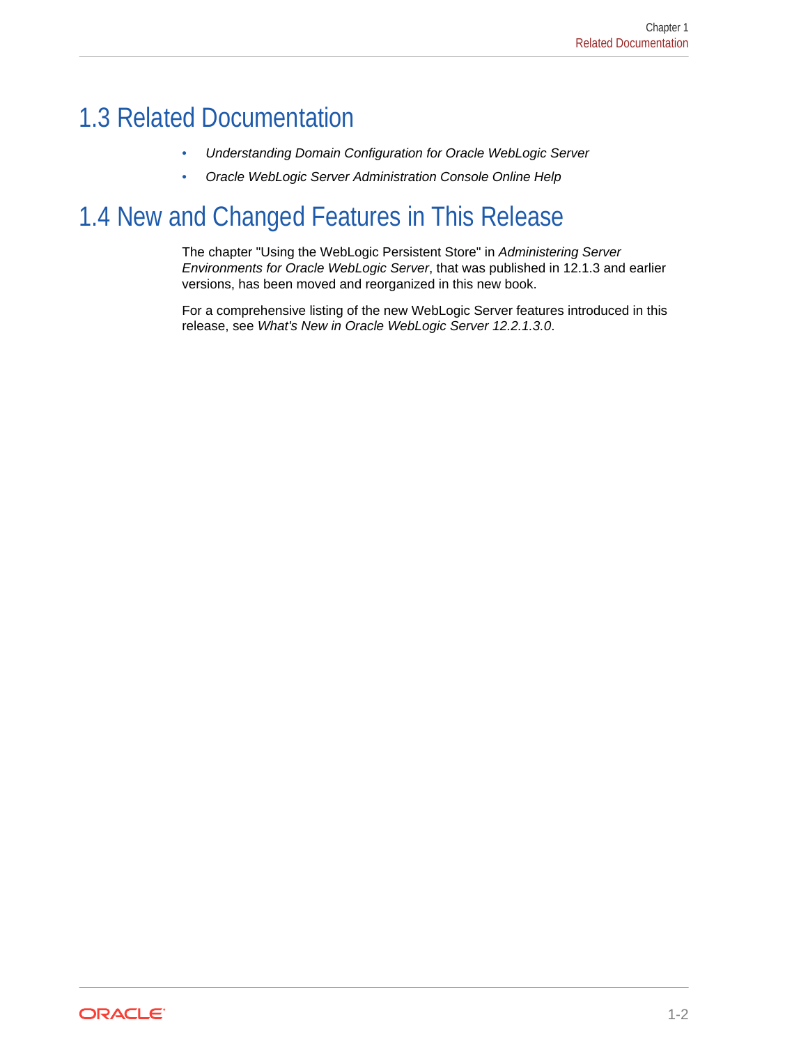## 1.3 Related Documentation

- *Understanding Domain Configuration for Oracle WebLogic Server*
- *Oracle WebLogic Server Administration Console Online Help*

## 1.4 New and Changed Features in This Release

The chapter "Using the WebLogic Persistent Store" in *Administering Server Environments for Oracle WebLogic Server*, that was published in 12.1.3 and earlier versions, has been moved and reorganized in this new book.

For a comprehensive listing of the new WebLogic Server features introduced in this release, see *What's New in Oracle WebLogic Server 12.2.1.3.0*.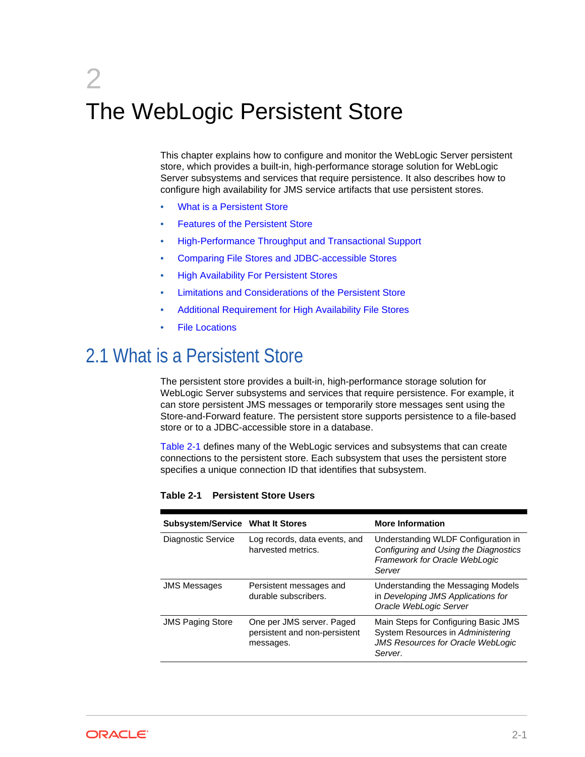# 2 The WebLogic Persistent Store

This chapter explains how to configure and monitor the WebLogic Server persistent store, which provides a built-in, high-performance storage solution for WebLogic Server subsystems and services that require persistence. It also describes how to configure high availability for JMS service artifacts that use persistent stores.

- What is a Persistent Store
- Features of the Persistent Store
- High-Performance Throughput and Transactional Support
- Comparing File Stores and JDBC-accessible Stores
- High Availability For Persistent Stores
- Limitations and Considerations of the Persistent Store
- Additional Requirement for High Availability File Stores
- File Locations

## 2.1 What is a Persistent Store

The persistent store provides a built-in, high-performance storage solution for WebLogic Server subsystems and services that require persistence. For example, it can store persistent JMS messages or temporarily store messages sent using the Store-and-Forward feature. The persistent store supports persistence to a file-based store or to a JDBC-accessible store in a database.

Table 2-1 defines many of the WebLogic services and subsystems that can create connections to the persistent store. Each subsystem that uses the persistent store specifies a unique connection ID that identifies that subsystem.

**Table 2-1 Persistent Store Users**

| Subsystem/Service | What It Stores | More Information |
| --- | --- | --- |
| Diagnostic Service | Log records, data events, and harvested metrics. | Understanding WLDF Configuration in *Configuring and Using the Diagnostics Framework for Oracle WebLogic Server* |
| JMS Messages | Persistent messages and durable subscribers. | Understanding the Messaging Models in *Developing JMS Applications for Oracle WebLogic Server* |
| JMS Paging Store | One per JMS server. Paged persistent and non-persistent messages. | Main Steps for Configuring Basic JMS System Resources in *Administering JMS Resources for Oracle WebLogic Server*. |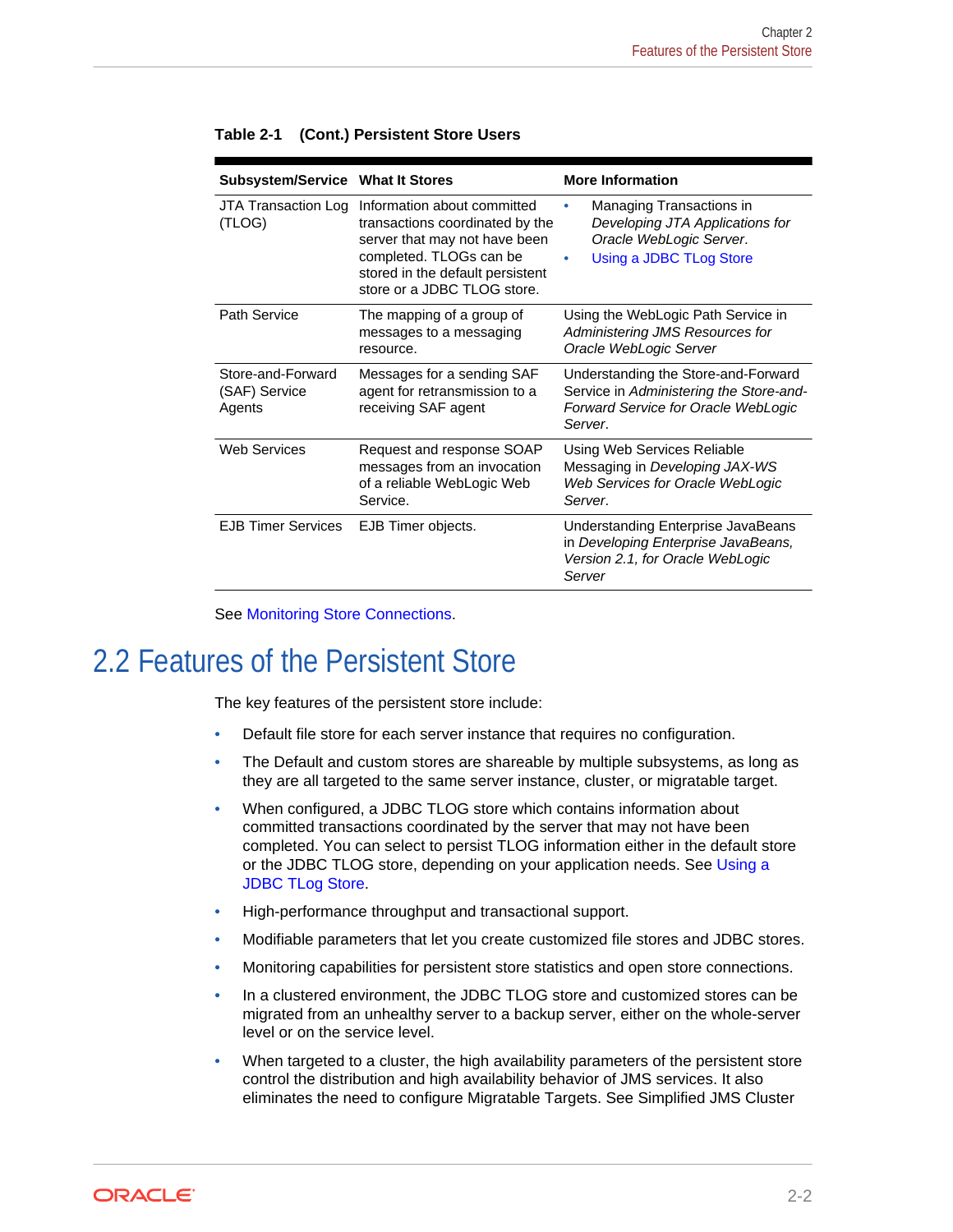**Table 2-1 (Cont.) Persistent Store Users**

| Subsystem/Service | What It Stores | More Information |
| --- | --- | --- |
| JTA Transaction Log (TLOG) | Information about committed transactions coordinated by the server that may not have been completed. TLOGs can be stored in the default persistent store or a JDBC TLOG store. | • Managing Transactions in *Developing JTA Applications for Oracle WebLogic Server*. • Using a JDBC TLog Store |
| Path Service | The mapping of a group of messages to a messaging resource. | Using the WebLogic Path Service in *Administering JMS Resources for Oracle WebLogic Server* |
| Store-and-Forward (SAF) Service Agents | Messages for a sending SAF agent for retransmission to a receiving SAF agent | Understanding the Store-and-Forward Service in *Administering the Store-and-Forward Service for Oracle WebLogic Server*. |
| Web Services | Request and response SOAP messages from an invocation of a reliable WebLogic Web Service. | Using Web Services Reliable Messaging in *Developing JAX-WS Web Services for Oracle WebLogic Server*. |
| EJB Timer Services | EJB Timer objects. | Understanding Enterprise JavaBeans in *Developing Enterprise JavaBeans, Version 2.1, for Oracle WebLogic Server* |

See Monitoring Store Connections.

## 2.2 Features of the Persistent Store

The key features of the persistent store include:

- Default file store for each server instance that requires no configuration.
- The Default and custom stores are shareable by multiple subsystems, as long as they are all targeted to the same server instance, cluster, or migratable target.
- When configured, a JDBC TLOG store which contains information about committed transactions coordinated by the server that may not have been completed. You can select to persist TLOG information either in the default store or the JDBC TLOG store, depending on your application needs. See Using a JDBC TLog Store.
- High-performance throughput and transactional support.
- Modifiable parameters that let you create customized file stores and JDBC stores.
- Monitoring capabilities for persistent store statistics and open store connections.
- In a clustered environment, the JDBC TLOG store and customized stores can be migrated from an unhealthy server to a backup server, either on the whole-server level or on the service level.
- When targeted to a cluster, the high availability parameters of the persistent store control the distribution and high availability behavior of JMS services. It also eliminates the need to configure Migratable Targets. See Simplified JMS Cluster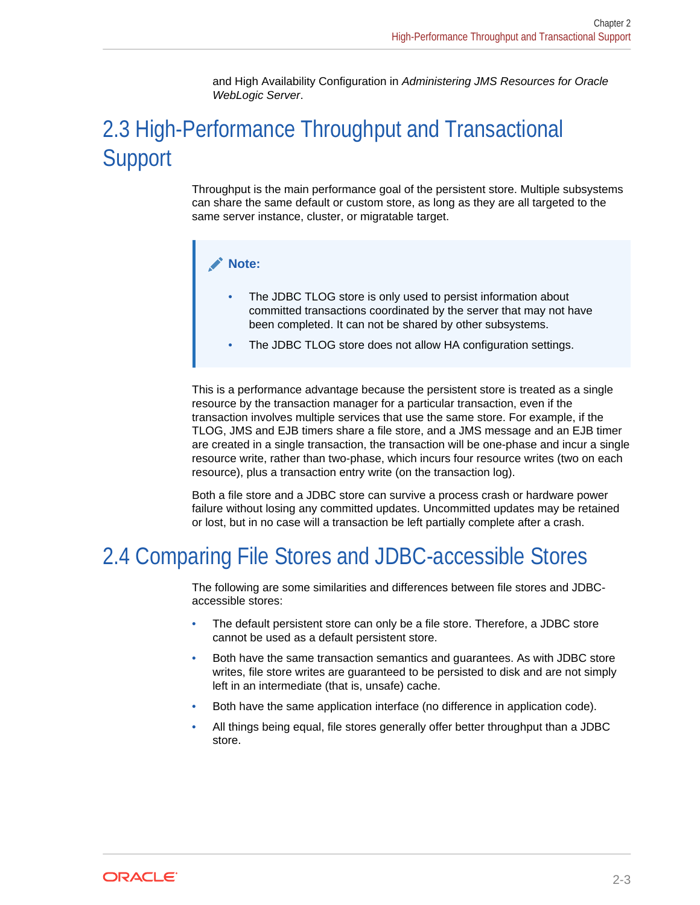and High Availability Configuration in *Administering JMS Resources for Oracle WebLogic Server*.

## 2.3 High-Performance Throughput and Transactional Support

Throughput is the main performance goal of the persistent store. Multiple subsystems can share the same default or custom store, as long as they are all targeted to the same server instance, cluster, or migratable target.

> **Note:**
>
> - The JDBC TLOG store is only used to persist information about committed transactions coordinated by the server that may not have been completed. It can not be shared by other subsystems.
> - The JDBC TLOG store does not allow HA configuration settings.

This is a performance advantage because the persistent store is treated as a single resource by the transaction manager for a particular transaction, even if the transaction involves multiple services that use the same store. For example, if the TLOG, JMS and EJB timers share a file store, and a JMS message and an EJB timer are created in a single transaction, the transaction will be one-phase and incur a single resource write, rather than two-phase, which incurs four resource writes (two on each resource), plus a transaction entry write (on the transaction log).

Both a file store and a JDBC store can survive a process crash or hardware power failure without losing any committed updates. Uncommitted updates may be retained or lost, but in no case will a transaction be left partially complete after a crash.

## 2.4 Comparing File Stores and JDBC-accessible Stores

The following are some similarities and differences between file stores and JDBC-accessible stores:

- The default persistent store can only be a file store. Therefore, a JDBC store cannot be used as a default persistent store.
- Both have the same transaction semantics and guarantees. As with JDBC store writes, file store writes are guaranteed to be persisted to disk and are not simply left in an intermediate (that is, unsafe) cache.
- Both have the same application interface (no difference in application code).
- All things being equal, file stores generally offer better throughput than a JDBC store.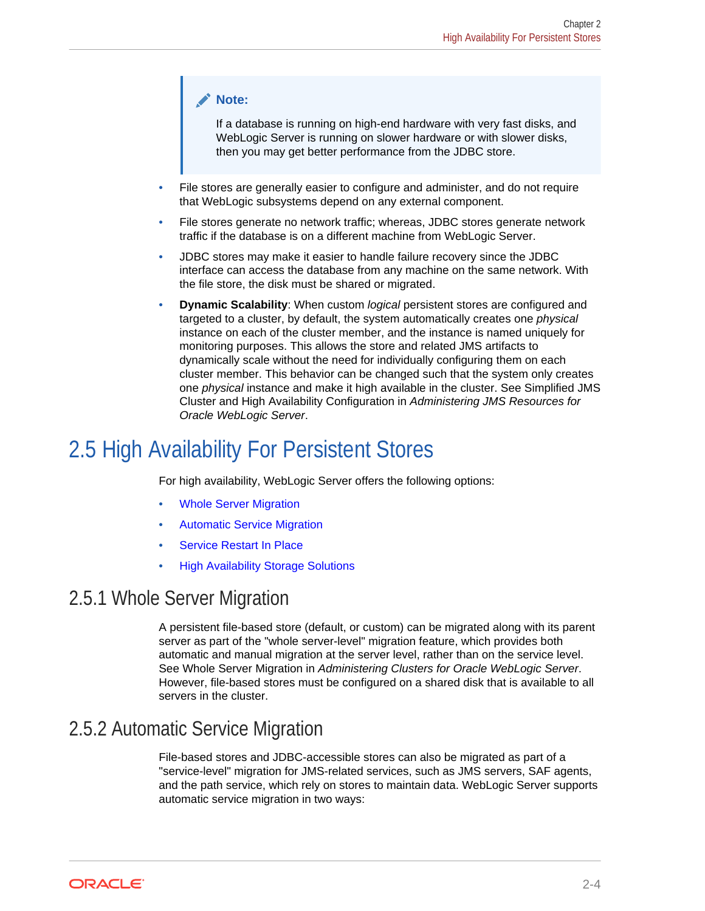> **Note:**
>
> If a database is running on high-end hardware with very fast disks, and WebLogic Server is running on slower hardware or with slower disks, then you may get better performance from the JDBC store.

- File stores are generally easier to configure and administer, and do not require that WebLogic subsystems depend on any external component.
- File stores generate no network traffic; whereas, JDBC stores generate network traffic if the database is on a different machine from WebLogic Server.
- JDBC stores may make it easier to handle failure recovery since the JDBC interface can access the database from any machine on the same network. With the file store, the disk must be shared or migrated.
- **Dynamic Scalability**: When custom *logical* persistent stores are configured and targeted to a cluster, by default, the system automatically creates one *physical* instance on each of the cluster member, and the instance is named uniquely for monitoring purposes. This allows the store and related JMS artifacts to dynamically scale without the need for individually configuring them on each cluster member. This behavior can be changed such that the system only creates one *physical* instance and make it high available in the cluster. See Simplified JMS Cluster and High Availability Configuration in *Administering JMS Resources for Oracle WebLogic Server*.

## 2.5 High Availability For Persistent Stores

For high availability, WebLogic Server offers the following options:

- Whole Server Migration
- Automatic Service Migration
- Service Restart In Place
- High Availability Storage Solutions

### 2.5.1 Whole Server Migration

A persistent file-based store (default, or custom) can be migrated along with its parent server as part of the "whole server-level" migration feature, which provides both automatic and manual migration at the server level, rather than on the service level. See Whole Server Migration in *Administering Clusters for Oracle WebLogic Server*. However, file-based stores must be configured on a shared disk that is available to all servers in the cluster.

### 2.5.2 Automatic Service Migration

File-based stores and JDBC-accessible stores can also be migrated as part of a "service-level" migration for JMS-related services, such as JMS servers, SAF agents, and the path service, which rely on stores to maintain data. WebLogic Server supports automatic service migration in two ways: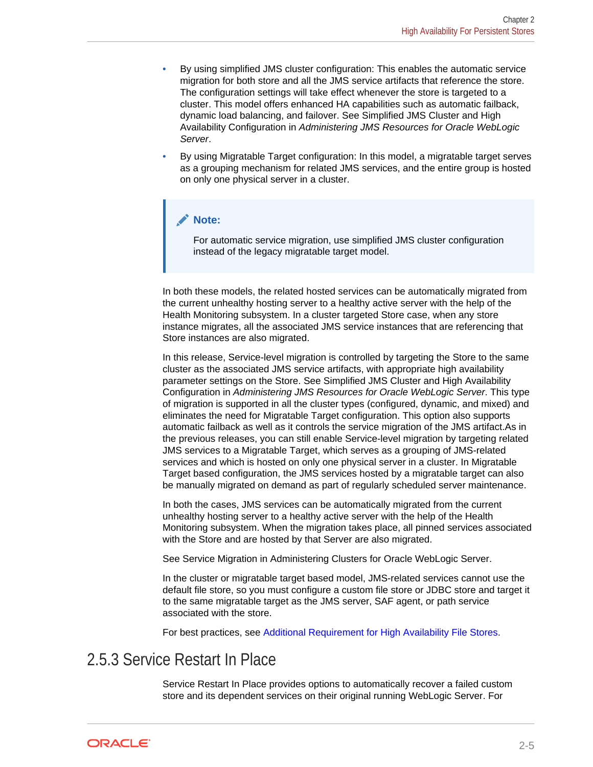- By using simplified JMS cluster configuration: This enables the automatic service migration for both store and all the JMS service artifacts that reference the store. The configuration settings will take effect whenever the store is targeted to a cluster. This model offers enhanced HA capabilities such as automatic failback, dynamic load balancing, and failover. See Simplified JMS Cluster and High Availability Configuration in *Administering JMS Resources for Oracle WebLogic Server*.
- By using Migratable Target configuration: In this model, a migratable target serves as a grouping mechanism for related JMS services, and the entire group is hosted on only one physical server in a cluster.

> **Note:**
>
> For automatic service migration, use simplified JMS cluster configuration instead of the legacy migratable target model.

In both these models, the related hosted services can be automatically migrated from the current unhealthy hosting server to a healthy active server with the help of the Health Monitoring subsystem. In a cluster targeted Store case, when any store instance migrates, all the associated JMS service instances that are referencing that Store instances are also migrated.

In this release, Service-level migration is controlled by targeting the Store to the same cluster as the associated JMS service artifacts, with appropriate high availability parameter settings on the Store. See Simplified JMS Cluster and High Availability Configuration in *Administering JMS Resources for Oracle WebLogic Server*. This type of migration is supported in all the cluster types (configured, dynamic, and mixed) and eliminates the need for Migratable Target configuration. This option also supports automatic failback as well as it controls the service migration of the JMS artifact.As in the previous releases, you can still enable Service-level migration by targeting related JMS services to a Migratable Target, which serves as a grouping of JMS-related services and which is hosted on only one physical server in a cluster. In Migratable Target based configuration, the JMS services hosted by a migratable target can also be manually migrated on demand as part of regularly scheduled server maintenance.

In both the cases, JMS services can be automatically migrated from the current unhealthy hosting server to a healthy active server with the help of the Health Monitoring subsystem. When the migration takes place, all pinned services associated with the Store and are hosted by that Server are also migrated.

See Service Migration in Administering Clusters for Oracle WebLogic Server.

In the cluster or migratable target based model, JMS-related services cannot use the default file store, so you must configure a custom file store or JDBC store and target it to the same migratable target as the JMS server, SAF agent, or path service associated with the store.

For best practices, see Additional Requirement for High Availability File Stores.

## 2.5.3 Service Restart In Place

Service Restart In Place provides options to automatically recover a failed custom store and its dependent services on their original running WebLogic Server. For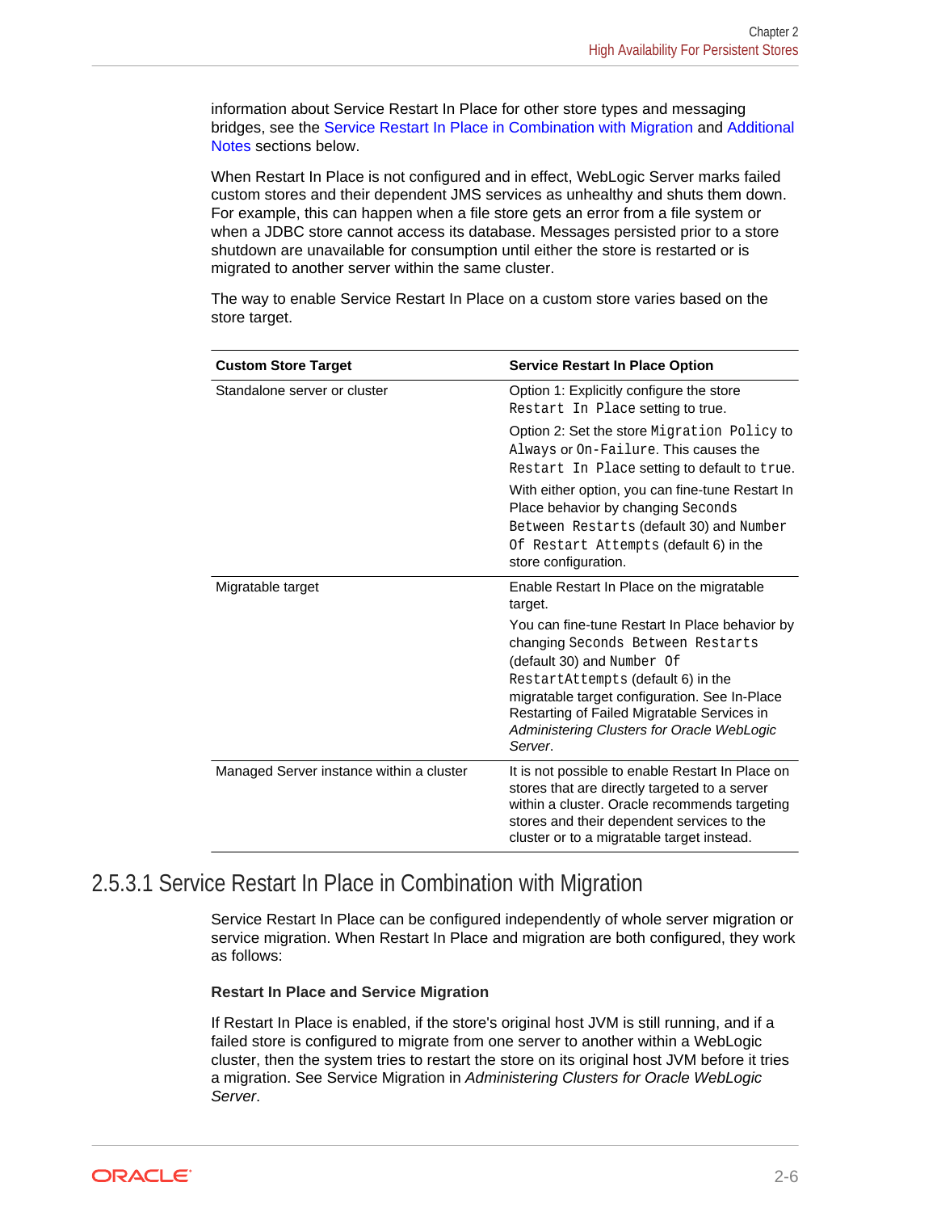information about Service Restart In Place for other store types and messaging bridges, see the Service Restart In Place in Combination with Migration and Additional Notes sections below.

When Restart In Place is not configured and in effect, WebLogic Server marks failed custom stores and their dependent JMS services as unhealthy and shuts them down. For example, this can happen when a file store gets an error from a file system or when a JDBC store cannot access its database. Messages persisted prior to a store shutdown are unavailable for consumption until either the store is restarted or is migrated to another server within the same cluster.

The way to enable Service Restart In Place on a custom store varies based on the store target.

| Custom Store Target | Service Restart In Place Option |
| --- | --- |
| Standalone server or cluster | Option 1: Explicitly configure the store `Restart In Place` setting to true.<br><br>Option 2: Set the store `Migration Policy` to `Always` or `On-Failure`. This causes the `Restart In Place` setting to default to `true`.<br><br>With either option, you can fine-tune Restart In Place behavior by changing `Seconds Between Restarts` (default 30) and `Number Of Restart Attempts` (default 6) in the store configuration. |
| Migratable target | Enable Restart In Place on the migratable target.<br><br>You can fine-tune Restart In Place behavior by changing `Seconds Between Restarts` (default 30) and `Number Of RestartAttempts` (default 6) in the migratable target configuration. See In-Place Restarting of Failed Migratable Services in *Administering Clusters for Oracle WebLogic Server*. |
| Managed Server instance within a cluster | It is not possible to enable Restart In Place on stores that are directly targeted to a server within a cluster. Oracle recommends targeting stores and their dependent services to the cluster or to a migratable target instead. |

### 2.5.3.1 Service Restart In Place in Combination with Migration

Service Restart In Place can be configured independently of whole server migration or service migration. When Restart In Place and migration are both configured, they work as follows:

**Restart In Place and Service Migration**

If Restart In Place is enabled, if the store's original host JVM is still running, and if a failed store is configured to migrate from one server to another within a WebLogic cluster, then the system tries to restart the store on its original host JVM before it tries a migration. See Service Migration in *Administering Clusters for Oracle WebLogic Server*.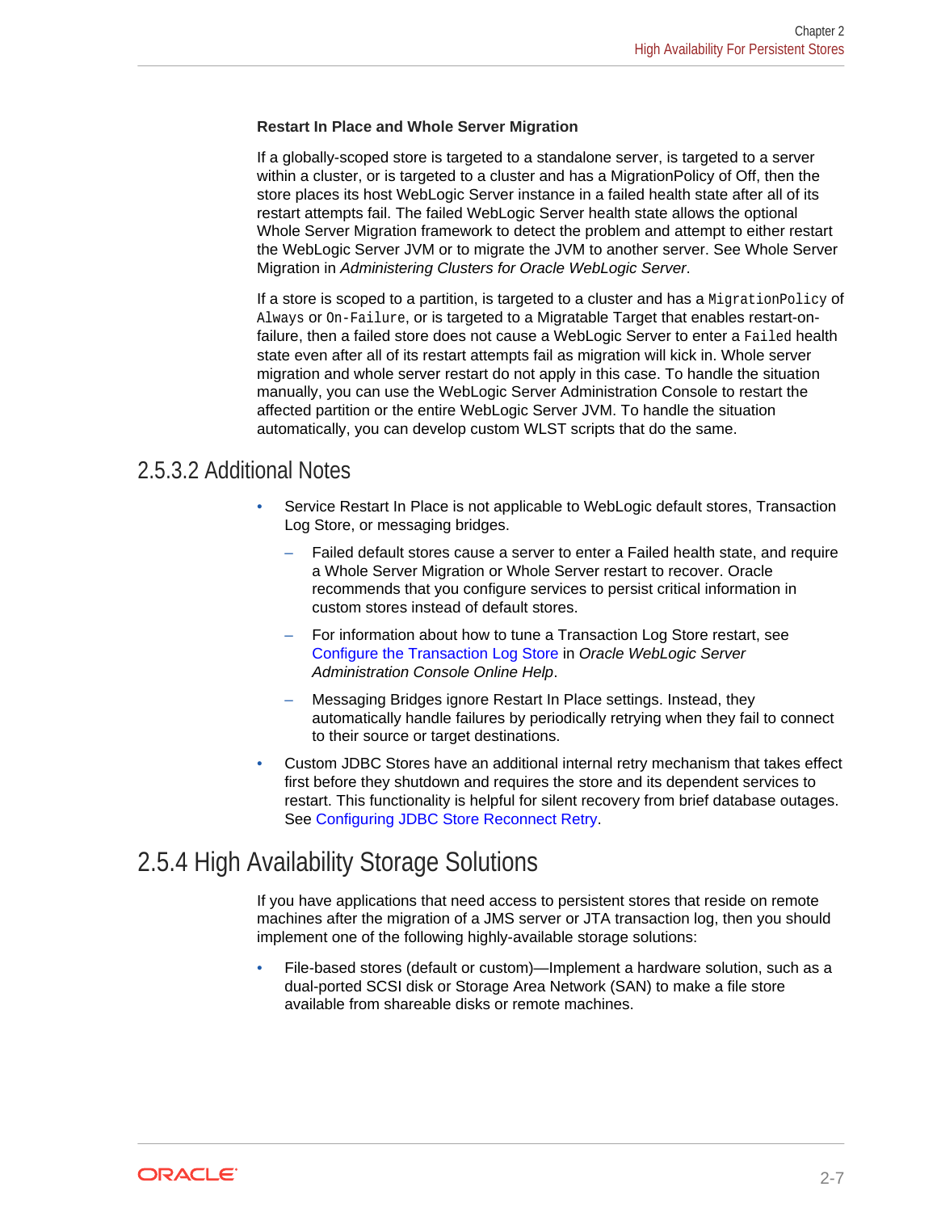**Restart In Place and Whole Server Migration**

If a globally-scoped store is targeted to a standalone server, is targeted to a server within a cluster, or is targeted to a cluster and has a MigrationPolicy of Off, then the store places its host WebLogic Server instance in a failed health state after all of its restart attempts fail. The failed WebLogic Server health state allows the optional Whole Server Migration framework to detect the problem and attempt to either restart the WebLogic Server JVM or to migrate the JVM to another server. See Whole Server Migration in *Administering Clusters for Oracle WebLogic Server*.

If a store is scoped to a partition, is targeted to a cluster and has a `MigrationPolicy` of `Always` or `On-Failure`, or is targeted to a Migratable Target that enables restart-on-failure, then a failed store does not cause a WebLogic Server to enter a `Failed` health state even after all of its restart attempts fail as migration will kick in. Whole server migration and whole server restart do not apply in this case. To handle the situation manually, you can use the WebLogic Server Administration Console to restart the affected partition or the entire WebLogic Server JVM. To handle the situation automatically, you can develop custom WLST scripts that do the same.

### 2.5.3.2 Additional Notes

- Service Restart In Place is not applicable to WebLogic default stores, Transaction Log Store, or messaging bridges.
  - Failed default stores cause a server to enter a Failed health state, and require a Whole Server Migration or Whole Server restart to recover. Oracle recommends that you configure services to persist critical information in custom stores instead of default stores.
  - For information about how to tune a Transaction Log Store restart, see Configure the Transaction Log Store in *Oracle WebLogic Server Administration Console Online Help*.
  - Messaging Bridges ignore Restart In Place settings. Instead, they automatically handle failures by periodically retrying when they fail to connect to their source or target destinations.
- Custom JDBC Stores have an additional internal retry mechanism that takes effect first before they shutdown and requires the store and its dependent services to restart. This functionality is helpful for silent recovery from brief database outages. See Configuring JDBC Store Reconnect Retry.

## 2.5.4 High Availability Storage Solutions

If you have applications that need access to persistent stores that reside on remote machines after the migration of a JMS server or JTA transaction log, then you should implement one of the following highly-available storage solutions:

- File-based stores (default or custom)—Implement a hardware solution, such as a dual-ported SCSI disk or Storage Area Network (SAN) to make a file store available from shareable disks or remote machines.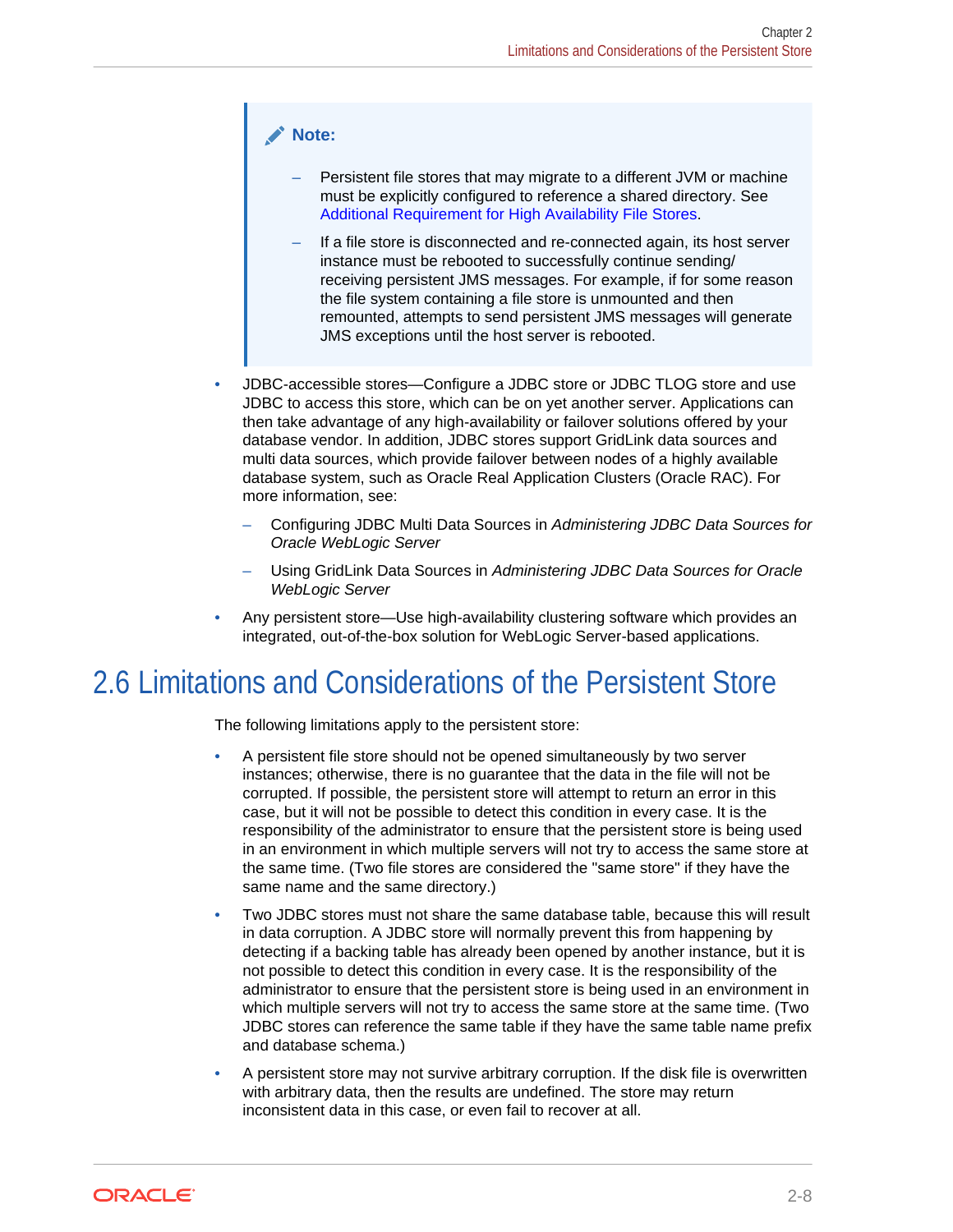> **Note:**
>
> - Persistent file stores that may migrate to a different JVM or machine must be explicitly configured to reference a shared directory. See Additional Requirement for High Availability File Stores.
> - If a file store is disconnected and re-connected again, its host server instance must be rebooted to successfully continue sending/receiving persistent JMS messages. For example, if for some reason the file system containing a file store is unmounted and then remounted, attempts to send persistent JMS messages will generate JMS exceptions until the host server is rebooted.

- JDBC-accessible stores—Configure a JDBC store or JDBC TLOG store and use JDBC to access this store, which can be on yet another server. Applications can then take advantage of any high-availability or failover solutions offered by your database vendor. In addition, JDBC stores support GridLink data sources and multi data sources, which provide failover between nodes of a highly available database system, such as Oracle Real Application Clusters (Oracle RAC). For more information, see:
  - Configuring JDBC Multi Data Sources in *Administering JDBC Data Sources for Oracle WebLogic Server*
  - Using GridLink Data Sources in *Administering JDBC Data Sources for Oracle WebLogic Server*
- Any persistent store—Use high-availability clustering software which provides an integrated, out-of-the-box solution for WebLogic Server-based applications.

## 2.6 Limitations and Considerations of the Persistent Store

The following limitations apply to the persistent store:

- A persistent file store should not be opened simultaneously by two server instances; otherwise, there is no guarantee that the data in the file will not be corrupted. If possible, the persistent store will attempt to return an error in this case, but it will not be possible to detect this condition in every case. It is the responsibility of the administrator to ensure that the persistent store is being used in an environment in which multiple servers will not try to access the same store at the same time. (Two file stores are considered the "same store" if they have the same name and the same directory.)
- Two JDBC stores must not share the same database table, because this will result in data corruption. A JDBC store will normally prevent this from happening by detecting if a backing table has already been opened by another instance, but it is not possible to detect this condition in every case. It is the responsibility of the administrator to ensure that the persistent store is being used in an environment in which multiple servers will not try to access the same store at the same time. (Two JDBC stores can reference the same table if they have the same table name prefix and database schema.)
- A persistent store may not survive arbitrary corruption. If the disk file is overwritten with arbitrary data, then the results are undefined. The store may return inconsistent data in this case, or even fail to recover at all.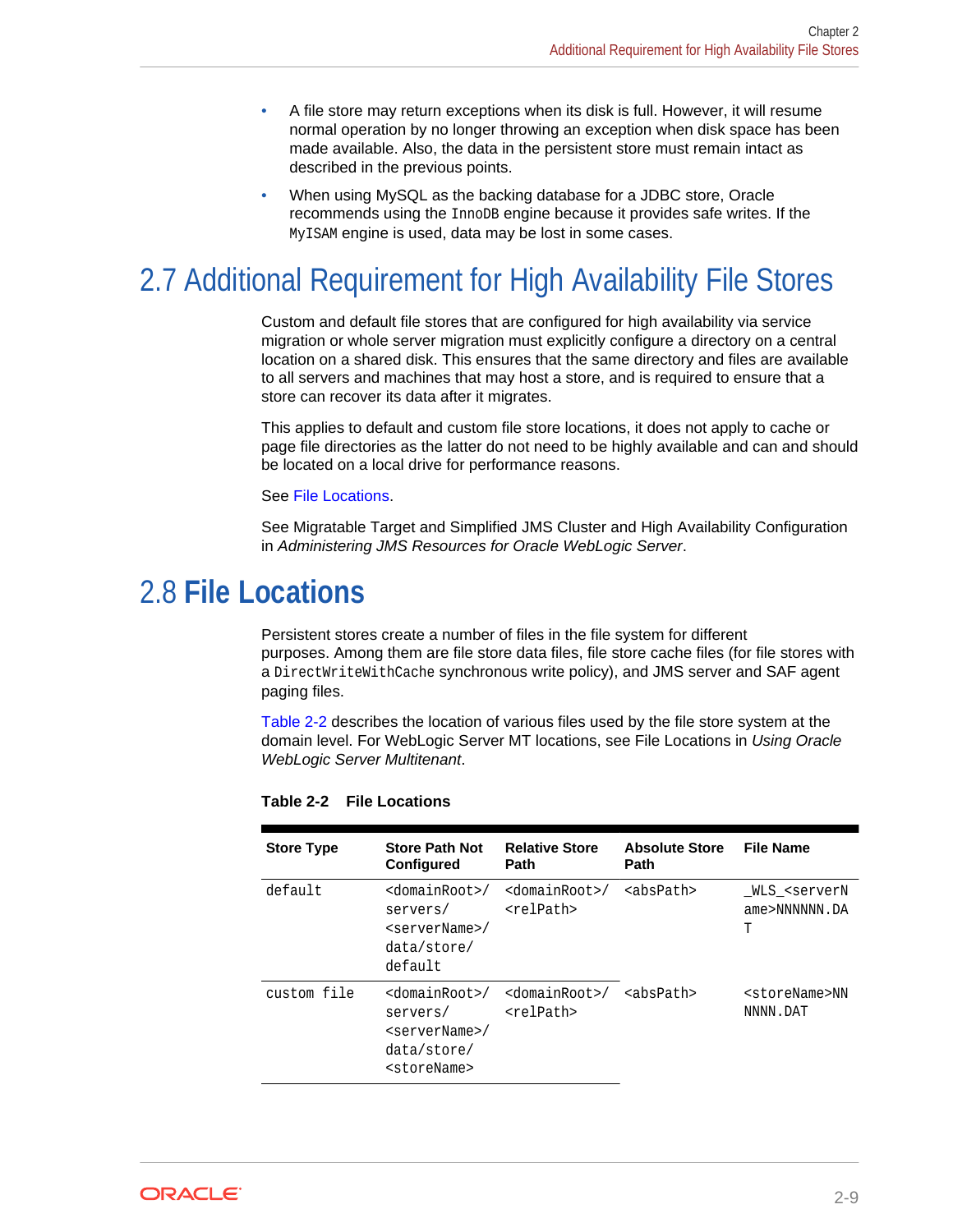- A file store may return exceptions when its disk is full. However, it will resume normal operation by no longer throwing an exception when disk space has been made available. Also, the data in the persistent store must remain intact as described in the previous points.
- When using MySQL as the backing database for a JDBC store, Oracle recommends using the `InnoDB` engine because it provides safe writes. If the `MyISAM` engine is used, data may be lost in some cases.

## 2.7 Additional Requirement for High Availability File Stores

Custom and default file stores that are configured for high availability via service migration or whole server migration must explicitly configure a directory on a central location on a shared disk. This ensures that the same directory and files are available to all servers and machines that may host a store, and is required to ensure that a store can recover its data after it migrates.

This applies to default and custom file store locations, it does not apply to cache or page file directories as the latter do not need to be highly available and can and should be located on a local drive for performance reasons.

See File Locations.

See Migratable Target and Simplified JMS Cluster and High Availability Configuration in *Administering JMS Resources for Oracle WebLogic Server*.

## 2.8 File Locations

Persistent stores create a number of files in the file system for different purposes. Among them are file store data files, file store cache files (for file stores with a `DirectWriteWithCache` synchronous write policy), and JMS server and SAF agent paging files.

Table 2-2 describes the location of various files used by the file store system at the domain level. For WebLogic Server MT locations, see File Locations in *Using Oracle WebLogic Server Multitenant*.

**Table 2-2 File Locations**

| Store Type | Store Path Not Configured | Relative Store Path | Absolute Store Path | File Name |
|---|---|---|---|---|
| default | `<domainRoot>/servers/<serverName>/data/store/default` | `<domainRoot>/<relPath>` | `<absPath>` | `_WLS_<serverName>NNNNNN.DAT` |
| custom file | `<domainRoot>/servers/<serverName>/data/store/<storeName>` | `<domainRoot>/<relPath>` | `<absPath>` | `<storeName>NNNNNN.DAT` |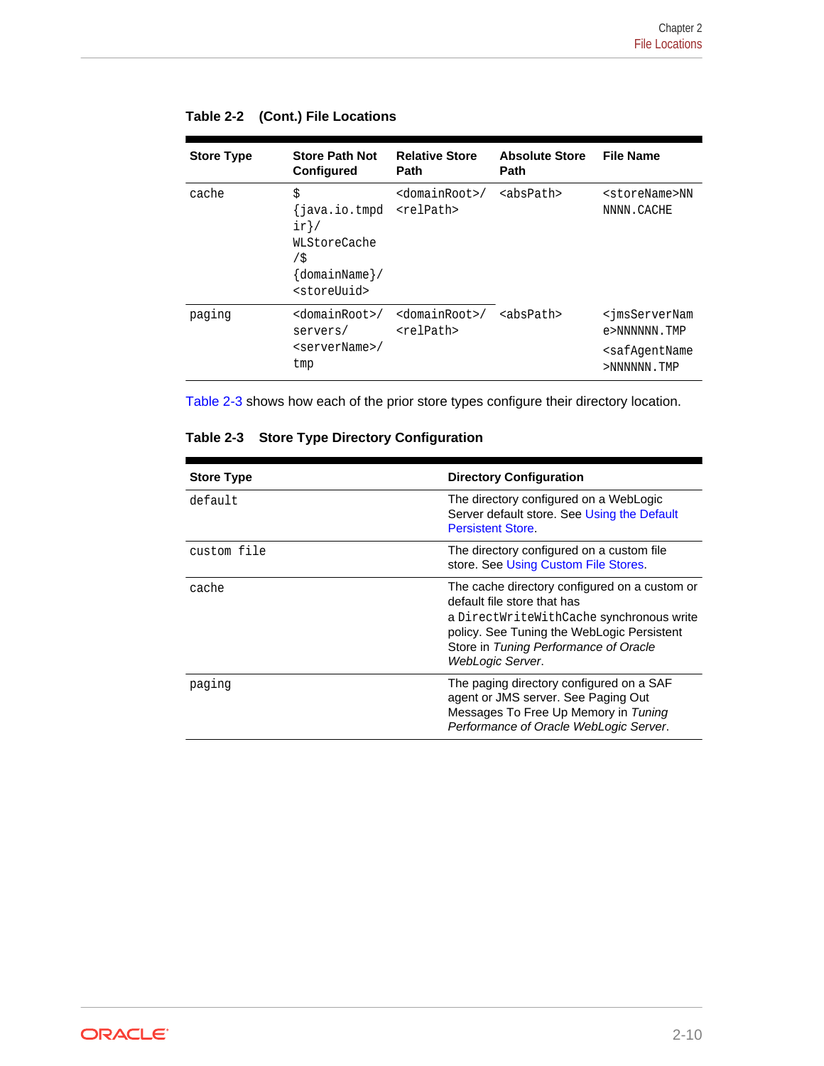**Table 2-2 (Cont.) File Locations**

| Store Type | Store Path Not Configured | Relative Store Path | Absolute Store Path | File Name |
|---|---|---|---|---|
| cache | ${java.io.tmpdir}/WLStoreCache/${domainName}/<storeUuid> | <domainRoot>/<relPath> | <absPath> | <storeName>NNNNNN.CACHE |
| paging | <domainRoot>/servers/<serverName>/tmp | <domainRoot>/<relPath> | <absPath> | <jmsServerName>NNNNNN.TMP <safAgentName>NNNNNN.TMP |

Table 2-3 shows how each of the prior store types configure their directory location.

**Table 2-3 Store Type Directory Configuration**

| Store Type | Directory Configuration |
|---|---|
| default | The directory configured on a WebLogic Server default store. See Using the Default Persistent Store. |
| custom file | The directory configured on a custom file store. See Using Custom File Stores. |
| cache | The cache directory configured on a custom or default file store that has a DirectWriteWithCache synchronous write policy. See Tuning the WebLogic Persistent Store in *Tuning Performance of Oracle WebLogic Server*. |
| paging | The paging directory configured on a SAF agent or JMS server. See Paging Out Messages To Free Up Memory in *Tuning Performance of Oracle WebLogic Server*. |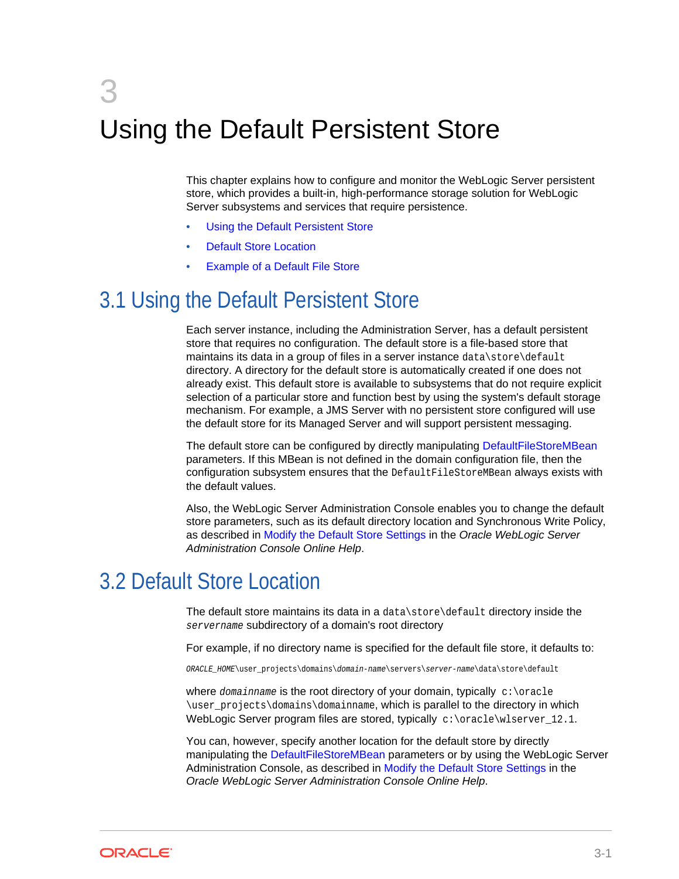# 3 Using the Default Persistent Store

This chapter explains how to configure and monitor the WebLogic Server persistent store, which provides a built-in, high-performance storage solution for WebLogic Server subsystems and services that require persistence.

- Using the Default Persistent Store
- Default Store Location
- Example of a Default File Store

## 3.1 Using the Default Persistent Store

Each server instance, including the Administration Server, has a default persistent store that requires no configuration. The default store is a file-based store that maintains its data in a group of files in a server instance `data\store\default` directory. A directory for the default store is automatically created if one does not already exist. This default store is available to subsystems that do not require explicit selection of a particular store and function best by using the system's default storage mechanism. For example, a JMS Server with no persistent store configured will use the default store for its Managed Server and will support persistent messaging.

The default store can be configured by directly manipulating DefaultFileStoreMBean parameters. If this MBean is not defined in the domain configuration file, then the configuration subsystem ensures that the `DefaultFileStoreMBean` always exists with the default values.

Also, the WebLogic Server Administration Console enables you to change the default store parameters, such as its default directory location and Synchronous Write Policy, as described in Modify the Default Store Settings in the *Oracle WebLogic Server Administration Console Online Help*.

## 3.2 Default Store Location

The default store maintains its data in a `data\store\default` directory inside the *`servername`* subdirectory of a domain's root directory

For example, if no directory name is specified for the default file store, it defaults to:

```
ORACLE_HOME\user_projects\domains\domain-name\servers\server-name\data\store\default
```

where *`domainname`* is the root directory of your domain, typically `c:\oracle\user_projects\domains\domainname`, which is parallel to the directory in which WebLogic Server program files are stored, typically `c:\oracle\wlserver_12.1`.

You can, however, specify another location for the default store by directly manipulating the DefaultFileStoreMBean parameters or by using the WebLogic Server Administration Console, as described in Modify the Default Store Settings in the *Oracle WebLogic Server Administration Console Online Help*.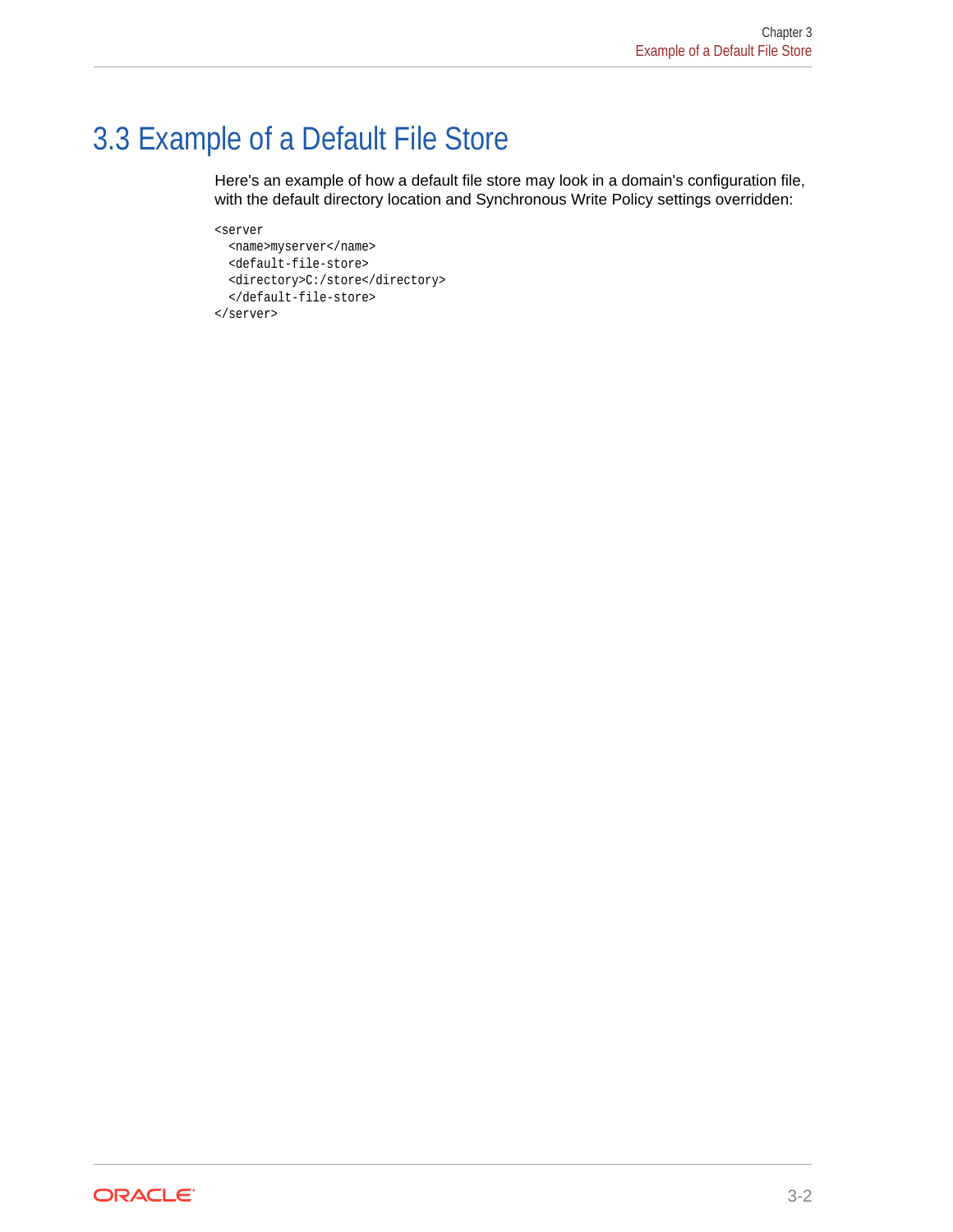## 3.3 Example of a Default File Store

Here's an example of how a default file store may look in a domain's configuration file, with the default directory location and Synchronous Write Policy settings overridden:

```
<server
  <name>myserver</name>
  <default-file-store>
  <directory>C:/store</directory>
  </default-file-store>
</server>
```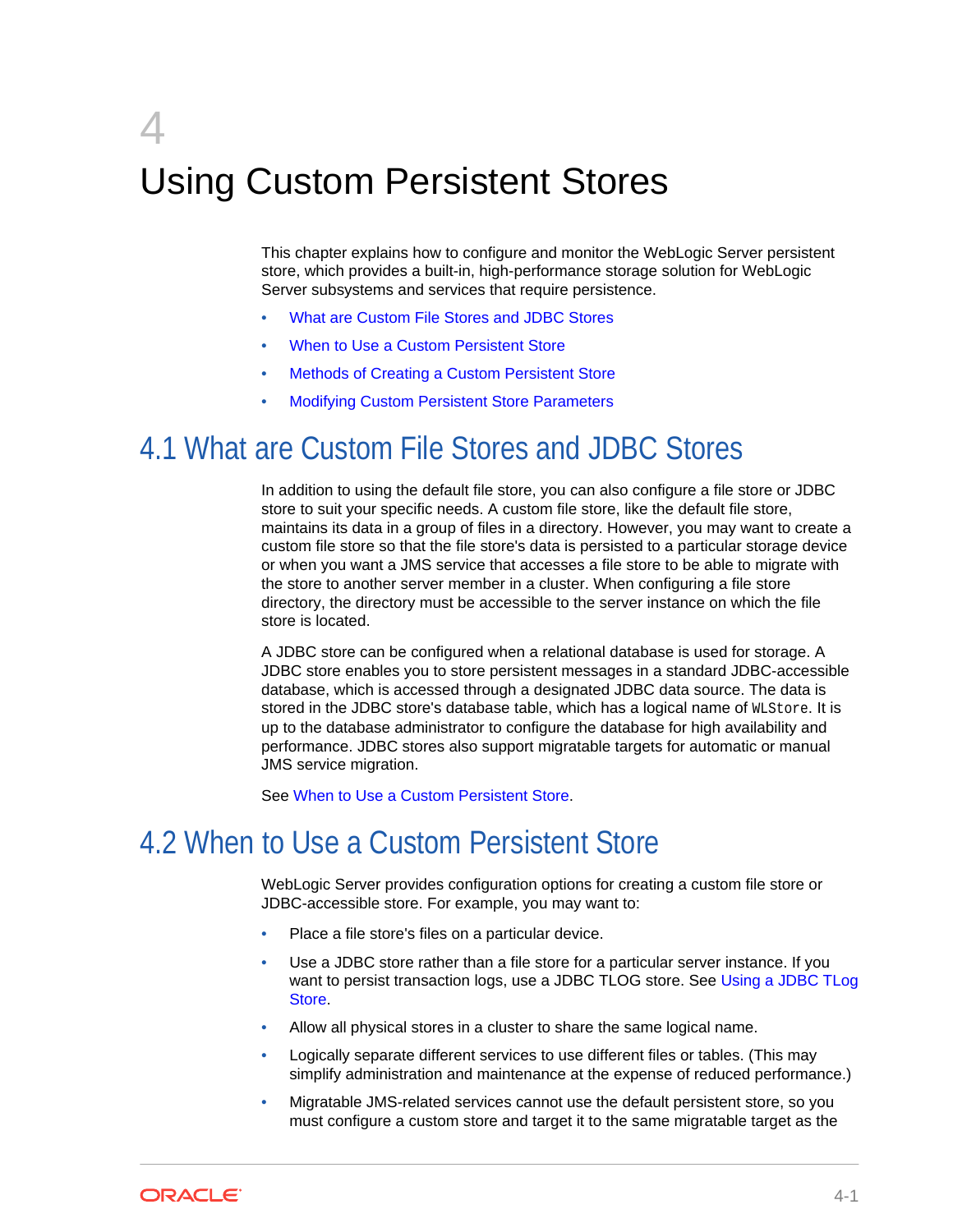# 4 Using Custom Persistent Stores

This chapter explains how to configure and monitor the WebLogic Server persistent store, which provides a built-in, high-performance storage solution for WebLogic Server subsystems and services that require persistence.

- What are Custom File Stores and JDBC Stores
- When to Use a Custom Persistent Store
- Methods of Creating a Custom Persistent Store
- Modifying Custom Persistent Store Parameters

## 4.1 What are Custom File Stores and JDBC Stores

In addition to using the default file store, you can also configure a file store or JDBC store to suit your specific needs. A custom file store, like the default file store, maintains its data in a group of files in a directory. However, you may want to create a custom file store so that the file store's data is persisted to a particular storage device or when you want a JMS service that accesses a file store to be able to migrate with the store to another server member in a cluster. When configuring a file store directory, the directory must be accessible to the server instance on which the file store is located.

A JDBC store can be configured when a relational database is used for storage. A JDBC store enables you to store persistent messages in a standard JDBC-accessible database, which is accessed through a designated JDBC data source. The data is stored in the JDBC store's database table, which has a logical name of `WLStore`. It is up to the database administrator to configure the database for high availability and performance. JDBC stores also support migratable targets for automatic or manual JMS service migration.

See When to Use a Custom Persistent Store.

## 4.2 When to Use a Custom Persistent Store

WebLogic Server provides configuration options for creating a custom file store or JDBC-accessible store. For example, you may want to:

- Place a file store's files on a particular device.
- Use a JDBC store rather than a file store for a particular server instance. If you want to persist transaction logs, use a JDBC TLOG store. See Using a JDBC TLog Store.
- Allow all physical stores in a cluster to share the same logical name.
- Logically separate different services to use different files or tables. (This may simplify administration and maintenance at the expense of reduced performance.)
- Migratable JMS-related services cannot use the default persistent store, so you must configure a custom store and target it to the same migratable target as the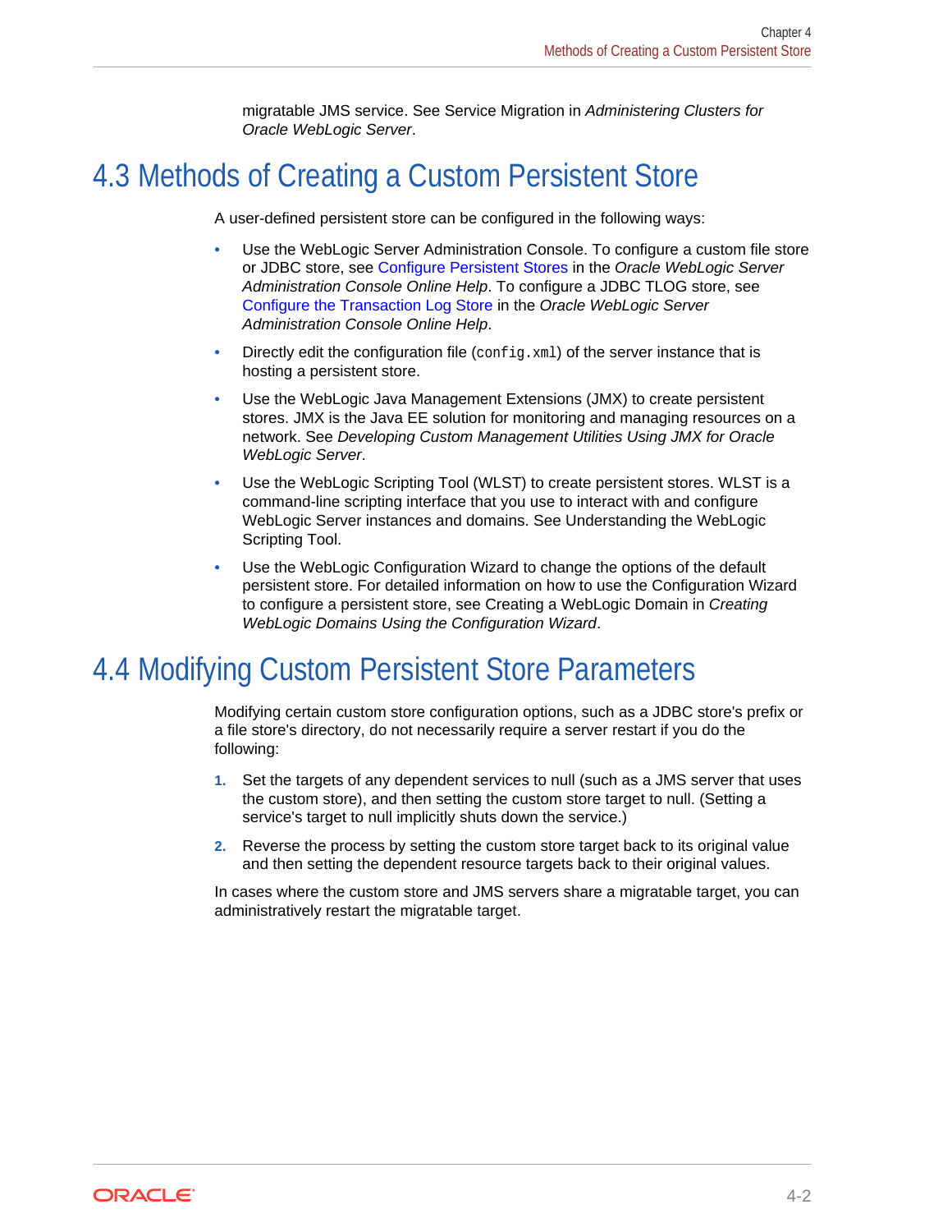migratable JMS service. See Service Migration in *Administering Clusters for Oracle WebLogic Server*.

## 4.3 Methods of Creating a Custom Persistent Store

A user-defined persistent store can be configured in the following ways:

- Use the WebLogic Server Administration Console. To configure a custom file store or JDBC store, see Configure Persistent Stores in the *Oracle WebLogic Server Administration Console Online Help*. To configure a JDBC TLOG store, see Configure the Transaction Log Store in the *Oracle WebLogic Server Administration Console Online Help*.
- Directly edit the configuration file (`config.xml`) of the server instance that is hosting a persistent store.
- Use the WebLogic Java Management Extensions (JMX) to create persistent stores. JMX is the Java EE solution for monitoring and managing resources on a network. See *Developing Custom Management Utilities Using JMX for Oracle WebLogic Server*.
- Use the WebLogic Scripting Tool (WLST) to create persistent stores. WLST is a command-line scripting interface that you use to interact with and configure WebLogic Server instances and domains. See Understanding the WebLogic Scripting Tool.
- Use the WebLogic Configuration Wizard to change the options of the default persistent store. For detailed information on how to use the Configuration Wizard to configure a persistent store, see Creating a WebLogic Domain in *Creating WebLogic Domains Using the Configuration Wizard*.

## 4.4 Modifying Custom Persistent Store Parameters

Modifying certain custom store configuration options, such as a JDBC store's prefix or a file store's directory, do not necessarily require a server restart if you do the following:

1. Set the targets of any dependent services to null (such as a JMS server that uses the custom store), and then setting the custom store target to null. (Setting a service's target to null implicitly shuts down the service.)
2. Reverse the process by setting the custom store target back to its original value and then setting the dependent resource targets back to their original values.

In cases where the custom store and JMS servers share a migratable target, you can administratively restart the migratable target.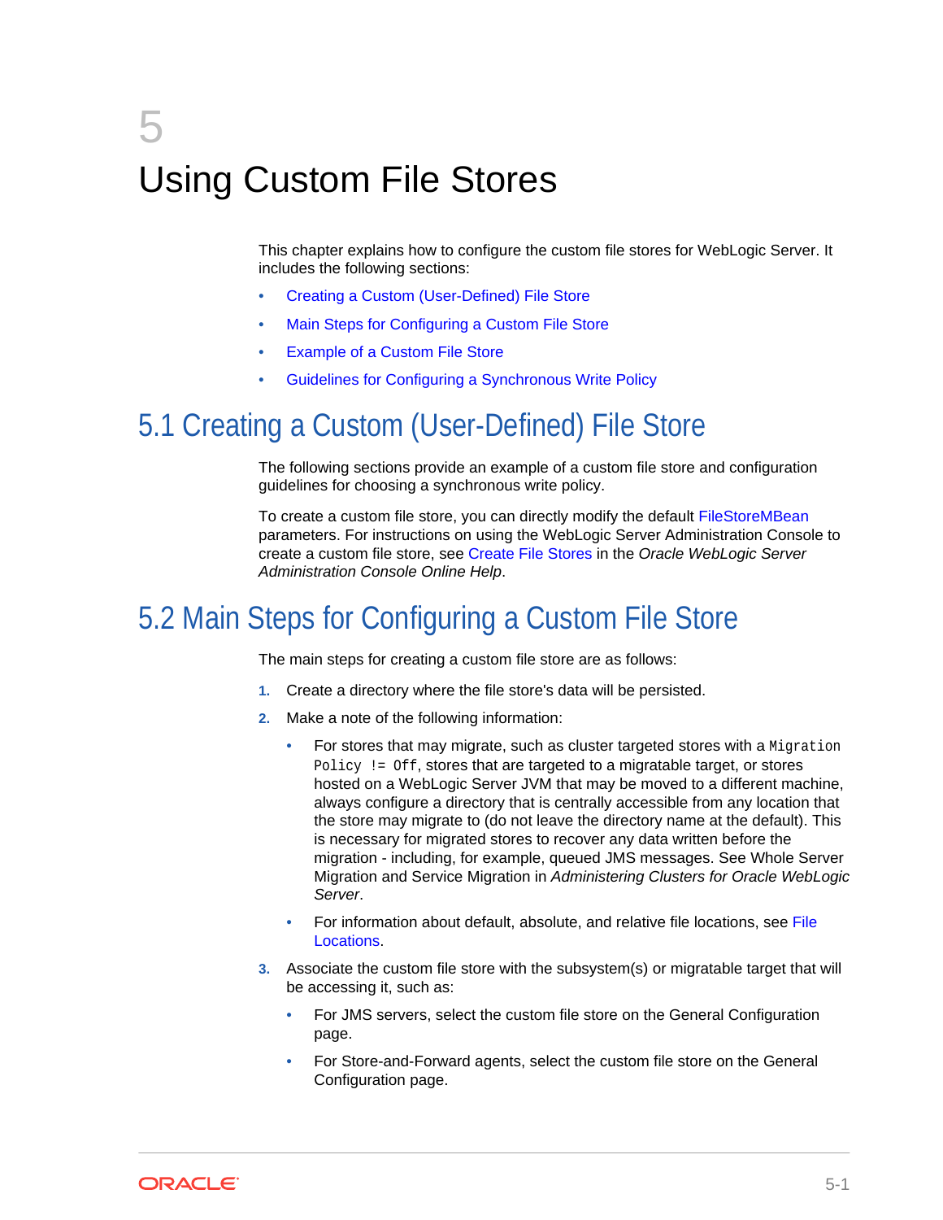# 5 Using Custom File Stores

This chapter explains how to configure the custom file stores for WebLogic Server. It includes the following sections:

- Creating a Custom (User-Defined) File Store
- Main Steps for Configuring a Custom File Store
- Example of a Custom File Store
- Guidelines for Configuring a Synchronous Write Policy

## 5.1 Creating a Custom (User-Defined) File Store

The following sections provide an example of a custom file store and configuration guidelines for choosing a synchronous write policy.

To create a custom file store, you can directly modify the default FileStoreMBean parameters. For instructions on using the WebLogic Server Administration Console to create a custom file store, see Create File Stores in the *Oracle WebLogic Server Administration Console Online Help*.

## 5.2 Main Steps for Configuring a Custom File Store

The main steps for creating a custom file store are as follows:

1. Create a directory where the file store's data will be persisted.
2. Make a note of the following information:
   - For stores that may migrate, such as cluster targeted stores with a `Migration Policy != Off`, stores that are targeted to a migratable target, or stores hosted on a WebLogic Server JVM that may be moved to a different machine, always configure a directory that is centrally accessible from any location that the store may migrate to (do not leave the directory name at the default). This is necessary for migrated stores to recover any data written before the migration - including, for example, queued JMS messages. See Whole Server Migration and Service Migration in *Administering Clusters for Oracle WebLogic Server*.
   - For information about default, absolute, and relative file locations, see File Locations.
3. Associate the custom file store with the subsystem(s) or migratable target that will be accessing it, such as:
   - For JMS servers, select the custom file store on the General Configuration page.
   - For Store-and-Forward agents, select the custom file store on the General Configuration page.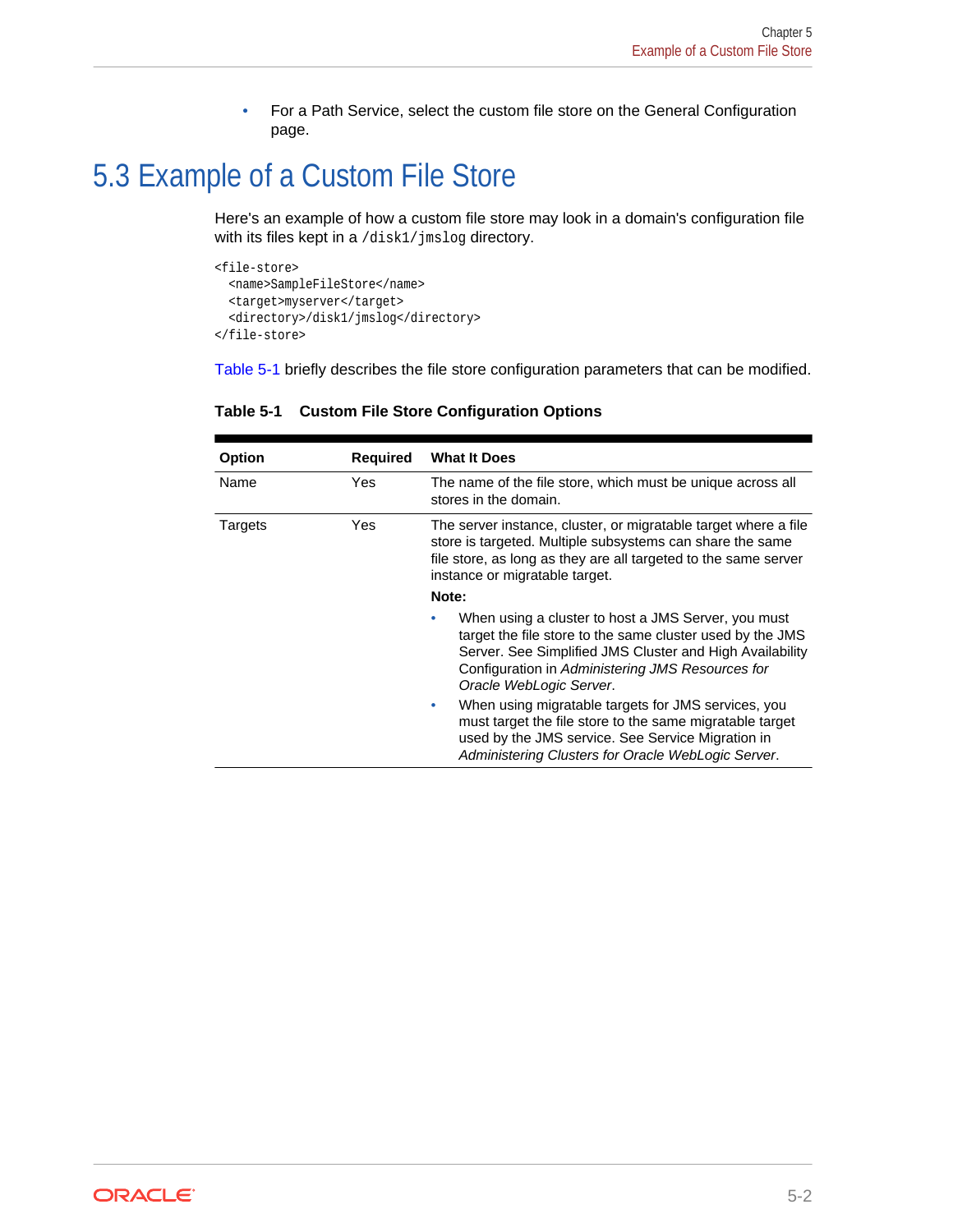- For a Path Service, select the custom file store on the General Configuration page.

## 5.3 Example of a Custom File Store

Here's an example of how a custom file store may look in a domain's configuration file with its files kept in a `/disk1/jmslog` directory.

```
<file-store>
  <name>SampleFileStore</name>
  <target>myserver</target>
  <directory>/disk1/jmslog</directory>
</file-store>
```

Table 5-1 briefly describes the file store configuration parameters that can be modified.

**Table 5-1 Custom File Store Configuration Options**

| Option | Required | What It Does |
| --- | --- | --- |
| Name | Yes | The name of the file store, which must be unique across all stores in the domain. |
| Targets | Yes | The server instance, cluster, or migratable target where a file store is targeted. Multiple subsystems can share the same file store, as long as they are all targeted to the same server instance or migratable target.<br>**Note:**<br>• When using a cluster to host a JMS Server, you must target the file store to the same cluster used by the JMS Server. See Simplified JMS Cluster and High Availability Configuration in *Administering JMS Resources for Oracle WebLogic Server*.<br>• When using migratable targets for JMS services, you must target the file store to the same migratable target used by the JMS service. See Service Migration in *Administering Clusters for Oracle WebLogic Server*. |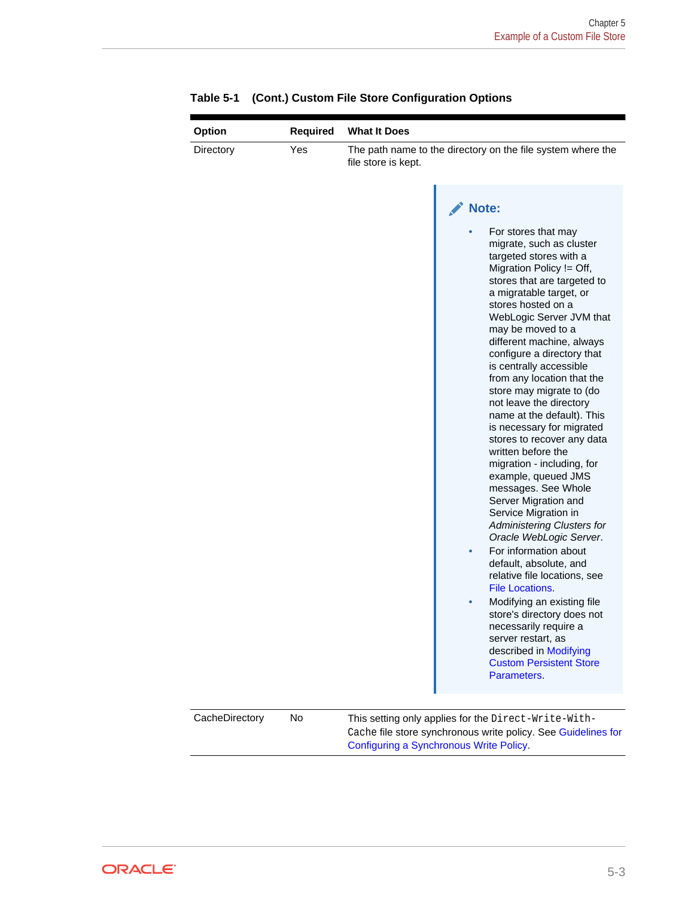**Table 5-1 (Cont.) Custom File Store Configuration Options**

| Option | Required | What It Does |
| --- | --- | --- |
| Directory | Yes | The path name to the directory on the file system where the file store is kept.<br><br>**Note:**<br>• For stores that may migrate, such as cluster targeted stores with a Migration Policy != Off, stores that are targeted to a migratable target, or stores hosted on a WebLogic Server JVM that may be moved to a different machine, always configure a directory that is centrally accessible from any location that the store may migrate to (do not leave the directory name at the default). This is necessary for migrated stores to recover any data written before the migration - including, for example, queued JMS messages. See Whole Server Migration and Service Migration in *Administering Clusters for Oracle WebLogic Server*.<br>• For information about default, absolute, and relative file locations, see File Locations.<br>• Modifying an existing file store's directory does not necessarily require a server restart, as described in Modifying Custom Persistent Store Parameters. |
| CacheDirectory | No | This setting only applies for the `Direct-Write-With-Cache` file store synchronous write policy. See Guidelines for Configuring a Synchronous Write Policy. |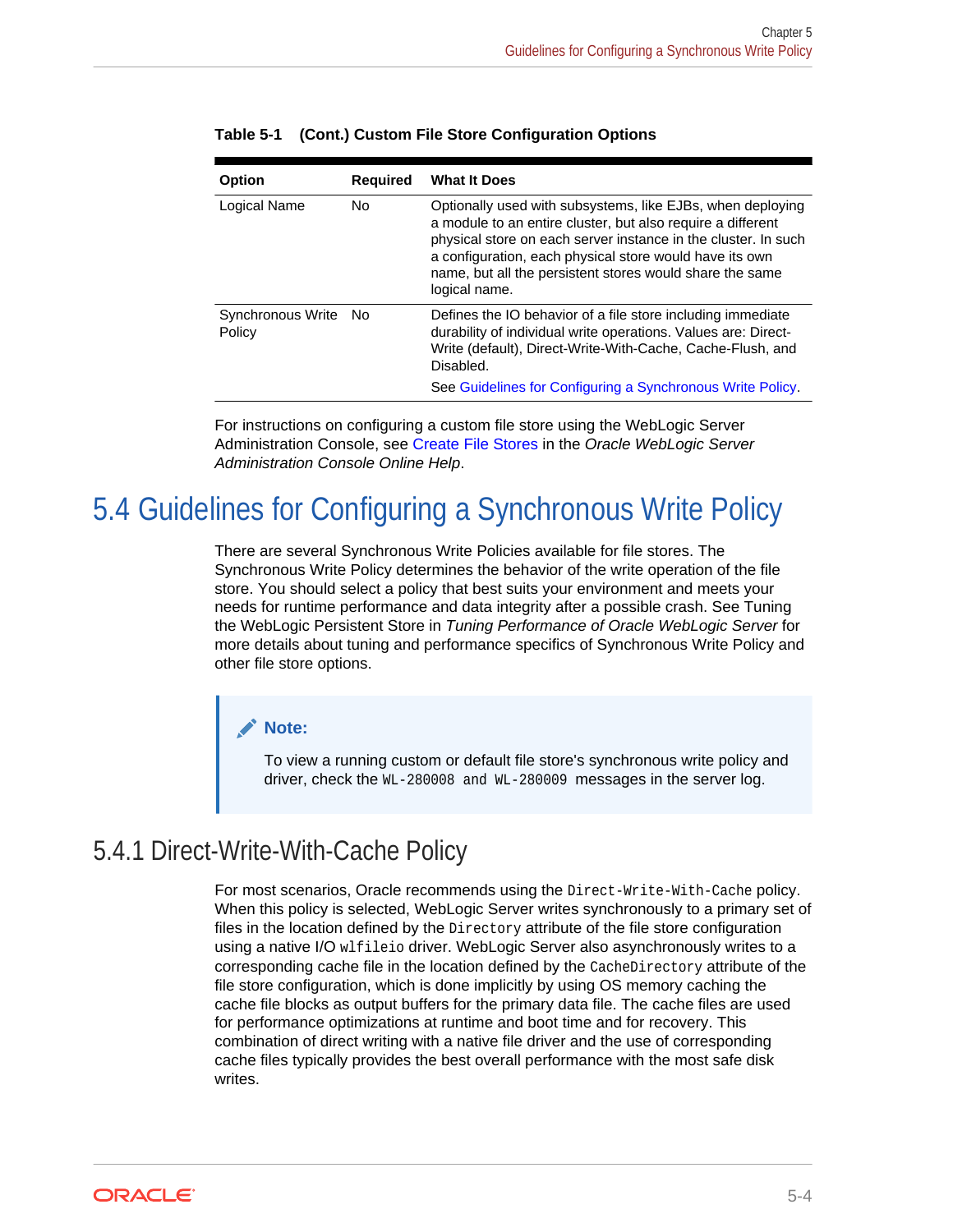**Table 5-1 (Cont.) Custom File Store Configuration Options**

| Option | Required | What It Does |
| --- | --- | --- |
| Logical Name | No | Optionally used with subsystems, like EJBs, when deploying a module to an entire cluster, but also require a different physical store on each server instance in the cluster. In such a configuration, each physical store would have its own name, but all the persistent stores would share the same logical name. |
| Synchronous Write Policy | No | Defines the IO behavior of a file store including immediate durability of individual write operations. Values are: Direct-Write (default), Direct-Write-With-Cache, Cache-Flush, and Disabled.<br>See Guidelines for Configuring a Synchronous Write Policy. |

For instructions on configuring a custom file store using the WebLogic Server Administration Console, see Create File Stores in the *Oracle WebLogic Server Administration Console Online Help*.

## 5.4 Guidelines for Configuring a Synchronous Write Policy

There are several Synchronous Write Policies available for file stores. The Synchronous Write Policy determines the behavior of the write operation of the file store. You should select a policy that best suits your environment and meets your needs for runtime performance and data integrity after a possible crash. See Tuning the WebLogic Persistent Store in *Tuning Performance of Oracle WebLogic Server* for more details about tuning and performance specifics of Synchronous Write Policy and other file store options.

> **Note:**
>
> To view a running custom or default file store's synchronous write policy and driver, check the `WL-280008 and WL-280009` messages in the server log.

### 5.4.1 Direct-Write-With-Cache Policy

For most scenarios, Oracle recommends using the `Direct-Write-With-Cache` policy. When this policy is selected, WebLogic Server writes synchronously to a primary set of files in the location defined by the `Directory` attribute of the file store configuration using a native I/O `wlfileio` driver. WebLogic Server also asynchronously writes to a corresponding cache file in the location defined by the `CacheDirectory` attribute of the file store configuration, which is done implicitly by using OS memory caching the cache file blocks as output buffers for the primary data file. The cache files are used for performance optimizations at runtime and boot time and for recovery. This combination of direct writing with a native file driver and the use of corresponding cache files typically provides the best overall performance with the most safe disk writes.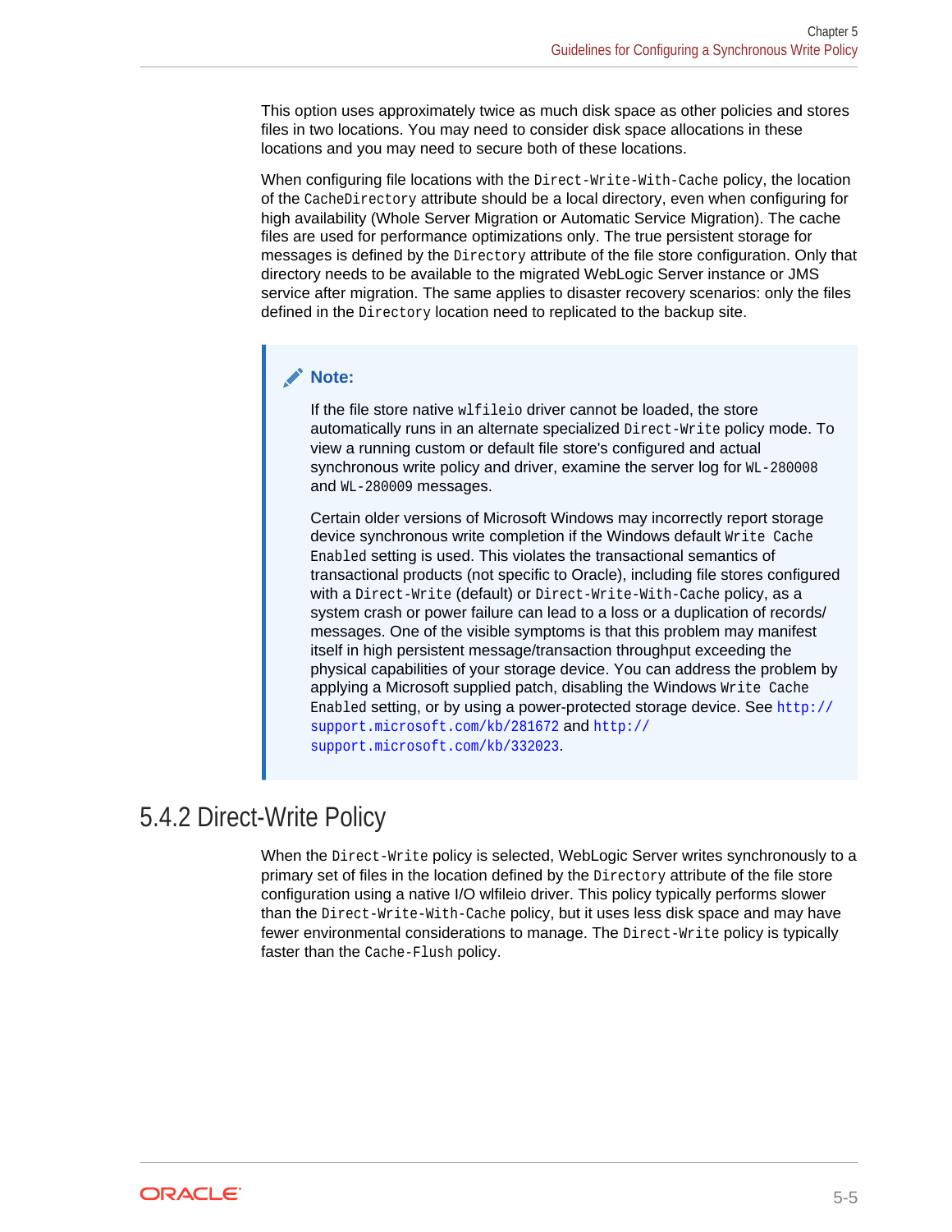This option uses approximately twice as much disk space as other policies and stores files in two locations. You may need to consider disk space allocations in these locations and you may need to secure both of these locations.

When configuring file locations with the `Direct-Write-With-Cache` policy, the location of the `CacheDirectory` attribute should be a local directory, even when configuring for high availability (Whole Server Migration or Automatic Service Migration). The cache files are used for performance optimizations only. The true persistent storage for messages is defined by the `Directory` attribute of the file store configuration. Only that directory needs to be available to the migrated WebLogic Server instance or JMS service after migration. The same applies to disaster recovery scenarios: only the files defined in the `Directory` location need to replicated to the backup site.

> **Note:**
>
> If the file store native `wlfileio` driver cannot be loaded, the store automatically runs in an alternate specialized `Direct-Write` policy mode. To view a running custom or default file store's configured and actual synchronous write policy and driver, examine the server log for `WL-280008` and `WL-280009` messages.
>
> Certain older versions of Microsoft Windows may incorrectly report storage device synchronous write completion if the Windows default `Write Cache Enabled` setting is used. This violates the transactional semantics of transactional products (not specific to Oracle), including file stores configured with a `Direct-Write` (default) or `Direct-Write-With-Cache` policy, as a system crash or power failure can lead to a loss or a duplication of records/messages. One of the visible symptoms is that this problem may manifest itself in high persistent message/transaction throughput exceeding the physical capabilities of your storage device. You can address the problem by applying a Microsoft supplied patch, disabling the Windows `Write Cache Enabled` setting, or by using a power-protected storage device. See `http://support.microsoft.com/kb/281672` and `http://support.microsoft.com/kb/332023`.

## 5.4.2 Direct-Write Policy

When the `Direct-Write` policy is selected, WebLogic Server writes synchronously to a primary set of files in the location defined by the `Directory` attribute of the file store configuration using a native I/O wlfileio driver. This policy typically performs slower than the `Direct-Write-With-Cache` policy, but it uses less disk space and may have fewer environmental considerations to manage. The `Direct-Write` policy is typically faster than the `Cache-Flush` policy.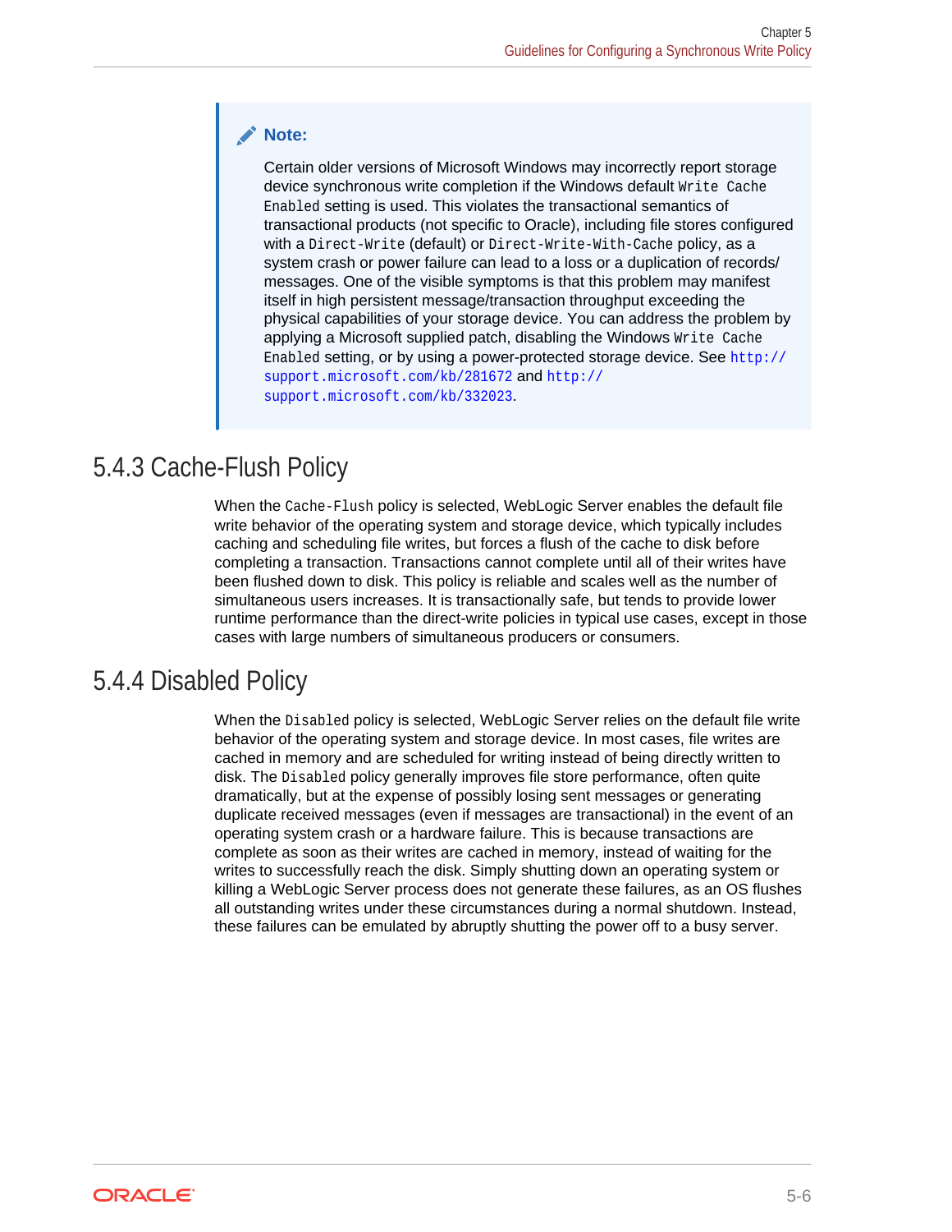> **Note:**
>
> Certain older versions of Microsoft Windows may incorrectly report storage device synchronous write completion if the Windows default `Write Cache Enabled` setting is used. This violates the transactional semantics of transactional products (not specific to Oracle), including file stores configured with a `Direct-Write` (default) or `Direct-Write-With-Cache` policy, as a system crash or power failure can lead to a loss or a duplication of records/messages. One of the visible symptoms is that this problem may manifest itself in high persistent message/transaction throughput exceeding the physical capabilities of your storage device. You can address the problem by applying a Microsoft supplied patch, disabling the Windows `Write Cache Enabled` setting, or by using a power-protected storage device. See `http://support.microsoft.com/kb/281672` and `http://support.microsoft.com/kb/332023`.

## 5.4.3 Cache-Flush Policy

When the `Cache-Flush` policy is selected, WebLogic Server enables the default file write behavior of the operating system and storage device, which typically includes caching and scheduling file writes, but forces a flush of the cache to disk before completing a transaction. Transactions cannot complete until all of their writes have been flushed down to disk. This policy is reliable and scales well as the number of simultaneous users increases. It is transactionally safe, but tends to provide lower runtime performance than the direct-write policies in typical use cases, except in those cases with large numbers of simultaneous producers or consumers.

## 5.4.4 Disabled Policy

When the `Disabled` policy is selected, WebLogic Server relies on the default file write behavior of the operating system and storage device. In most cases, file writes are cached in memory and are scheduled for writing instead of being directly written to disk. The `Disabled` policy generally improves file store performance, often quite dramatically, but at the expense of possibly losing sent messages or generating duplicate received messages (even if messages are transactional) in the event of an operating system crash or a hardware failure. This is because transactions are complete as soon as their writes are cached in memory, instead of waiting for the writes to successfully reach the disk. Simply shutting down an operating system or killing a WebLogic Server process does not generate these failures, as an OS flushes all outstanding writes under these circumstances during a normal shutdown. Instead, these failures can be emulated by abruptly shutting the power off to a busy server.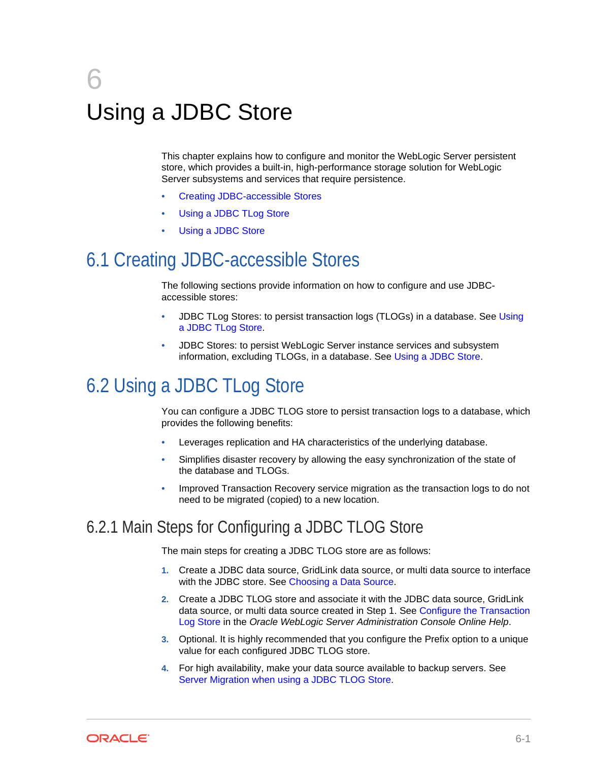# 6 Using a JDBC Store

This chapter explains how to configure and monitor the WebLogic Server persistent store, which provides a built-in, high-performance storage solution for WebLogic Server subsystems and services that require persistence.

- Creating JDBC-accessible Stores
- Using a JDBC TLog Store
- Using a JDBC Store

## 6.1 Creating JDBC-accessible Stores

The following sections provide information on how to configure and use JDBC-accessible stores:

- JDBC TLog Stores: to persist transaction logs (TLOGs) in a database. See Using a JDBC TLog Store.
- JDBC Stores: to persist WebLogic Server instance services and subsystem information, excluding TLOGs, in a database. See Using a JDBC Store.

## 6.2 Using a JDBC TLog Store

You can configure a JDBC TLOG store to persist transaction logs to a database, which provides the following benefits:

- Leverages replication and HA characteristics of the underlying database.
- Simplifies disaster recovery by allowing the easy synchronization of the state of the database and TLOGs.
- Improved Transaction Recovery service migration as the transaction logs to do not need to be migrated (copied) to a new location.

### 6.2.1 Main Steps for Configuring a JDBC TLOG Store

The main steps for creating a JDBC TLOG store are as follows:

1. Create a JDBC data source, GridLink data source, or multi data source to interface with the JDBC store. See Choosing a Data Source.
2. Create a JDBC TLOG store and associate it with the JDBC data source, GridLink data source, or multi data source created in Step 1. See Configure the Transaction Log Store in the *Oracle WebLogic Server Administration Console Online Help*.
3. Optional. It is highly recommended that you configure the Prefix option to a unique value for each configured JDBC TLOG store.
4. For high availability, make your data source available to backup servers. See Server Migration when using a JDBC TLOG Store.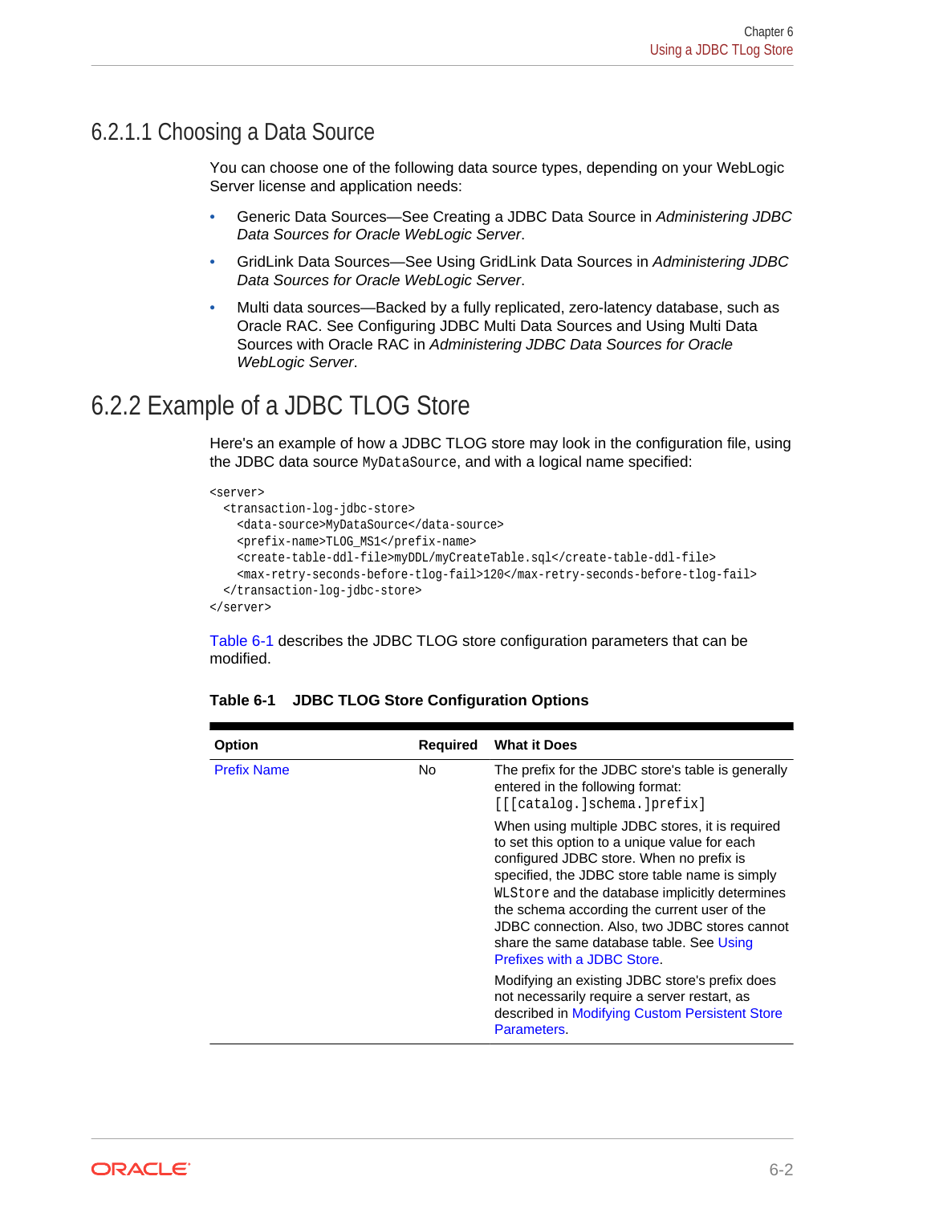### 6.2.1.1 Choosing a Data Source

You can choose one of the following data source types, depending on your WebLogic Server license and application needs:

- Generic Data Sources—See Creating a JDBC Data Source in *Administering JDBC Data Sources for Oracle WebLogic Server*.
- GridLink Data Sources—See Using GridLink Data Sources in *Administering JDBC Data Sources for Oracle WebLogic Server*.
- Multi data sources—Backed by a fully replicated, zero-latency database, such as Oracle RAC. See Configuring JDBC Multi Data Sources and Using Multi Data Sources with Oracle RAC in *Administering JDBC Data Sources for Oracle WebLogic Server*.

## 6.2.2 Example of a JDBC TLOG Store

Here's an example of how a JDBC TLOG store may look in the configuration file, using the JDBC data source `MyDataSource`, and with a logical name specified:

```
<server>
  <transaction-log-jdbc-store>
    <data-source>MyDataSource</data-source>
    <prefix-name>TLOG_MS1</prefix-name>
    <create-table-ddl-file>myDDL/myCreateTable.sql</create-table-ddl-file>
    <max-retry-seconds-before-tlog-fail>120</max-retry-seconds-before-tlog-fail>
  </transaction-log-jdbc-store>
</server>
```

Table 6-1 describes the JDBC TLOG store configuration parameters that can be modified.

**Table 6-1 JDBC TLOG Store Configuration Options**

| Option | Required | What it Does |
| --- | --- | --- |
| Prefix Name | No | The prefix for the JDBC store's table is generally entered in the following format: `[[[catalog.]schema.]prefix]`<br><br>When using multiple JDBC stores, it is required to set this option to a unique value for each configured JDBC store. When no prefix is specified, the JDBC store table name is simply `WLStore` and the database implicitly determines the schema according the current user of the JDBC connection. Also, two JDBC stores cannot share the same database table. See Using Prefixes with a JDBC Store.<br><br>Modifying an existing JDBC store's prefix does not necessarily require a server restart, as described in Modifying Custom Persistent Store Parameters. |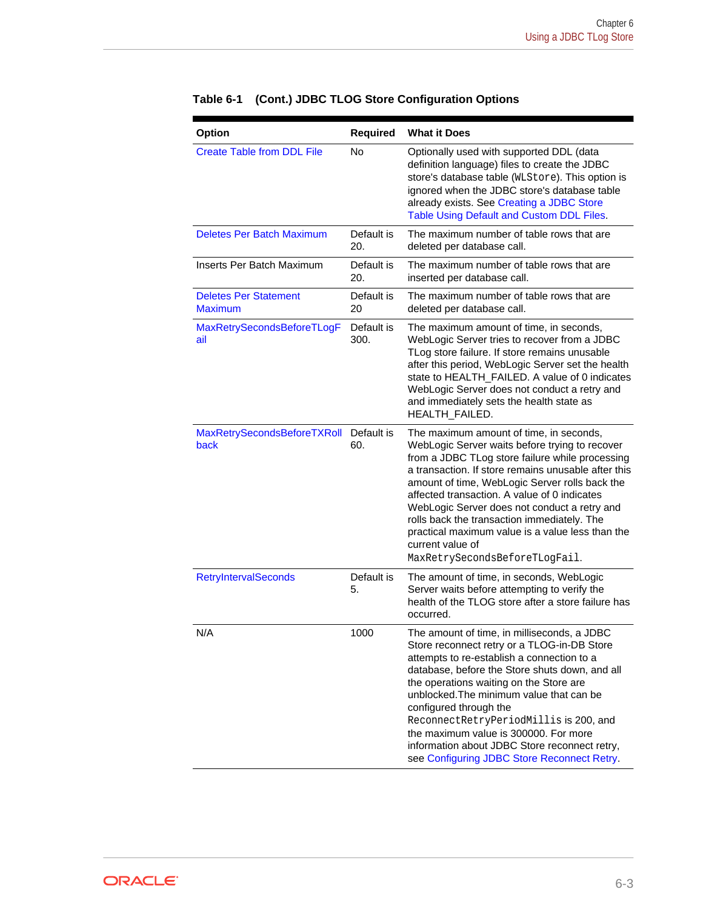**Table 6-1 (Cont.) JDBC TLOG Store Configuration Options**

| Option | Required | What it Does |
| --- | --- | --- |
| Create Table from DDL File | No | Optionally used with supported DDL (data definition language) files to create the JDBC store's database table (`WLStore`). This option is ignored when the JDBC store's database table already exists. See Creating a JDBC Store Table Using Default and Custom DDL Files. |
| Deletes Per Batch Maximum | Default is 20. | The maximum number of table rows that are deleted per database call. |
| Inserts Per Batch Maximum | Default is 20. | The maximum number of table rows that are inserted per database call. |
| Deletes Per Statement Maximum | Default is 20 | The maximum number of table rows that are deleted per database call. |
| MaxRetrySecondsBeforeTLogFail | Default is 300. | The maximum amount of time, in seconds, WebLogic Server tries to recover from a JDBC TLog store failure. If store remains unusable after this period, WebLogic Server set the health state to HEALTH_FAILED. A value of 0 indicates WebLogic Server does not conduct a retry and and immediately sets the health state as HEALTH_FAILED. |
| MaxRetrySecondsBeforeTXRollback | Default is 60. | The maximum amount of time, in seconds, WebLogic Server waits before trying to recover from a JDBC TLog store failure while processing a transaction. If store remains unusable after this amount of time, WebLogic Server rolls back the affected transaction. A value of 0 indicates WebLogic Server does not conduct a retry and rolls back the transaction immediately. The practical maximum value is a value less than the current value of `MaxRetrySecondsBeforeTLogFail`. |
| RetryIntervalSeconds | Default is 5. | The amount of time, in seconds, WebLogic Server waits before attempting to verify the health of the TLOG store after a store failure has occurred. |
| N/A | 1000 | The amount of time, in milliseconds, a JDBC Store reconnect retry or a TLOG-in-DB Store attempts to re-establish a connection to a database, before the Store shuts down, and all the operations waiting on the Store are unblocked.The minimum value that can be configured through the `ReconnectRetryPeriodMillis` is 200, and the maximum value is 300000. For more information about JDBC Store reconnect retry, see Configuring JDBC Store Reconnect Retry. |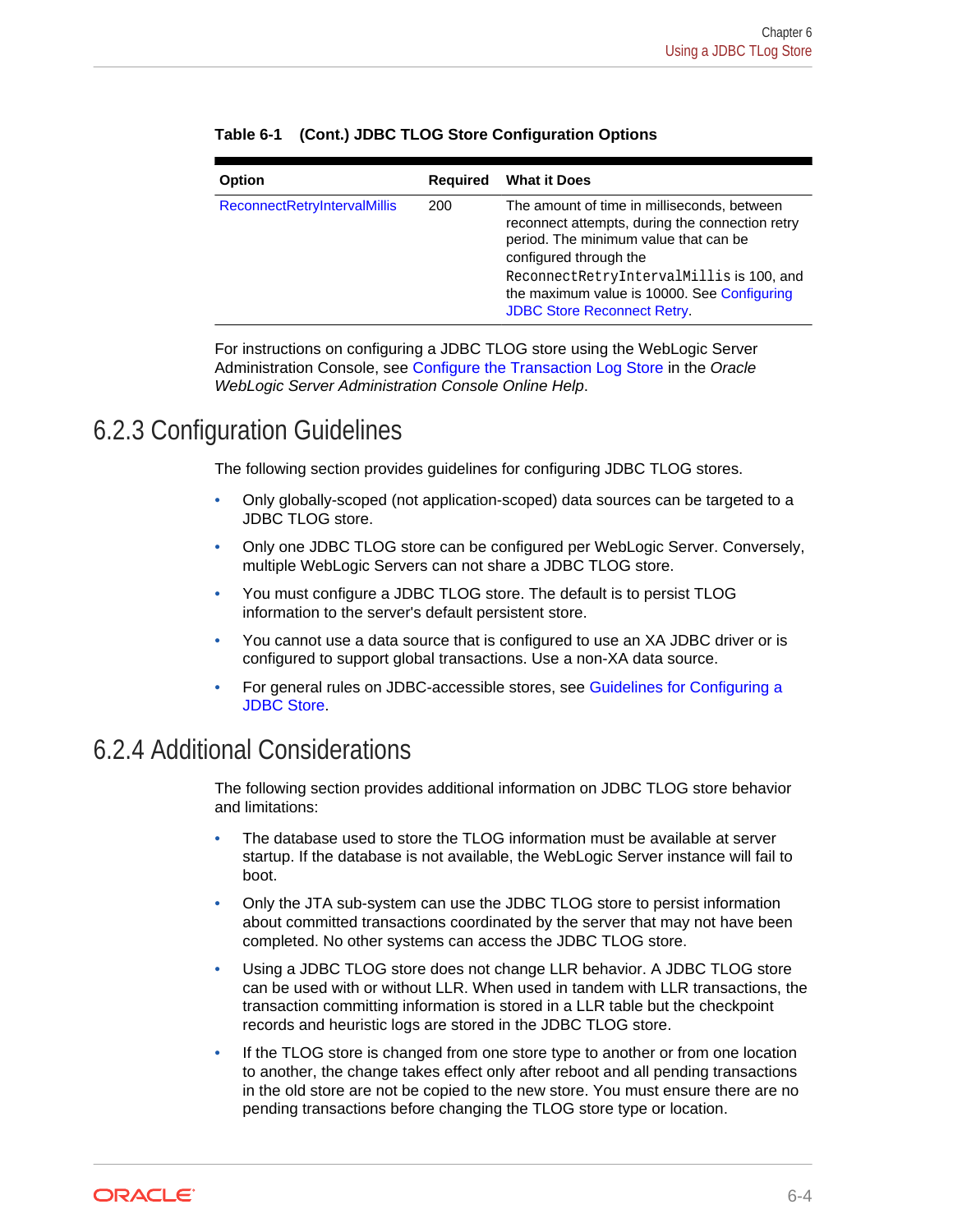**Table 6-1 (Cont.) JDBC TLOG Store Configuration Options**

| Option | Required | What it Does |
| --- | --- | --- |
| ReconnectRetryIntervalMillis | 200 | The amount of time in milliseconds, between reconnect attempts, during the connection retry period. The minimum value that can be configured through the `ReconnectRetryIntervalMillis` is 100, and the maximum value is 10000. See Configuring JDBC Store Reconnect Retry. |

For instructions on configuring a JDBC TLOG store using the WebLogic Server Administration Console, see Configure the Transaction Log Store in the *Oracle WebLogic Server Administration Console Online Help*.

## 6.2.3 Configuration Guidelines

The following section provides guidelines for configuring JDBC TLOG stores.

- Only globally-scoped (not application-scoped) data sources can be targeted to a JDBC TLOG store.
- Only one JDBC TLOG store can be configured per WebLogic Server. Conversely, multiple WebLogic Servers can not share a JDBC TLOG store.
- You must configure a JDBC TLOG store. The default is to persist TLOG information to the server's default persistent store.
- You cannot use a data source that is configured to use an XA JDBC driver or is configured to support global transactions. Use a non-XA data source.
- For general rules on JDBC-accessible stores, see Guidelines for Configuring a JDBC Store.

## 6.2.4 Additional Considerations

The following section provides additional information on JDBC TLOG store behavior and limitations:

- The database used to store the TLOG information must be available at server startup. If the database is not available, the WebLogic Server instance will fail to boot.
- Only the JTA sub-system can use the JDBC TLOG store to persist information about committed transactions coordinated by the server that may not have been completed. No other systems can access the JDBC TLOG store.
- Using a JDBC TLOG store does not change LLR behavior. A JDBC TLOG store can be used with or without LLR. When used in tandem with LLR transactions, the transaction committing information is stored in a LLR table but the checkpoint records and heuristic logs are stored in the JDBC TLOG store.
- If the TLOG store is changed from one store type to another or from one location to another, the change takes effect only after reboot and all pending transactions in the old store are not copied to the new store. You must ensure there are no pending transactions before changing the TLOG store type or location.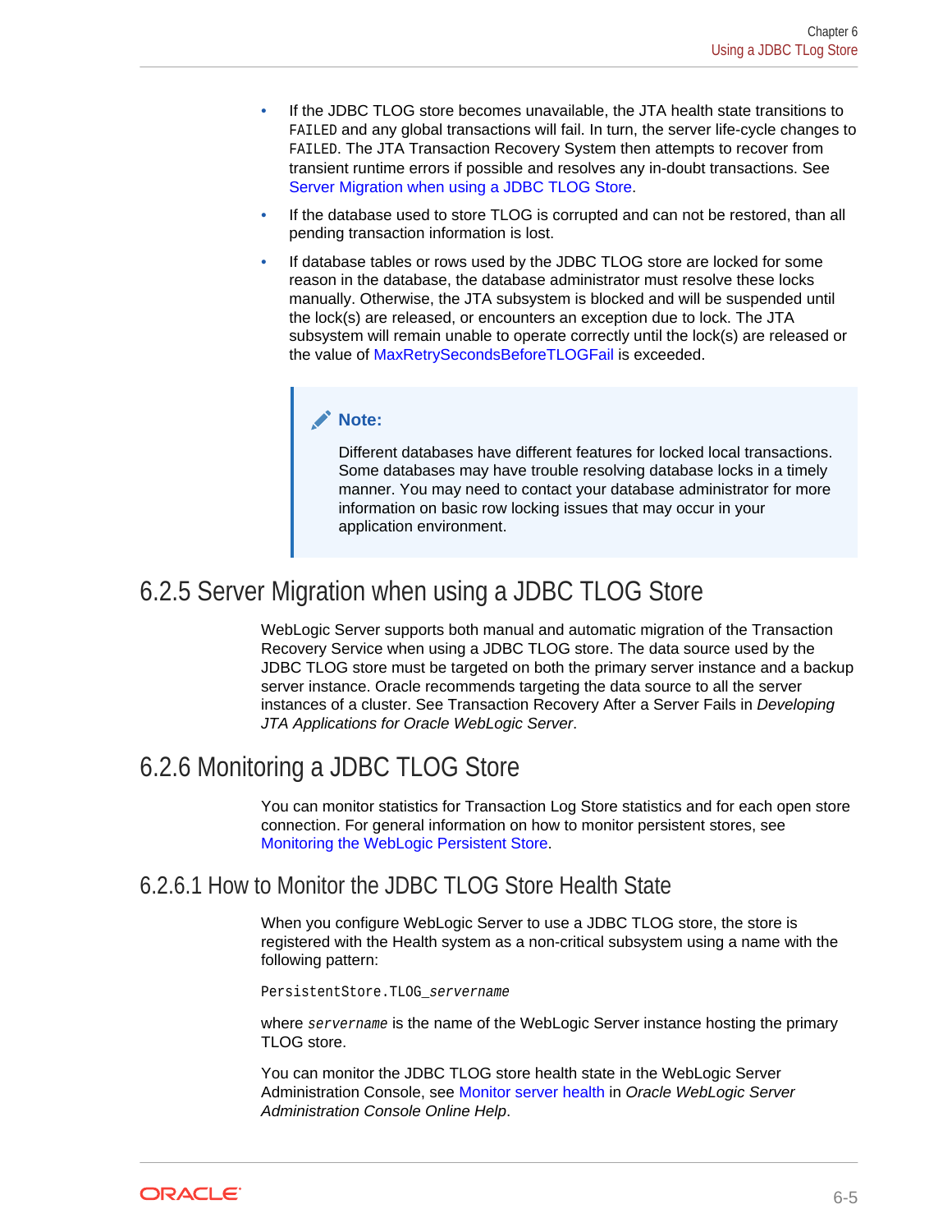- If the JDBC TLOG store becomes unavailable, the JTA health state transitions to `FAILED` and any global transactions will fail. In turn, the server life-cycle changes to `FAILED`. The JTA Transaction Recovery System then attempts to recover from transient runtime errors if possible and resolves any in-doubt transactions. See Server Migration when using a JDBC TLOG Store.
- If the database used to store TLOG is corrupted and can not be restored, than all pending transaction information is lost.
- If database tables or rows used by the JDBC TLOG store are locked for some reason in the database, the database administrator must resolve these locks manually. Otherwise, the JTA subsystem is blocked and will be suspended until the lock(s) are released, or encounters an exception due to lock. The JTA subsystem will remain unable to operate correctly until the lock(s) are released or the value of MaxRetrySecondsBeforeTLOGFail is exceeded.

> **Note:**
>
> Different databases have different features for locked local transactions. Some databases may have trouble resolving database locks in a timely manner. You may need to contact your database administrator for more information on basic row locking issues that may occur in your application environment.

### 6.2.5 Server Migration when using a JDBC TLOG Store

WebLogic Server supports both manual and automatic migration of the Transaction Recovery Service when using a JDBC TLOG store. The data source used by the JDBC TLOG store must be targeted on both the primary server instance and a backup server instance. Oracle recommends targeting the data source to all the server instances of a cluster. See Transaction Recovery After a Server Fails in *Developing JTA Applications for Oracle WebLogic Server*.

### 6.2.6 Monitoring a JDBC TLOG Store

You can monitor statistics for Transaction Log Store statistics and for each open store connection. For general information on how to monitor persistent stores, see Monitoring the WebLogic Persistent Store.

#### 6.2.6.1 How to Monitor the JDBC TLOG Store Health State

When you configure WebLogic Server to use a JDBC TLOG store, the store is registered with the Health system as a non-critical subsystem using a name with the following pattern:

```
PersistentStore.TLOG_servername
```

where *`servername`* is the name of the WebLogic Server instance hosting the primary TLOG store.

You can monitor the JDBC TLOG store health state in the WebLogic Server Administration Console, see Monitor server health in *Oracle WebLogic Server Administration Console Online Help*.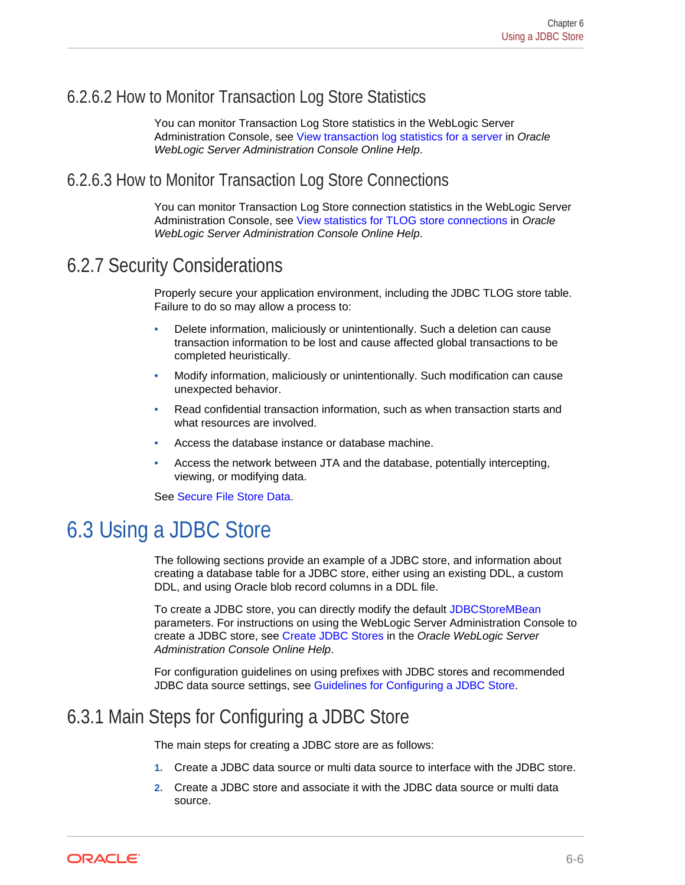### 6.2.6.2 How to Monitor Transaction Log Store Statistics

You can monitor Transaction Log Store statistics in the WebLogic Server Administration Console, see View transaction log statistics for a server in *Oracle WebLogic Server Administration Console Online Help*.

### 6.2.6.3 How to Monitor Transaction Log Store Connections

You can monitor Transaction Log Store connection statistics in the WebLogic Server Administration Console, see View statistics for TLOG store connections in *Oracle WebLogic Server Administration Console Online Help*.

## 6.2.7 Security Considerations

Properly secure your application environment, including the JDBC TLOG store table. Failure to do so may allow a process to:

- Delete information, maliciously or unintentionally. Such a deletion can cause transaction information to be lost and cause affected global transactions to be completed heuristically.
- Modify information, maliciously or unintentionally. Such modification can cause unexpected behavior.
- Read confidential transaction information, such as when transaction starts and what resources are involved.
- Access the database instance or database machine.
- Access the network between JTA and the database, potentially intercepting, viewing, or modifying data.

See Secure File Store Data.

# 6.3 Using a JDBC Store

The following sections provide an example of a JDBC store, and information about creating a database table for a JDBC store, either using an existing DDL, a custom DDL, and using Oracle blob record columns in a DDL file.

To create a JDBC store, you can directly modify the default JDBCStoreMBean parameters. For instructions on using the WebLogic Server Administration Console to create a JDBC store, see Create JDBC Stores in the *Oracle WebLogic Server Administration Console Online Help*.

For configuration guidelines on using prefixes with JDBC stores and recommended JDBC data source settings, see Guidelines for Configuring a JDBC Store.

## 6.3.1 Main Steps for Configuring a JDBC Store

The main steps for creating a JDBC store are as follows:

1. Create a JDBC data source or multi data source to interface with the JDBC store.
2. Create a JDBC store and associate it with the JDBC data source or multi data source.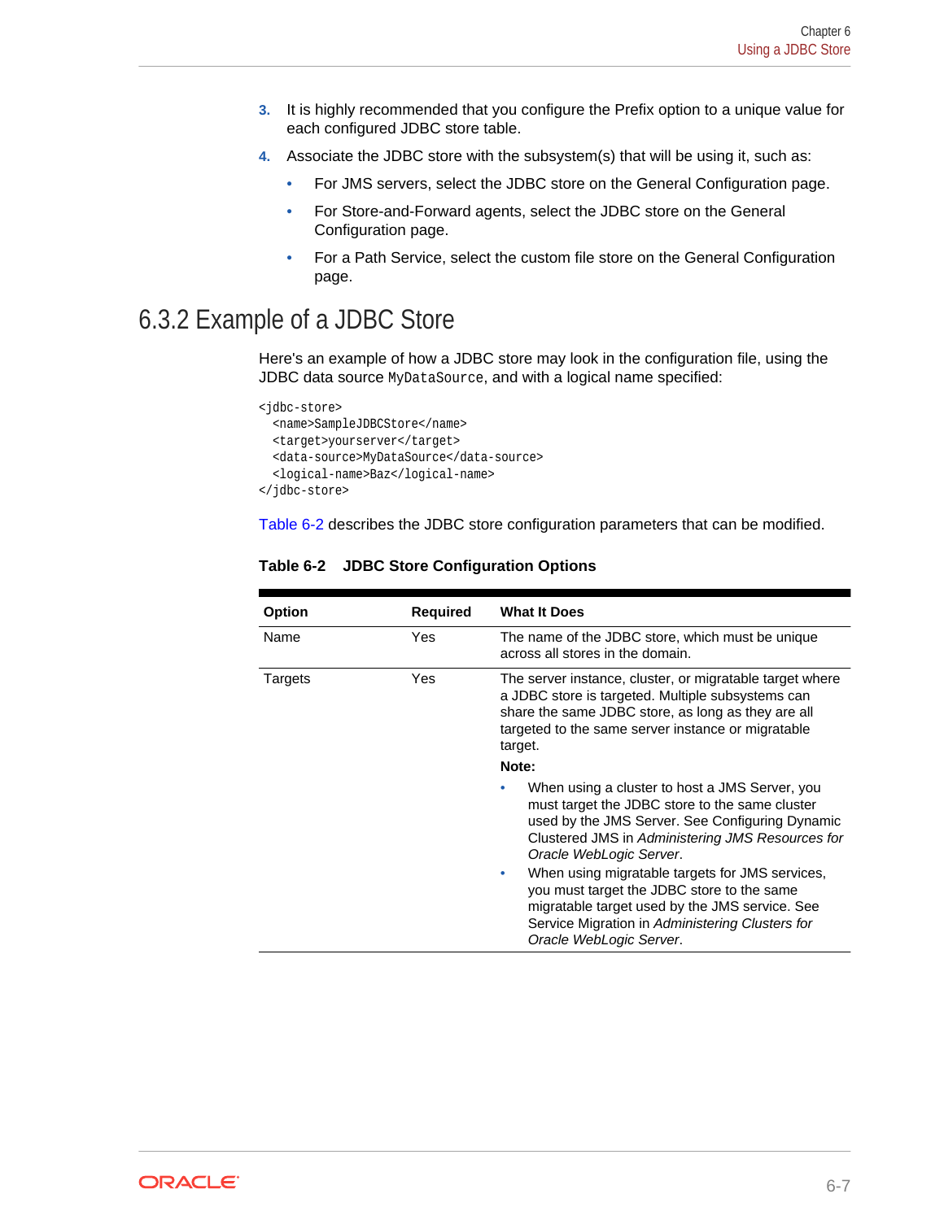3. It is highly recommended that you configure the Prefix option to a unique value for each configured JDBC store table.
4. Associate the JDBC store with the subsystem(s) that will be using it, such as:
   - For JMS servers, select the JDBC store on the General Configuration page.
   - For Store-and-Forward agents, select the JDBC store on the General Configuration page.
   - For a Path Service, select the custom file store on the General Configuration page.

## 6.3.2 Example of a JDBC Store

Here's an example of how a JDBC store may look in the configuration file, using the JDBC data source `MyDataSource`, and with a logical name specified:

```
<jdbc-store>
  <name>SampleJDBCStore</name>
  <target>yourserver</target>
  <data-source>MyDataSource</data-source>
  <logical-name>Baz</logical-name>
</jdbc-store>
```

Table 6-2 describes the JDBC store configuration parameters that can be modified.

**Table 6-2 JDBC Store Configuration Options**

| Option | Required | What It Does |
| --- | --- | --- |
| Name | Yes | The name of the JDBC store, which must be unique across all stores in the domain. |
| Targets | Yes | The server instance, cluster, or migratable target where a JDBC store is targeted. Multiple subsystems can share the same JDBC store, as long as they are all targeted to the same server instance or migratable target.<br>**Note:**<br>• When using a cluster to host a JMS Server, you must target the JDBC store to the same cluster used by the JMS Server. See Configuring Dynamic Clustered JMS in *Administering JMS Resources for Oracle WebLogic Server*.<br>• When using migratable targets for JMS services, you must target the JDBC store to the same migratable target used by the JMS service. See Service Migration in *Administering Clusters for Oracle WebLogic Server*. |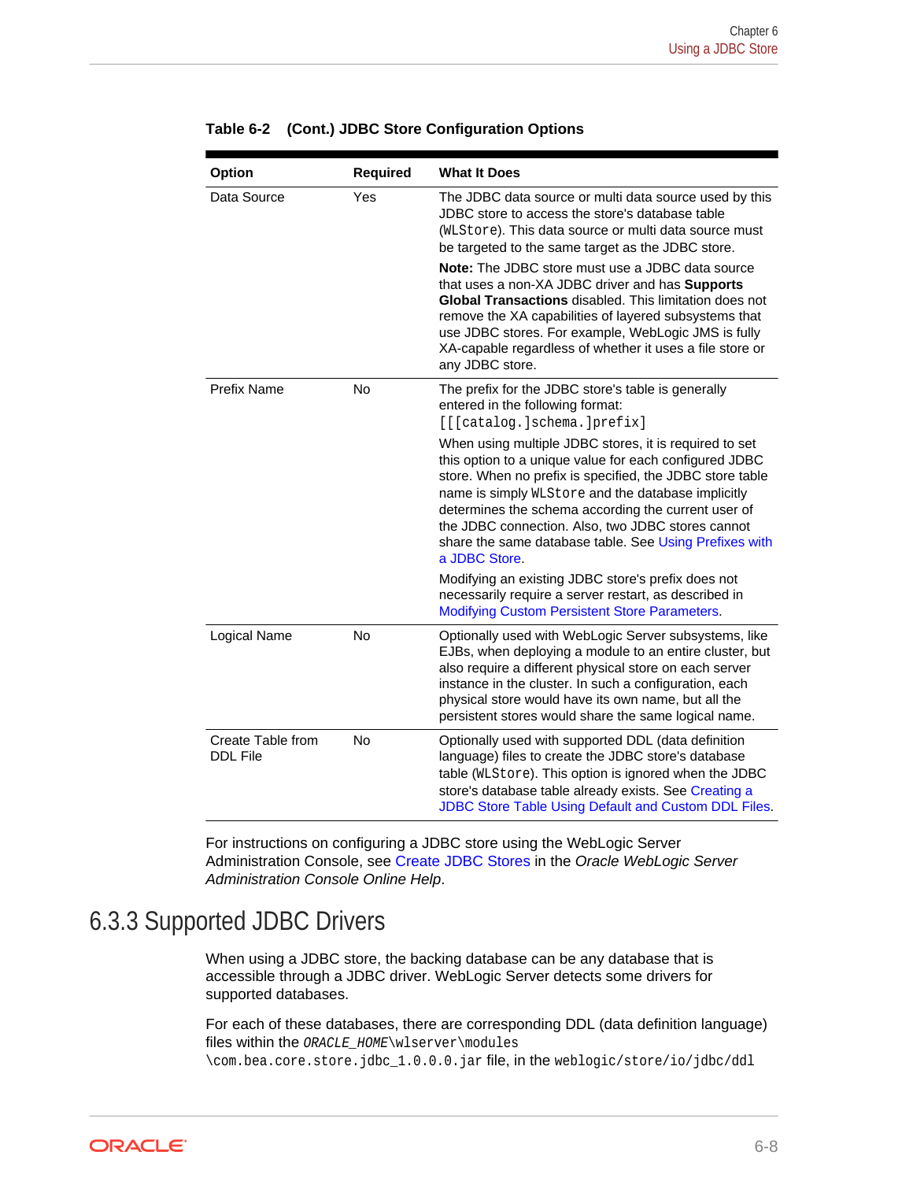**Table 6-2 (Cont.) JDBC Store Configuration Options**

| Option | Required | What It Does |
|---|---|---|
| Data Source | Yes | The JDBC data source or multi data source used by this JDBC store to access the store's database table (`WLStore`). This data source or multi data source must be targeted to the same target as the JDBC store.<br><br>**Note:** The JDBC store must use a JDBC data source that uses a non-XA JDBC driver and has **Supports Global Transactions** disabled. This limitation does not remove the XA capabilities of layered subsystems that use JDBC stores. For example, WebLogic JMS is fully XA-capable regardless of whether it uses a file store or any JDBC store. |
| Prefix Name | No | The prefix for the JDBC store's table is generally entered in the following format: `[[[catalog.]schema.]prefix]`<br><br>When using multiple JDBC stores, it is required to set this option to a unique value for each configured JDBC store. When no prefix is specified, the JDBC store table name is simply `WLStore` and the database implicitly determines the schema according the current user of the JDBC connection. Also, two JDBC stores cannot share the same database table. See Using Prefixes with a JDBC Store.<br><br>Modifying an existing JDBC store's prefix does not necessarily require a server restart, as described in Modifying Custom Persistent Store Parameters. |
| Logical Name | No | Optionally used with WebLogic Server subsystems, like EJBs, when deploying a module to an entire cluster, but also require a different physical store on each server instance in the cluster. In such a configuration, each physical store would have its own name, but all the persistent stores would share the same logical name. |
| Create Table from DDL File | No | Optionally used with supported DDL (data definition language) files to create the JDBC store's database table (`WLStore`). This option is ignored when the JDBC store's database table already exists. See Creating a JDBC Store Table Using Default and Custom DDL Files. |

For instructions on configuring a JDBC store using the WebLogic Server Administration Console, see Create JDBC Stores in the *Oracle WebLogic Server Administration Console Online Help*.

## 6.3.3 Supported JDBC Drivers

When using a JDBC store, the backing database can be any database that is accessible through a JDBC driver. WebLogic Server detects some drivers for supported databases.

For each of these databases, there are corresponding DDL (data definition language) files within the `ORACLE_HOME\wlserver\modules\com.bea.core.store.jdbc_1.0.0.0.jar` file, in the `weblogic/store/io/jdbc/ddl`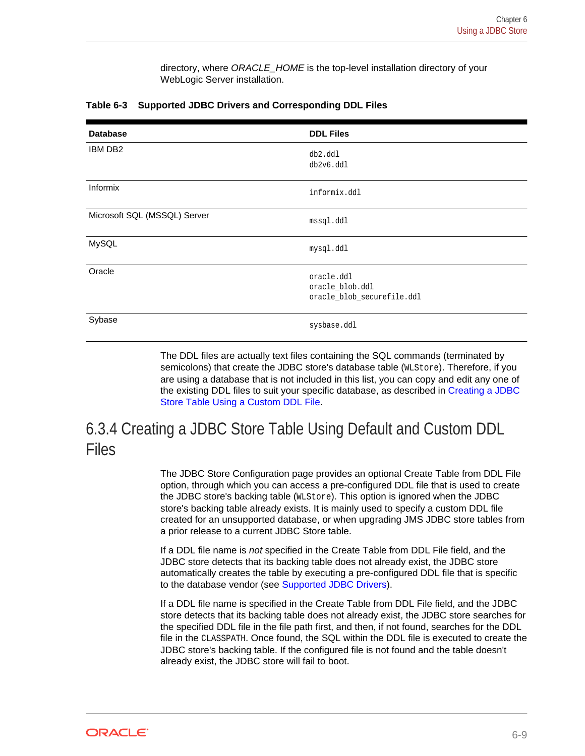directory, where *ORACLE_HOME* is the top-level installation directory of your WebLogic Server installation.

**Table 6-3 Supported JDBC Drivers and Corresponding DDL Files**

| Database | DDL Files |
| --- | --- |
| IBM DB2 | `db2.ddl`<br>`db2v6.ddl` |
| Informix | `informix.ddl` |
| Microsoft SQL (MSSQL) Server | `mssql.ddl` |
| MySQL | `mysql.ddl` |
| Oracle | `oracle.ddl`<br>`oracle_blob.ddl`<br>`oracle_blob_securefile.ddl` |
| Sybase | `sysbase.ddl` |

The DDL files are actually text files containing the SQL commands (terminated by semicolons) that create the JDBC store's database table (`WLStore`). Therefore, if you are using a database that is not included in this list, you can copy and edit any one of the existing DDL files to suit your specific database, as described in Creating a JDBC Store Table Using a Custom DDL File.

## 6.3.4 Creating a JDBC Store Table Using Default and Custom DDL Files

The JDBC Store Configuration page provides an optional Create Table from DDL File option, through which you can access a pre-configured DDL file that is used to create the JDBC store's backing table (`WLStore`). This option is ignored when the JDBC store's backing table already exists. It is mainly used to specify a custom DDL file created for an unsupported database, or when upgrading JMS JDBC store tables from a prior release to a current JDBC Store table.

If a DDL file name is *not* specified in the Create Table from DDL File field, and the JDBC store detects that its backing table does not already exist, the JDBC store automatically creates the table by executing a pre-configured DDL file that is specific to the database vendor (see Supported JDBC Drivers).

If a DDL file name is specified in the Create Table from DDL File field, and the JDBC store detects that its backing table does not already exist, the JDBC store searches for the specified DDL file in the file path first, and then, if not found, searches for the DDL file in the `CLASSPATH`. Once found, the SQL within the DDL file is executed to create the JDBC store's backing table. If the configured file is not found and the table doesn't already exist, the JDBC store will fail to boot.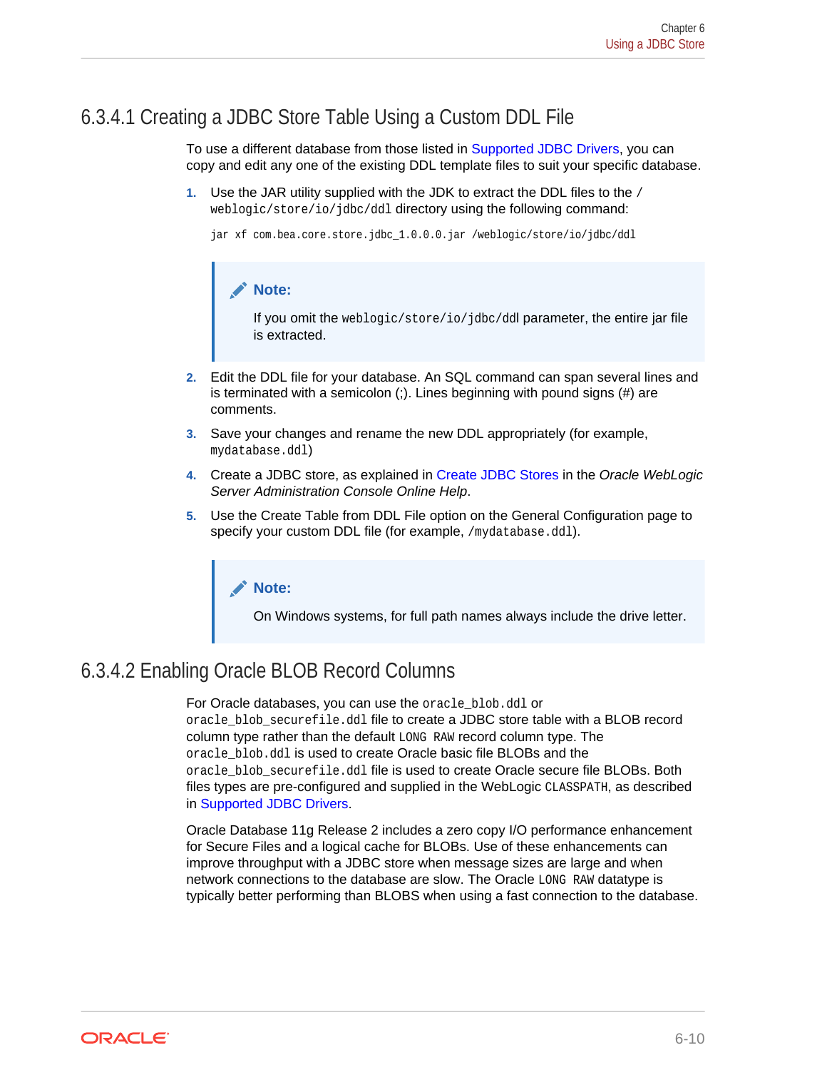### 6.3.4.1 Creating a JDBC Store Table Using a Custom DDL File

To use a different database from those listed in Supported JDBC Drivers, you can copy and edit any one of the existing DDL template files to suit your specific database.

1. Use the JAR utility supplied with the JDK to extract the DDL files to the `/weblogic/store/io/jdbc/ddl` directory using the following command:

   ```
   jar xf com.bea.core.store.jdbc_1.0.0.0.jar /weblogic/store/io/jdbc/ddl
   ```

   > **Note:**
   >
   > If you omit the `weblogic/store/io/jdbc/ddl` parameter, the entire jar file is extracted.

2. Edit the DDL file for your database. An SQL command can span several lines and is terminated with a semicolon (;). Lines beginning with pound signs (#) are comments.
3. Save your changes and rename the new DDL appropriately (for example, `mydatabase.ddl`)
4. Create a JDBC store, as explained in Create JDBC Stores in the *Oracle WebLogic Server Administration Console Online Help*.
5. Use the Create Table from DDL File option on the General Configuration page to specify your custom DDL file (for example, `/mydatabase.ddl`).

   > **Note:**
   >
   > On Windows systems, for full path names always include the drive letter.

### 6.3.4.2 Enabling Oracle BLOB Record Columns

For Oracle databases, you can use the `oracle_blob.ddl` or `oracle_blob_securefile.ddl` file to create a JDBC store table with a BLOB record column type rather than the default `LONG RAW` record column type. The `oracle_blob.ddl` is used to create Oracle basic file BLOBs and the `oracle_blob_securefile.ddl` file is used to create Oracle secure file BLOBs. Both files types are pre-configured and supplied in the WebLogic `CLASSPATH`, as described in Supported JDBC Drivers.

Oracle Database 11g Release 2 includes a zero copy I/O performance enhancement for Secure Files and a logical cache for BLOBs. Use of these enhancements can improve throughput with a JDBC store when message sizes are large and when network connections to the database are slow. The Oracle `LONG RAW` datatype is typically better performing than BLOBS when using a fast connection to the database.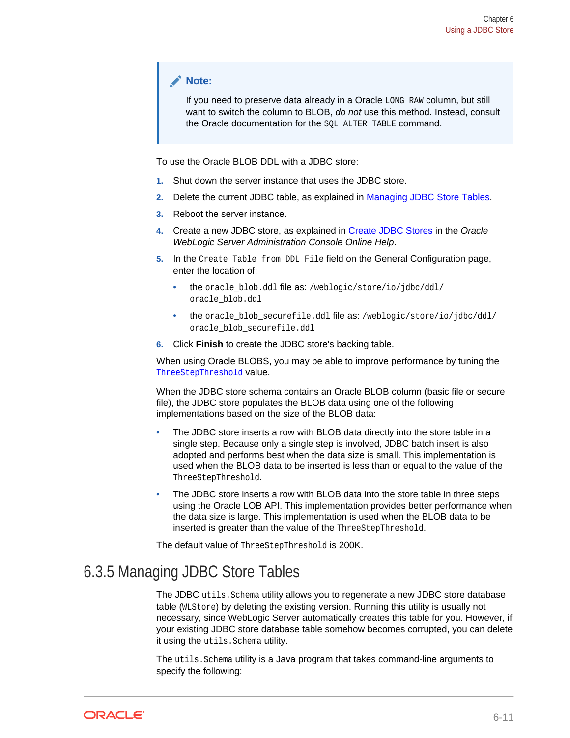> **Note:**
>
> If you need to preserve data already in a Oracle `LONG RAW` column, but still want to switch the column to BLOB, *do not* use this method. Instead, consult the Oracle documentation for the `SQL ALTER TABLE` command.

To use the Oracle BLOB DDL with a JDBC store:

1. Shut down the server instance that uses the JDBC store.
2. Delete the current JDBC table, as explained in Managing JDBC Store Tables.
3. Reboot the server instance.
4. Create a new JDBC store, as explained in Create JDBC Stores in the *Oracle WebLogic Server Administration Console Online Help*.
5. In the `Create Table from DDL File` field on the General Configuration page, enter the location of:
   - the `oracle_blob.ddl` file as: `/weblogic/store/io/jdbc/ddl/oracle_blob.ddl`
   - the `oracle_blob_securefile.ddl` file as: `/weblogic/store/io/jdbc/ddl/oracle_blob_securefile.ddl`
6. Click **Finish** to create the JDBC store's backing table.

When using Oracle BLOBS, you may be able to improve performance by tuning the `ThreeStepThreshold` value.

When the JDBC store schema contains an Oracle BLOB column (basic file or secure file), the JDBC store populates the BLOB data using one of the following implementations based on the size of the BLOB data:

- The JDBC store inserts a row with BLOB data directly into the store table in a single step. Because only a single step is involved, JDBC batch insert is also adopted and performs best when the data size is small. This implementation is used when the BLOB data to be inserted is less than or equal to the value of the `ThreeStepThreshold`.
- The JDBC store inserts a row with BLOB data into the store table in three steps using the Oracle LOB API. This implementation provides better performance when the data size is large. This implementation is used when the BLOB data to be inserted is greater than the value of the `ThreeStepThreshold`.

The default value of `ThreeStepThreshold` is 200K.

## 6.3.5 Managing JDBC Store Tables

The JDBC `utils.Schema` utility allows you to regenerate a new JDBC store database table (`WLStore`) by deleting the existing version. Running this utility is usually not necessary, since WebLogic Server automatically creates this table for you. However, if your existing JDBC store database table somehow becomes corrupted, you can delete it using the `utils.Schema` utility.

The `utils.Schema` utility is a Java program that takes command-line arguments to specify the following: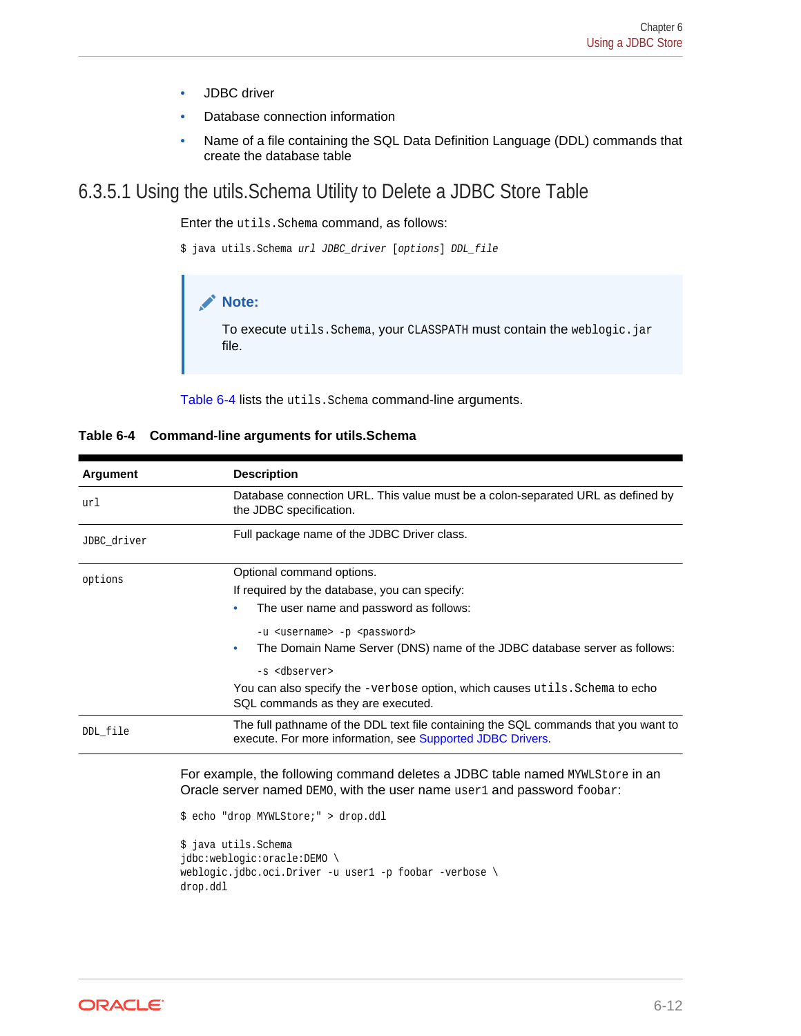- JDBC driver
- Database connection information
- Name of a file containing the SQL Data Definition Language (DDL) commands that create the database table

### 6.3.5.1 Using the utils.Schema Utility to Delete a JDBC Store Table

Enter the `utils.Schema` command, as follows:

```
$ java utils.Schema url JDBC_driver [options] DDL_file
```

> **Note:**
>
> To execute `utils.Schema`, your `CLASSPATH` must contain the `weblogic.jar` file.

Table 6-4 lists the `utils.Schema` command-line arguments.

**Table 6-4 Command-line arguments for utils.Schema**

| Argument | Description |
| --- | --- |
| `url` | Database connection URL. This value must be a colon-separated URL as defined by the JDBC specification. |
| `JDBC_driver` | Full package name of the JDBC Driver class. |
| `options` | Optional command options.<br>If required by the database, you can specify:<br>• The user name and password as follows:<br>`-u <username> -p <password>`<br>• The Domain Name Server (DNS) name of the JDBC database server as follows:<br>`-s <dbserver>`<br>You can also specify the `-verbose` option, which causes `utils.Schema` to echo SQL commands as they are executed. |
| `DDL_file` | The full pathname of the DDL text file containing the SQL commands that you want to execute. For more information, see Supported JDBC Drivers. |

For example, the following command deletes a JDBC table named `MYWLStore` in an Oracle server named `DEMO`, with the user name `user1` and password `foobar`:

```
$ echo "drop MYWLStore;" > drop.ddl

$ java utils.Schema
jdbc:weblogic:oracle:DEMO \
weblogic.jdbc.oci.Driver -u user1 -p foobar -verbose \
drop.ddl
```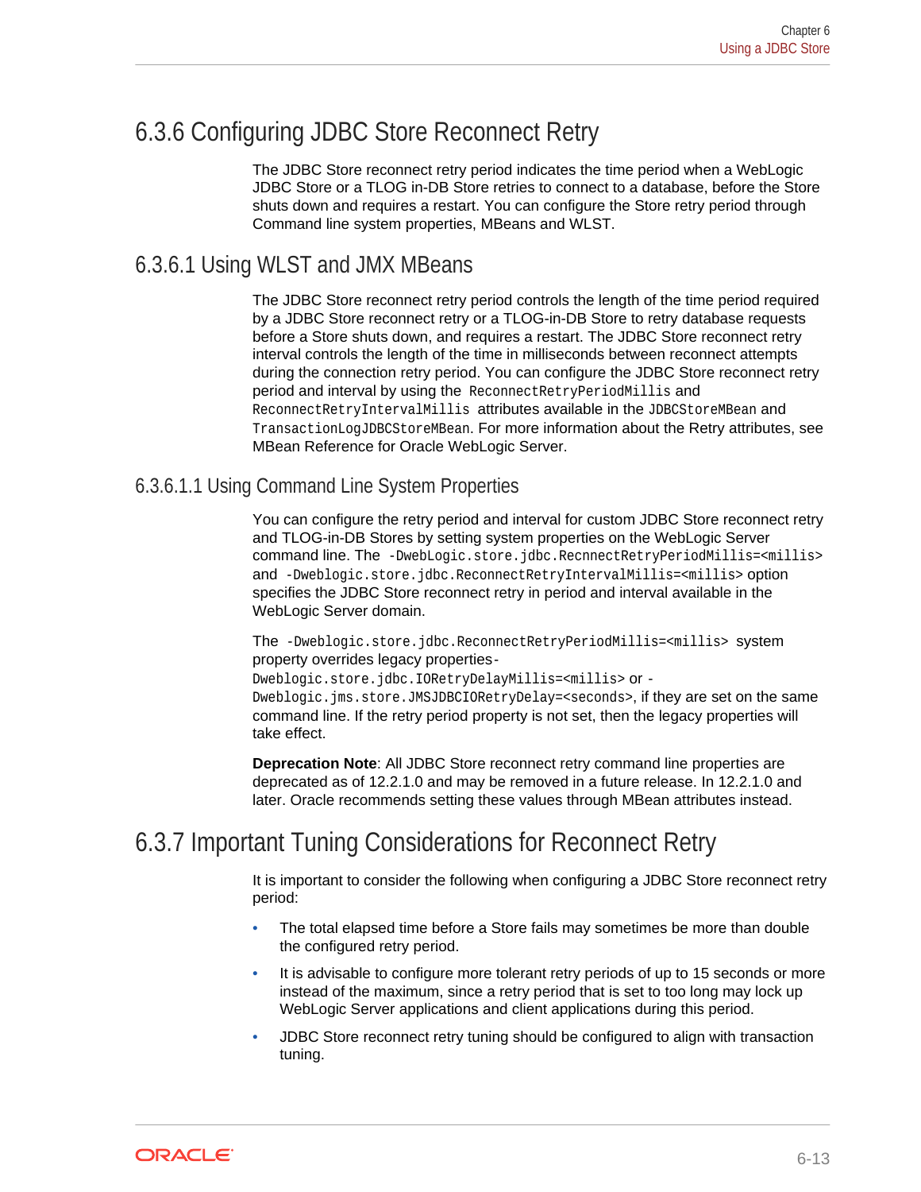## 6.3.6 Configuring JDBC Store Reconnect Retry

The JDBC Store reconnect retry period indicates the time period when a WebLogic JDBC Store or a TLOG in-DB Store retries to connect to a database, before the Store shuts down and requires a restart. You can configure the Store retry period through Command line system properties, MBeans and WLST.

### 6.3.6.1 Using WLST and JMX MBeans

The JDBC Store reconnect retry period controls the length of the time period required by a JDBC Store reconnect retry or a TLOG-in-DB Store to retry database requests before a Store shuts down, and requires a restart. The JDBC Store reconnect retry interval controls the length of the time in milliseconds between reconnect attempts during the connection retry period. You can configure the JDBC Store reconnect retry period and interval by using the `ReconnectRetryPeriodMillis` and `ReconnectRetryIntervalMillis` attributes available in the `JDBCStoreMBean` and `TransactionLogJDBCStoreMBean`. For more information about the Retry attributes, see MBean Reference for Oracle WebLogic Server.

#### 6.3.6.1.1 Using Command Line System Properties

You can configure the retry period and interval for custom JDBC Store reconnect retry and TLOG-in-DB Stores by setting system properties on the WebLogic Server command line. The `-DwebLogic.store.jdbc.RecnnectRetryPeriodMillis=<millis>` and `-Dweblogic.store.jdbc.ReconnectRetryIntervalMillis=<millis>` option specifies the JDBC Store reconnect retry in period and interval available in the WebLogic Server domain.

The `-Dweblogic.store.jdbc.ReconnectRetryPeriodMillis=<millis>` system property overrides legacy properties `-Dweblogic.store.jdbc.IORetryDelayMillis=<millis>` or `-Dweblogic.jms.store.JMSJDBCIORetryDelay=<seconds>`, if they are set on the same command line. If the retry period property is not set, then the legacy properties will take effect.

**Deprecation Note**: All JDBC Store reconnect retry command line properties are deprecated as of 12.2.1.0 and may be removed in a future release. In 12.2.1.0 and later. Oracle recommends setting these values through MBean attributes instead.

## 6.3.7 Important Tuning Considerations for Reconnect Retry

It is important to consider the following when configuring a JDBC Store reconnect retry period:

- The total elapsed time before a Store fails may sometimes be more than double the configured retry period.
- It is advisable to configure more tolerant retry periods of up to 15 seconds or more instead of the maximum, since a retry period that is set to too long may lock up WebLogic Server applications and client applications during this period.
- JDBC Store reconnect retry tuning should be configured to align with transaction tuning.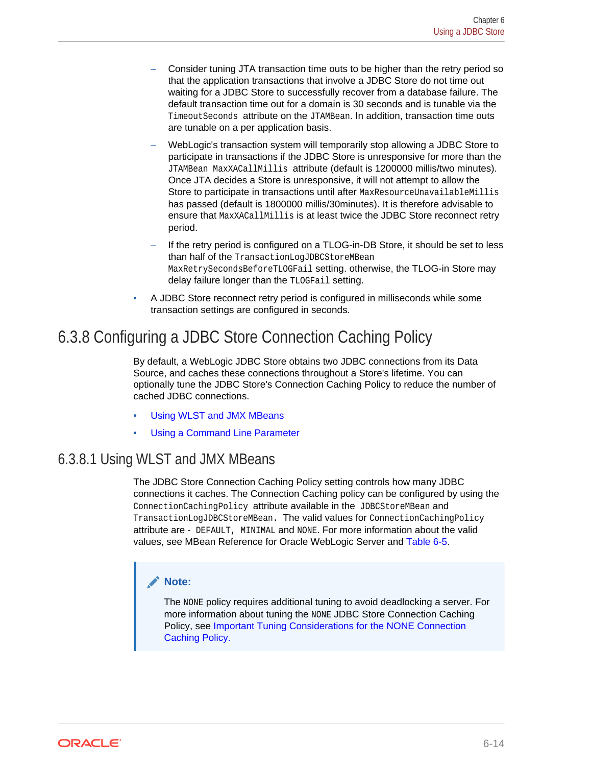- Consider tuning JTA transaction time outs to be higher than the retry period so that the application transactions that involve a JDBC Store do not time out waiting for a JDBC Store to successfully recover from a database failure. The default transaction time out for a domain is 30 seconds and is tunable via the `TimeoutSeconds` attribute on the `JTAMBean`. In addition, transaction time outs are tunable on a per application basis.
    - WebLogic's transaction system will temporarily stop allowing a JDBC Store to participate in transactions if the JDBC Store is unresponsive for more than the `JTAMBean MaxXACallMillis` attribute (default is 1200000 millis/two minutes). Once JTA decides a Store is unresponsive, it will not attempt to allow the Store to participate in transactions until after `MaxResourceUnavailableMillis` has passed (default is 1800000 millis/30minutes). It is therefore advisable to ensure that `MaxXACallMillis` is at least twice the JDBC Store reconnect retry period.
    - If the retry period is configured on a TLOG-in-DB Store, it should be set to less than half of the `TransactionLogJDBCStoreMBean MaxRetrySecondsBeforeTLOGFail` setting. otherwise, the TLOG-in Store may delay failure longer than the `TLOGFail` setting.
- A JDBC Store reconnect retry period is configured in milliseconds while some transaction settings are configured in seconds.

## 6.3.8 Configuring a JDBC Store Connection Caching Policy

By default, a WebLogic JDBC Store obtains two JDBC connections from its Data Source, and caches these connections throughout a Store's lifetime. You can optionally tune the JDBC Store's Connection Caching Policy to reduce the number of cached JDBC connections.

- Using WLST and JMX MBeans
- Using a Command Line Parameter

### 6.3.8.1 Using WLST and JMX MBeans

The JDBC Store Connection Caching Policy setting controls how many JDBC connections it caches. The Connection Caching policy can be configured by using the `ConnectionCachingPolicy` attribute available in the `JDBCStoreMBean` and `TransactionLogJDBCStoreMBean`. The valid values for `ConnectionCachingPolicy` attribute are - `DEFAULT`, `MINIMAL` and `NONE`. For more information about the valid values, see MBean Reference for Oracle WebLogic Server and Table 6-5.

> **Note:**
>
> The `NONE` policy requires additional tuning to avoid deadlocking a server. For more information about tuning the `NONE` JDBC Store Connection Caching Policy, see Important Tuning Considerations for the NONE Connection Caching Policy.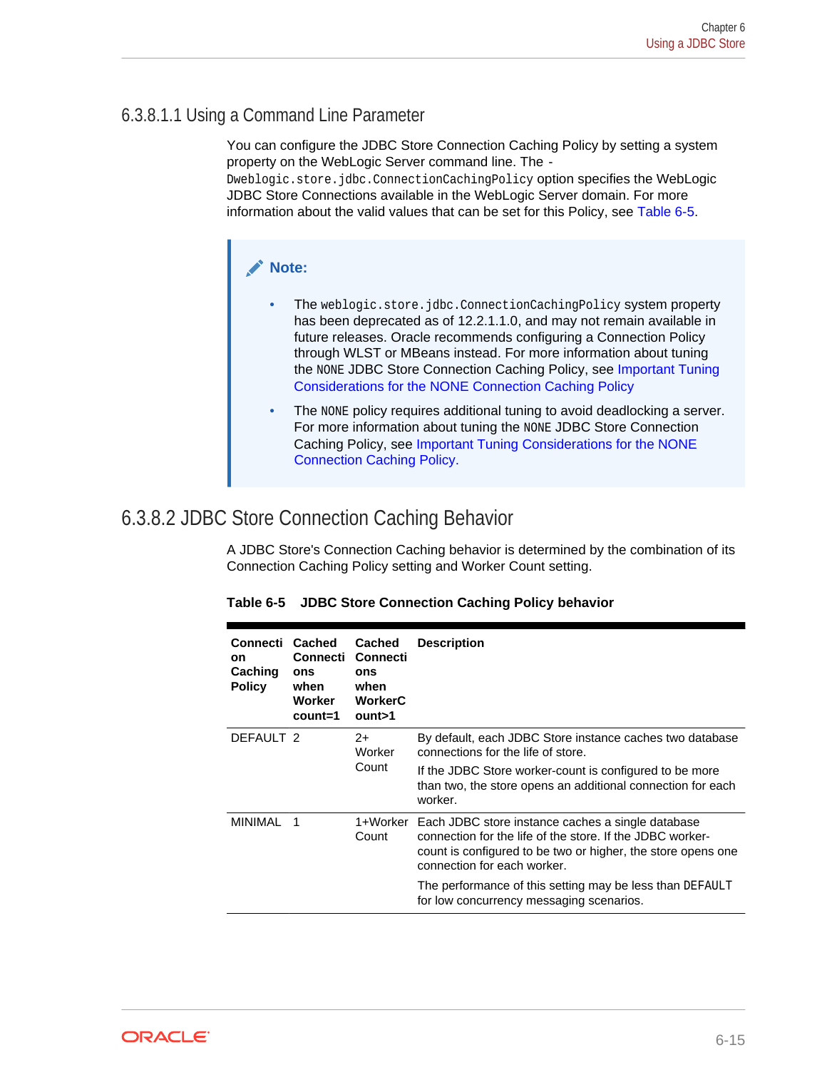#### 6.3.8.1.1 Using a Command Line Parameter

You can configure the JDBC Store Connection Caching Policy by setting a system property on the WebLogic Server command line. The `-Dweblogic.store.jdbc.ConnectionCachingPolicy` option specifies the WebLogic JDBC Store Connections available in the WebLogic Server domain. For more information about the valid values that can be set for this Policy, see Table 6-5.

> **Note:**
>
> - The `weblogic.store.jdbc.ConnectionCachingPolicy` system property has been deprecated as of 12.2.1.1.0, and may not remain available in future releases. Oracle recommends configuring a Connection Policy through WLST or MBeans instead. For more information about tuning the `NONE` JDBC Store Connection Caching Policy, see Important Tuning Considerations for the NONE Connection Caching Policy
> - The `NONE` policy requires additional tuning to avoid deadlocking a server. For more information about tuning the `NONE` JDBC Store Connection Caching Policy, see Important Tuning Considerations for the NONE Connection Caching Policy.

### 6.3.8.2 JDBC Store Connection Caching Behavior

A JDBC Store's Connection Caching behavior is determined by the combination of its Connection Caching Policy setting and Worker Count setting.

**Table 6-5 JDBC Store Connection Caching Policy behavior**

| Connection Caching Policy | Cached Connections when Worker count=1 | Cached Connections when WorkerCount>1 | Description |
| --- | --- | --- | --- |
| DEFAULT | 2 | 2+ Worker Count | By default, each JDBC Store instance caches two database connections for the life of store.<br><br>If the JDBC Store worker-count is configured to be more than two, the store opens an additional connection for each worker. |
| MINIMAL | 1 | 1+Worker Count | Each JDBC store instance caches a single database connection for the life of the store. If the JDBC worker-count is configured to be two or higher, the store opens one connection for each worker.<br><br>The performance of this setting may be less than `DEFAULT` for low concurrency messaging scenarios. |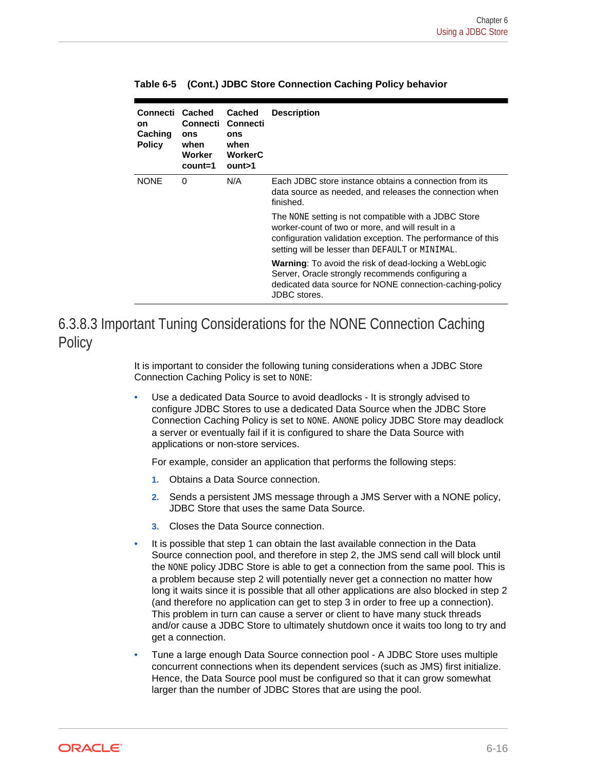**Table 6-5 (Cont.) JDBC Store Connection Caching Policy behavior**

| Connection Caching Policy | Cached Connections when Worker count=1 | Cached Connections when WorkerCount>1 | Description |
| --- | --- | --- | --- |
| NONE | 0 | N/A | Each JDBC store instance obtains a connection from its data source as needed, and releases the connection when finished.<br><br>The `NONE` setting is not compatible with a JDBC Store worker-count of two or more, and will result in a configuration validation exception. The performance of this setting will be lesser than `DEFAULT` or `MINIMAL`.<br><br>**Warning**: To avoid the risk of dead-locking a WebLogic Server, Oracle strongly recommends configuring a dedicated data source for NONE connection-caching-policy JDBC stores. |

## 6.3.8.3 Important Tuning Considerations for the NONE Connection Caching Policy

It is important to consider the following tuning considerations when a JDBC Store Connection Caching Policy is set to `NONE`:

- Use a dedicated Data Source to avoid deadlocks - It is strongly advised to configure JDBC Stores to use a dedicated Data Source when the JDBC Store Connection Caching Policy is set to `NONE`. A`NONE` policy JDBC Store may deadlock a server or eventually fail if it is configured to share the Data Source with applications or non-store services.

  For example, consider an application that performs the following steps:

  1. Obtains a Data Source connection.
  2. Sends a persistent JMS message through a JMS Server with a NONE policy, JDBC Store that uses the same Data Source.
  3. Closes the Data Source connection.

- It is possible that step 1 can obtain the last available connection in the Data Source connection pool, and therefore in step 2, the JMS send call will block until the `NONE` policy JDBC Store is able to get a connection from the same pool. This is a problem because step 2 will potentially never get a connection no matter how long it waits since it is possible that all other applications are also blocked in step 2 (and therefore no application can get to step 3 in order to free up a connection). This problem in turn can cause a server or client to have many stuck threads and/or cause a JDBC Store to ultimately shutdown once it waits too long to try and get a connection.

- Tune a large enough Data Source connection pool - A JDBC Store uses multiple concurrent connections when its dependent services (such as JMS) first initialize. Hence, the Data Source pool must be configured so that it can grow somewhat larger than the number of JDBC Stores that are using the pool.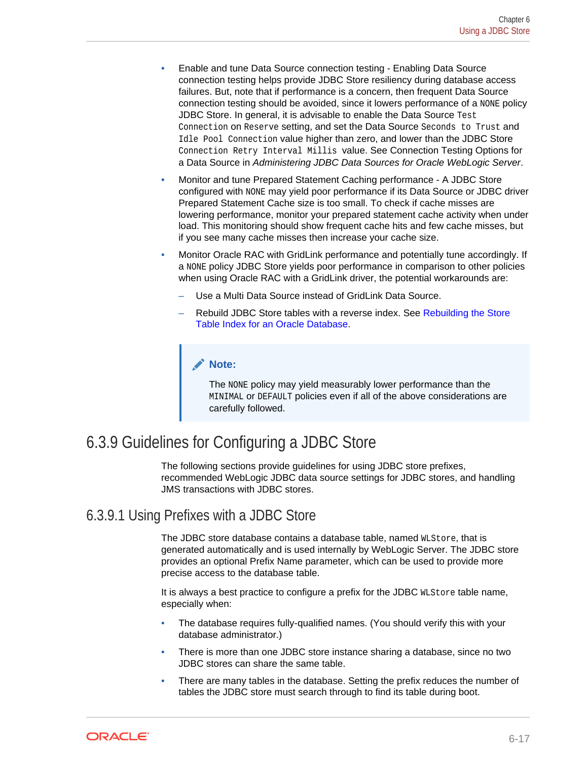- Enable and tune Data Source connection testing - Enabling Data Source connection testing helps provide JDBC Store resiliency during database access failures. But, note that if performance is a concern, then frequent Data Source connection testing should be avoided, since it lowers performance of a `NONE` policy JDBC Store. In general, it is advisable to enable the Data Source `Test Connection` on `Reserve` setting, and set the Data Source `Seconds to Trust` and `Idle Pool Connection` value higher than zero, and lower than the JDBC Store `Connection Retry Interval Millis` value. See Connection Testing Options for a Data Source in *Administering JDBC Data Sources for Oracle WebLogic Server*.
- Monitor and tune Prepared Statement Caching performance - A JDBC Store configured with `NONE` may yield poor performance if its Data Source or JDBC driver Prepared Statement Cache size is too small. To check if cache misses are lowering performance, monitor your prepared statement cache activity when under load. This monitoring should show frequent cache hits and few cache misses, but if you see many cache misses then increase your cache size.
- Monitor Oracle RAC with GridLink performance and potentially tune accordingly. If a `NONE` policy JDBC Store yields poor performance in comparison to other policies when using Oracle RAC with a GridLink driver, the potential workarounds are:
  - Use a Multi Data Source instead of GridLink Data Source.
  - Rebuild JDBC Store tables with a reverse index. See Rebuilding the Store Table Index for an Oracle Database.

> **Note:**
>
> The `NONE` policy may yield measurably lower performance than the `MINIMAL` or `DEFAULT` policies even if all of the above considerations are carefully followed.

## 6.3.9 Guidelines for Configuring a JDBC Store

The following sections provide guidelines for using JDBC store prefixes, recommended WebLogic JDBC data source settings for JDBC stores, and handling JMS transactions with JDBC stores.

### 6.3.9.1 Using Prefixes with a JDBC Store

The JDBC store database contains a database table, named `WLStore`, that is generated automatically and is used internally by WebLogic Server. The JDBC store provides an optional Prefix Name parameter, which can be used to provide more precise access to the database table.

It is always a best practice to configure a prefix for the JDBC `WLStore` table name, especially when:

- The database requires fully-qualified names. (You should verify this with your database administrator.)
- There is more than one JDBC store instance sharing a database, since no two JDBC stores can share the same table.
- There are many tables in the database. Setting the prefix reduces the number of tables the JDBC store must search through to find its table during boot.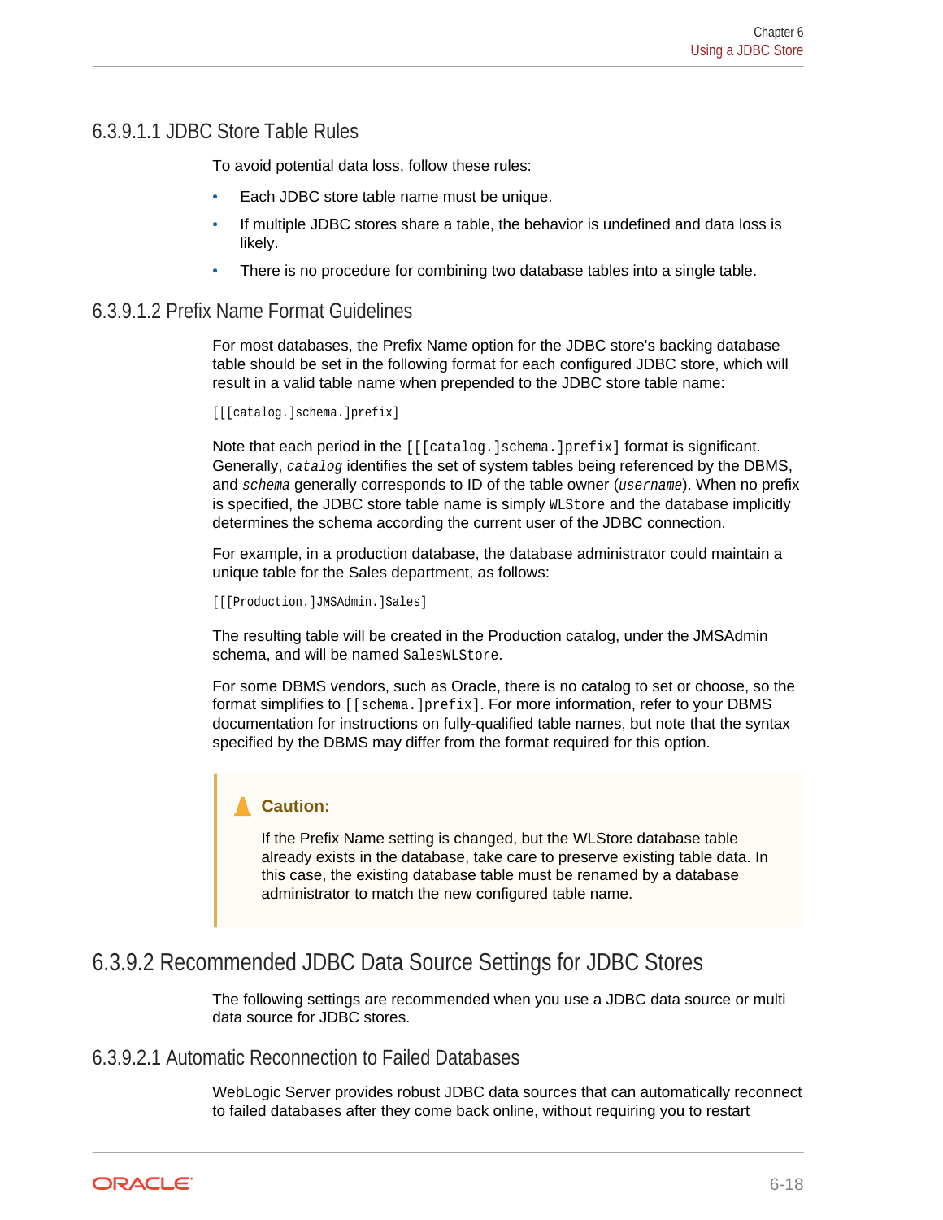#### 6.3.9.1.1 JDBC Store Table Rules

To avoid potential data loss, follow these rules:

- Each JDBC store table name must be unique.
- If multiple JDBC stores share a table, the behavior is undefined and data loss is likely.
- There is no procedure for combining two database tables into a single table.

#### 6.3.9.1.2 Prefix Name Format Guidelines

For most databases, the Prefix Name option for the JDBC store's backing database table should be set in the following format for each configured JDBC store, which will result in a valid table name when prepended to the JDBC store table name:

```
[[[catalog.]schema.]prefix]
```

Note that each period in the `[[[catalog.]schema.]prefix]` format is significant. Generally, *`catalog`* identifies the set of system tables being referenced by the DBMS, and *`schema`* generally corresponds to ID of the table owner (*`username`*). When no prefix is specified, the JDBC store table name is simply `WLStore` and the database implicitly determines the schema according the current user of the JDBC connection.

For example, in a production database, the database administrator could maintain a unique table for the Sales department, as follows:

```
[[[Production.]JMSAdmin.]Sales]
```

The resulting table will be created in the Production catalog, under the JMSAdmin schema, and will be named `SalesWLStore`.

For some DBMS vendors, such as Oracle, there is no catalog to set or choose, so the format simplifies to `[[schema.]prefix]`. For more information, refer to your DBMS documentation for instructions on fully-qualified table names, but note that the syntax specified by the DBMS may differ from the format required for this option.

> **Caution:**
>
> If the Prefix Name setting is changed, but the WLStore database table already exists in the database, take care to preserve existing table data. In this case, the existing database table must be renamed by a database administrator to match the new configured table name.

### 6.3.9.2 Recommended JDBC Data Source Settings for JDBC Stores

The following settings are recommended when you use a JDBC data source or multi data source for JDBC stores.

#### 6.3.9.2.1 Automatic Reconnection to Failed Databases

WebLogic Server provides robust JDBC data sources that can automatically reconnect to failed databases after they come back online, without requiring you to restart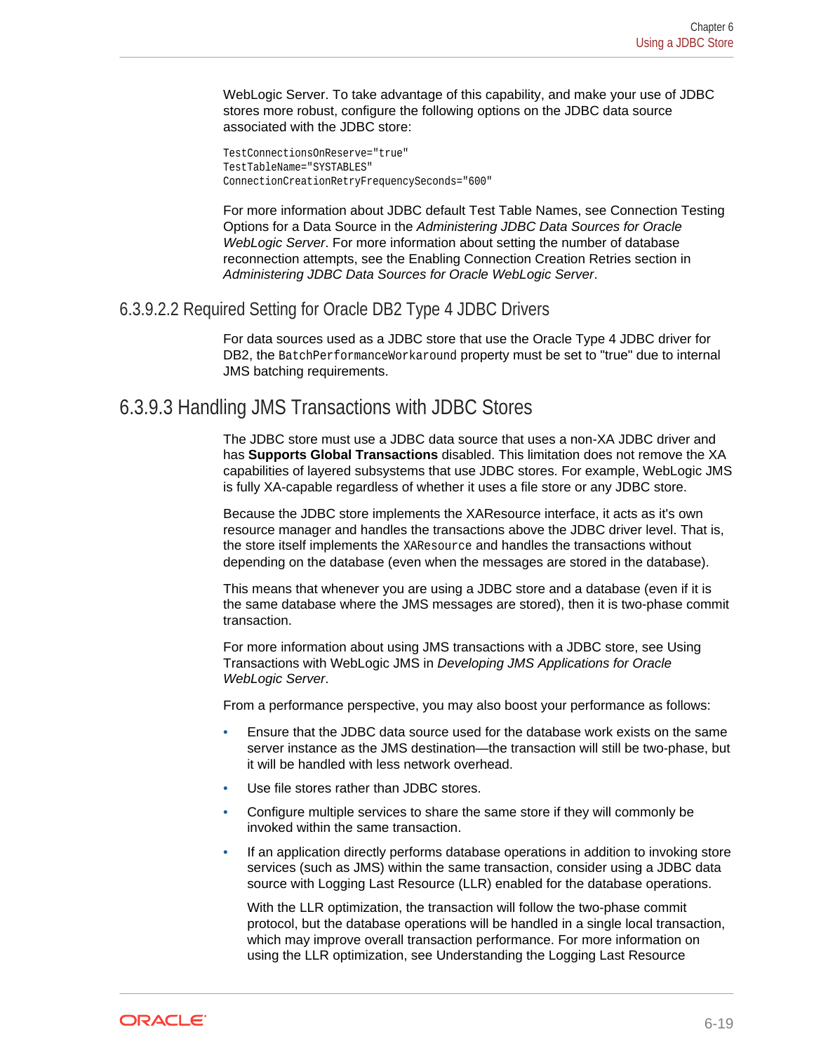WebLogic Server. To take advantage of this capability, and make your use of JDBC stores more robust, configure the following options on the JDBC data source associated with the JDBC store:

```
TestConnectionsOnReserve="true"
TestTableName="SYSTABLES"
ConnectionCreationRetryFrequencySeconds="600"
```

For more information about JDBC default Test Table Names, see Connection Testing Options for a Data Source in the *Administering JDBC Data Sources for Oracle WebLogic Server*. For more information about setting the number of database reconnection attempts, see the Enabling Connection Creation Retries section in *Administering JDBC Data Sources for Oracle WebLogic Server*.

#### 6.3.9.2.2 Required Setting for Oracle DB2 Type 4 JDBC Drivers

For data sources used as a JDBC store that use the Oracle Type 4 JDBC driver for DB2, the `BatchPerformanceWorkaround` property must be set to "true" due to internal JMS batching requirements.

### 6.3.9.3 Handling JMS Transactions with JDBC Stores

The JDBC store must use a JDBC data source that uses a non-XA JDBC driver and has **Supports Global Transactions** disabled. This limitation does not remove the XA capabilities of layered subsystems that use JDBC stores. For example, WebLogic JMS is fully XA-capable regardless of whether it uses a file store or any JDBC store.

Because the JDBC store implements the XAResource interface, it acts as it's own resource manager and handles the transactions above the JDBC driver level. That is, the store itself implements the `XAResource` and handles the transactions without depending on the database (even when the messages are stored in the database).

This means that whenever you are using a JDBC store and a database (even if it is the same database where the JMS messages are stored), then it is two-phase commit transaction.

For more information about using JMS transactions with a JDBC store, see Using Transactions with WebLogic JMS in *Developing JMS Applications for Oracle WebLogic Server*.

From a performance perspective, you may also boost your performance as follows:

- Ensure that the JDBC data source used for the database work exists on the same server instance as the JMS destination—the transaction will still be two-phase, but it will be handled with less network overhead.
- Use file stores rather than JDBC stores.
- Configure multiple services to share the same store if they will commonly be invoked within the same transaction.
- If an application directly performs database operations in addition to invoking store services (such as JMS) within the same transaction, consider using a JDBC data source with Logging Last Resource (LLR) enabled for the database operations.

  With the LLR optimization, the transaction will follow the two-phase commit protocol, but the database operations will be handled in a single local transaction, which may improve overall transaction performance. For more information on using the LLR optimization, see Understanding the Logging Last Resource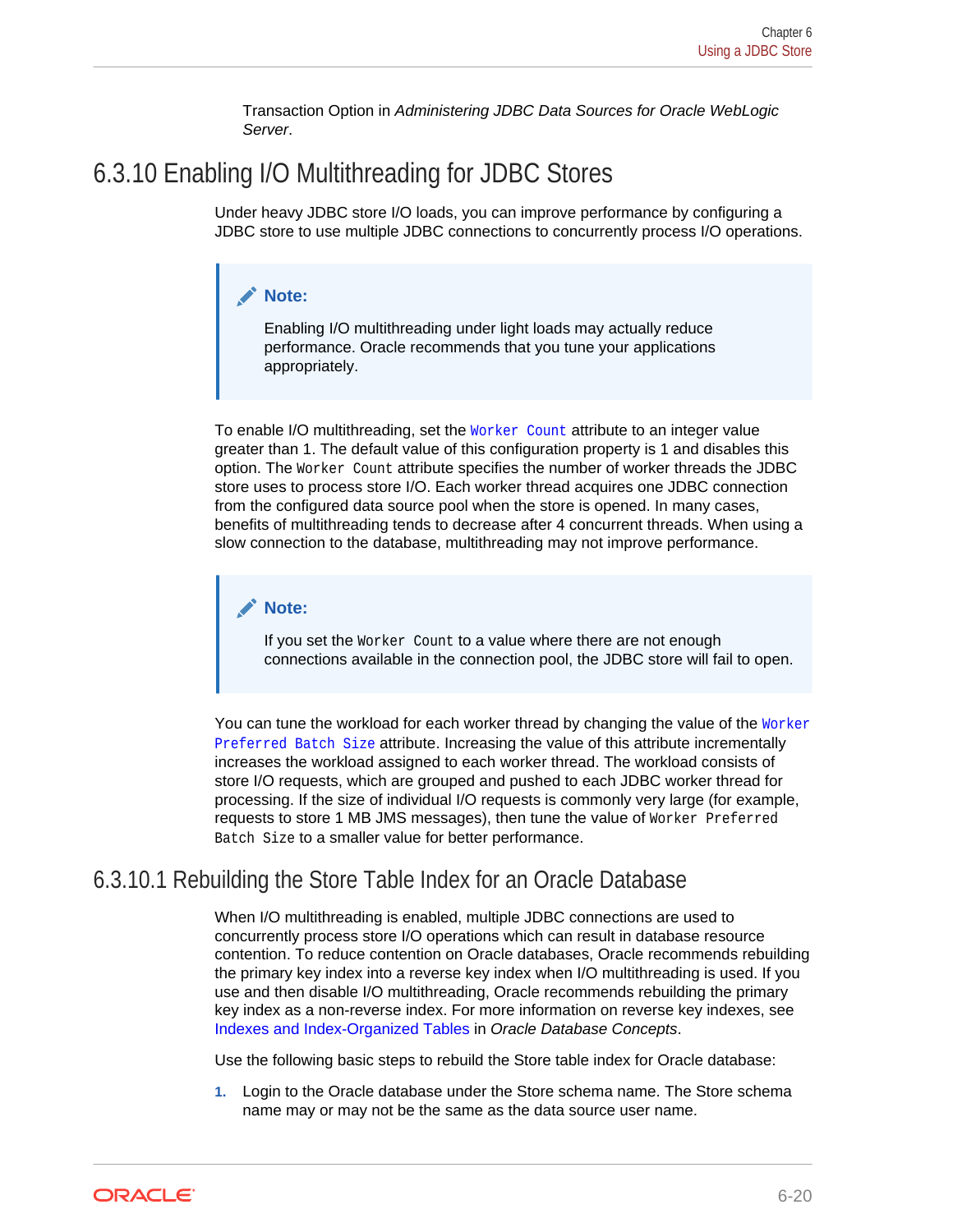Transaction Option in *Administering JDBC Data Sources for Oracle WebLogic Server*.

## 6.3.10 Enabling I/O Multithreading for JDBC Stores

Under heavy JDBC store I/O loads, you can improve performance by configuring a JDBC store to use multiple JDBC connections to concurrently process I/O operations.

> **Note:**
>
> Enabling I/O multithreading under light loads may actually reduce performance. Oracle recommends that you tune your applications appropriately.

To enable I/O multithreading, set the `Worker Count` attribute to an integer value greater than 1. The default value of this configuration property is 1 and disables this option. The `Worker Count` attribute specifies the number of worker threads the JDBC store uses to process store I/O. Each worker thread acquires one JDBC connection from the configured data source pool when the store is opened. In many cases, benefits of multithreading tends to decrease after 4 concurrent threads. When using a slow connection to the database, multithreading may not improve performance.

> **Note:**
>
> If you set the `Worker Count` to a value where there are not enough connections available in the connection pool, the JDBC store will fail to open.

You can tune the workload for each worker thread by changing the value of the `Worker Preferred Batch Size` attribute. Increasing the value of this attribute incrementally increases the workload assigned to each worker thread. The workload consists of store I/O requests, which are grouped and pushed to each JDBC worker thread for processing. If the size of individual I/O requests is commonly very large (for example, requests to store 1 MB JMS messages), then tune the value of `Worker Preferred Batch Size` to a smaller value for better performance.

### 6.3.10.1 Rebuilding the Store Table Index for an Oracle Database

When I/O multithreading is enabled, multiple JDBC connections are used to concurrently process store I/O operations which can result in database resource contention. To reduce contention on Oracle databases, Oracle recommends rebuilding the primary key index into a reverse key index when I/O multithreading is used. If you use and then disable I/O multithreading, Oracle recommends rebuilding the primary key index as a non-reverse index. For more information on reverse key indexes, see Indexes and Index-Organized Tables in *Oracle Database Concepts*.

Use the following basic steps to rebuild the Store table index for Oracle database:

1. Login to the Oracle database under the Store schema name. The Store schema name may or may not be the same as the data source user name.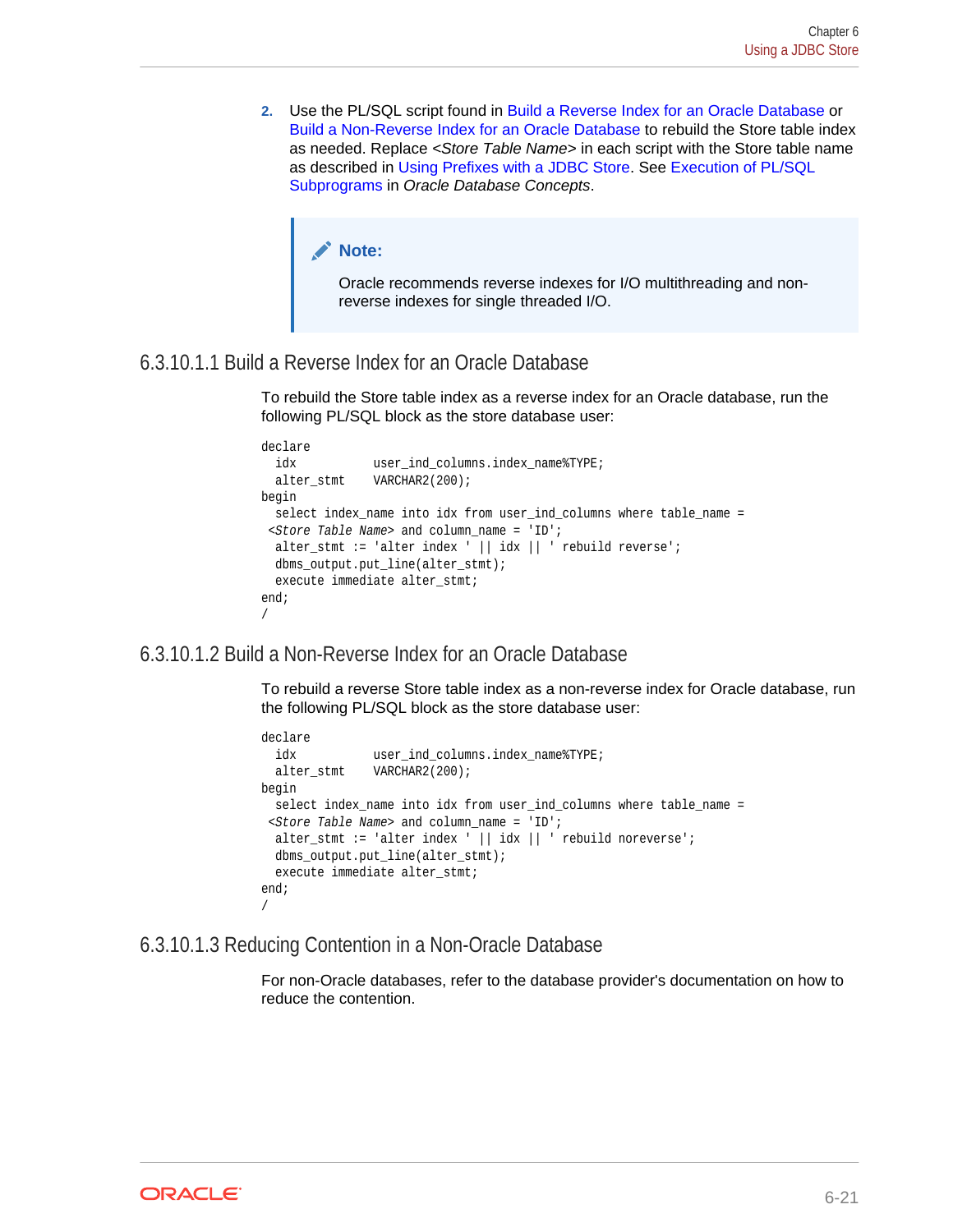2. Use the PL/SQL script found in Build a Reverse Index for an Oracle Database or Build a Non-Reverse Index for an Oracle Database to rebuild the Store table index as needed. Replace <*Store Table Name*> in each script with the Store table name as described in Using Prefixes with a JDBC Store. See Execution of PL/SQL Subprograms in *Oracle Database Concepts*.

> **Note:**
>
> Oracle recommends reverse indexes for I/O multithreading and non-reverse indexes for single threaded I/O.

#### 6.3.10.1.1 Build a Reverse Index for an Oracle Database

To rebuild the Store table index as a reverse index for an Oracle database, run the following PL/SQL block as the store database user:

```
declare
  idx          user_ind_columns.index_name%TYPE;
  alter_stmt    VARCHAR2(200);
begin
  select index_name into idx from user_ind_columns where table_name =
 <Store Table Name> and column_name = 'ID';
  alter_stmt := 'alter index ' || idx || ' rebuild reverse';
  dbms_output.put_line(alter_stmt);
  execute immediate alter_stmt;
end;
/
```

#### 6.3.10.1.2 Build a Non-Reverse Index for an Oracle Database

To rebuild a reverse Store table index as a non-reverse index for Oracle database, run the following PL/SQL block as the store database user:

```
declare
  idx          user_ind_columns.index_name%TYPE;
  alter_stmt    VARCHAR2(200);
begin
  select index_name into idx from user_ind_columns where table_name =
 <Store Table Name> and column_name = 'ID';
  alter_stmt := 'alter index ' || idx || ' rebuild noreverse';
  dbms_output.put_line(alter_stmt);
  execute immediate alter_stmt;
end;
/
```

#### 6.3.10.1.3 Reducing Contention in a Non-Oracle Database

For non-Oracle databases, refer to the database provider's documentation on how to reduce the contention.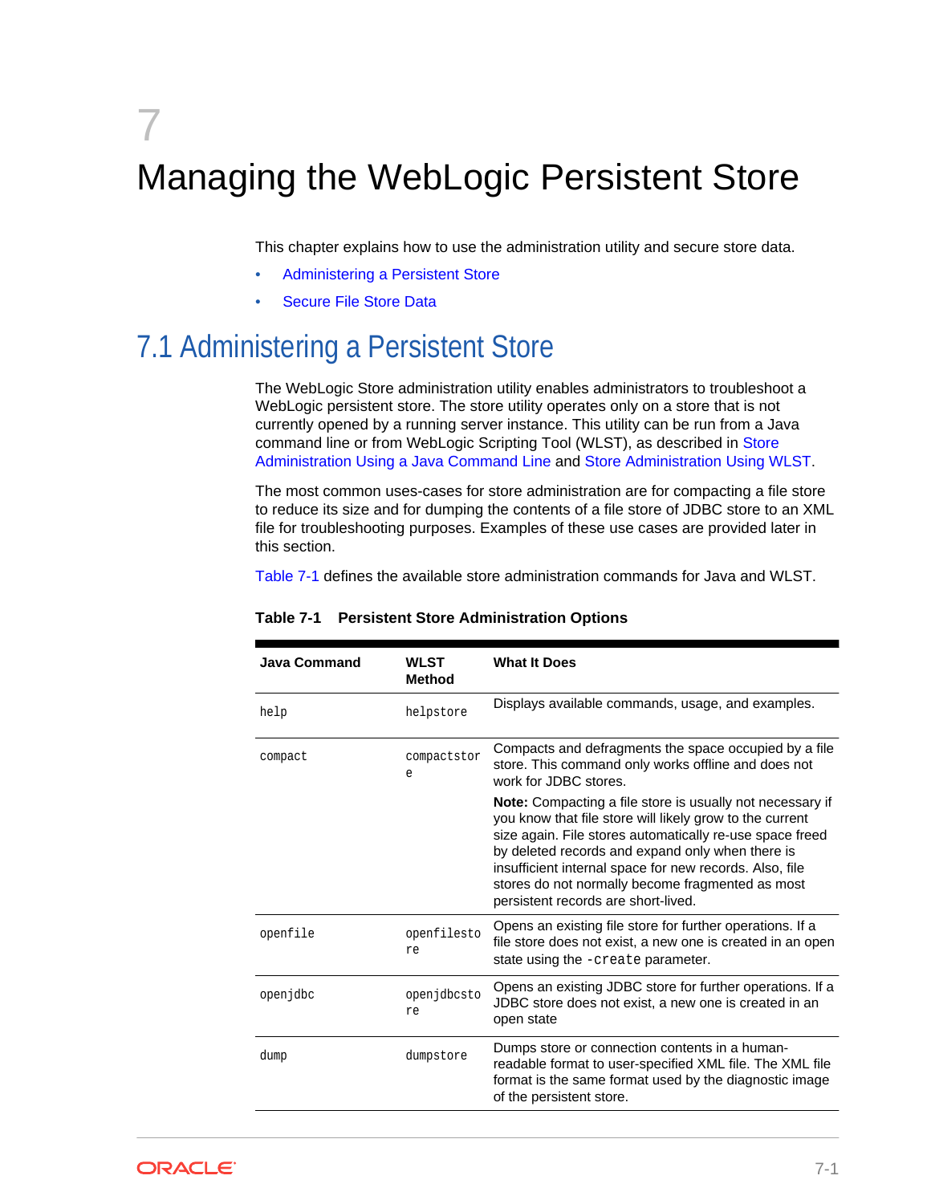# 7 Managing the WebLogic Persistent Store

This chapter explains how to use the administration utility and secure store data.

- Administering a Persistent Store
- Secure File Store Data

## 7.1 Administering a Persistent Store

The WebLogic Store administration utility enables administrators to troubleshoot a WebLogic persistent store. The store utility operates only on a store that is not currently opened by a running server instance. This utility can be run from a Java command line or from WebLogic Scripting Tool (WLST), as described in Store Administration Using a Java Command Line and Store Administration Using WLST.

The most common uses-cases for store administration are for compacting a file store to reduce its size and for dumping the contents of a file store of JDBC store to an XML file for troubleshooting purposes. Examples of these use cases are provided later in this section.

Table 7-1 defines the available store administration commands for Java and WLST.

**Table 7-1 Persistent Store Administration Options**

| Java Command | WLST Method | What It Does |
|---|---|---|
| `help` | `helpstore` | Displays available commands, usage, and examples. |
| `compact` | `compactstore` | Compacts and defragments the space occupied by a file store. This command only works offline and does not work for JDBC stores.<br><br>**Note:** Compacting a file store is usually not necessary if you know that file store will likely grow to the current size again. File stores automatically re-use space freed by deleted records and expand only when there is insufficient internal space for new records. Also, file stores do not normally become fragmented as most persistent records are short-lived. |
| `openfile` | `openfilestore` | Opens an existing file store for further operations. If a file store does not exist, a new one is created in an open state using the `-create` parameter. |
| `openjdbc` | `openjdbcstore` | Opens an existing JDBC store for further operations. If a JDBC store does not exist, a new one is created in an open state |
| `dump` | `dumpstore` | Dumps store or connection contents in a human-readable format to user-specified XML file. The XML file format is the same format used by the diagnostic image of the persistent store. |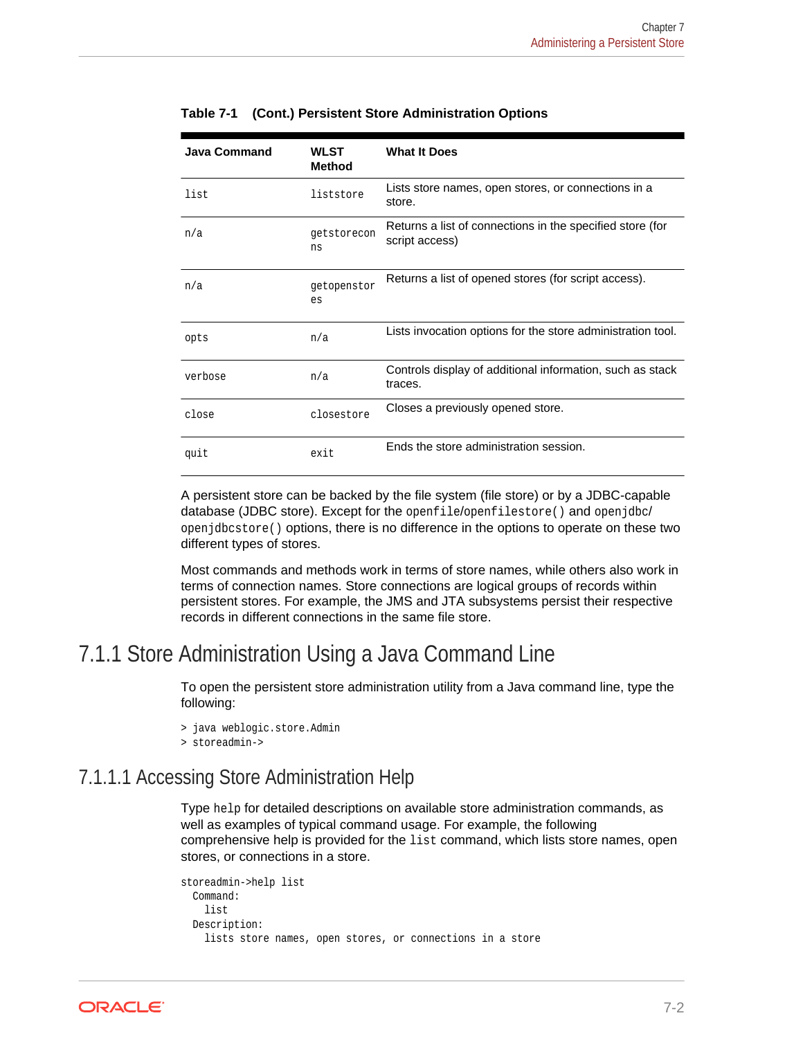**Table 7-1 (Cont.) Persistent Store Administration Options**

| Java Command | WLST Method | What It Does |
|---|---|---|
| `list` | `liststore` | Lists store names, open stores, or connections in a store. |
| `n/a` | `getstorecons` | Returns a list of connections in the specified store (for script access) |
| `n/a` | `getopenstores` | Returns a list of opened stores (for script access). |
| `opts` | `n/a` | Lists invocation options for the store administration tool. |
| `verbose` | `n/a` | Controls display of additional information, such as stack traces. |
| `close` | `closestore` | Closes a previously opened store. |
| `quit` | `exit` | Ends the store administration session. |

A persistent store can be backed by the file system (file store) or by a JDBC-capable database (JDBC store). Except for the `openfile`/`openfilestore()` and `openjdbc`/`openjdbcstore()` options, there is no difference in the options to operate on these two different types of stores.

Most commands and methods work in terms of store names, while others also work in terms of connection names. Store connections are logical groups of records within persistent stores. For example, the JMS and JTA subsystems persist their respective records in different connections in the same file store.

## 7.1.1 Store Administration Using a Java Command Line

To open the persistent store administration utility from a Java command line, type the following:

```
> java weblogic.store.Admin
> storeadmin->
```

### 7.1.1.1 Accessing Store Administration Help

Type `help` for detailed descriptions on available store administration commands, as well as examples of typical command usage. For example, the following comprehensive help is provided for the `list` command, which lists store names, open stores, or connections in a store.

```
storeadmin->help list
  Command:
    list
  Description:
    lists store names, open stores, or connections in a store
```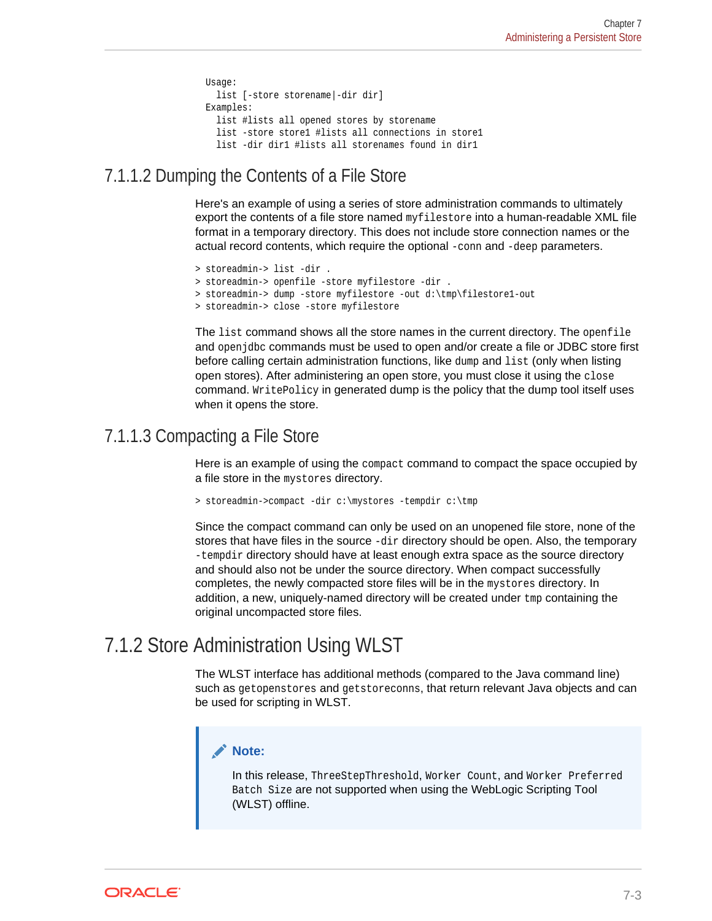```
Usage:
  list [-store storename|-dir dir]
Examples:
  list #lists all opened stores by storename
  list -store store1 #lists all connections in store1
  list -dir dir1 #lists all storenames found in dir1
```

### 7.1.1.2 Dumping the Contents of a File Store

Here's an example of using a series of store administration commands to ultimately export the contents of a file store named `myfilestore` into a human-readable XML file format in a temporary directory. This does not include store connection names or the actual record contents, which require the optional `-conn` and `-deep` parameters.

```
> storeadmin-> list -dir .
> storeadmin-> openfile -store myfilestore -dir .
> storeadmin-> dump -store myfilestore -out d:\tmp\filestore1-out
> storeadmin-> close -store myfilestore
```

The `list` command shows all the store names in the current directory. The `openfile` and `openjdbc` commands must be used to open and/or create a file or JDBC store first before calling certain administration functions, like `dump` and `list` (only when listing open stores). After administering an open store, you must close it using the `close` command. `WritePolicy` in generated dump is the policy that the dump tool itself uses when it opens the store.

### 7.1.1.3 Compacting a File Store

Here is an example of using the `compact` command to compact the space occupied by a file store in the `mystores` directory.

```
> storeadmin->compact -dir c:\mystores -tempdir c:\tmp
```

Since the compact command can only be used on an unopened file store, none of the stores that have files in the source `-dir` directory should be open. Also, the temporary `-tempdir` directory should have at least enough extra space as the source directory and should also not be under the source directory. When compact successfully completes, the newly compacted store files will be in the `mystores` directory. In addition, a new, uniquely-named directory will be created under `tmp` containing the original uncompacted store files.

## 7.1.2 Store Administration Using WLST

The WLST interface has additional methods (compared to the Java command line) such as `getopenstores` and `getstoreconns`, that return relevant Java objects and can be used for scripting in WLST.

> **Note:**
>
> In this release, `ThreeStepThreshold`, `Worker Count`, and `Worker Preferred Batch Size` are not supported when using the WebLogic Scripting Tool (WLST) offline.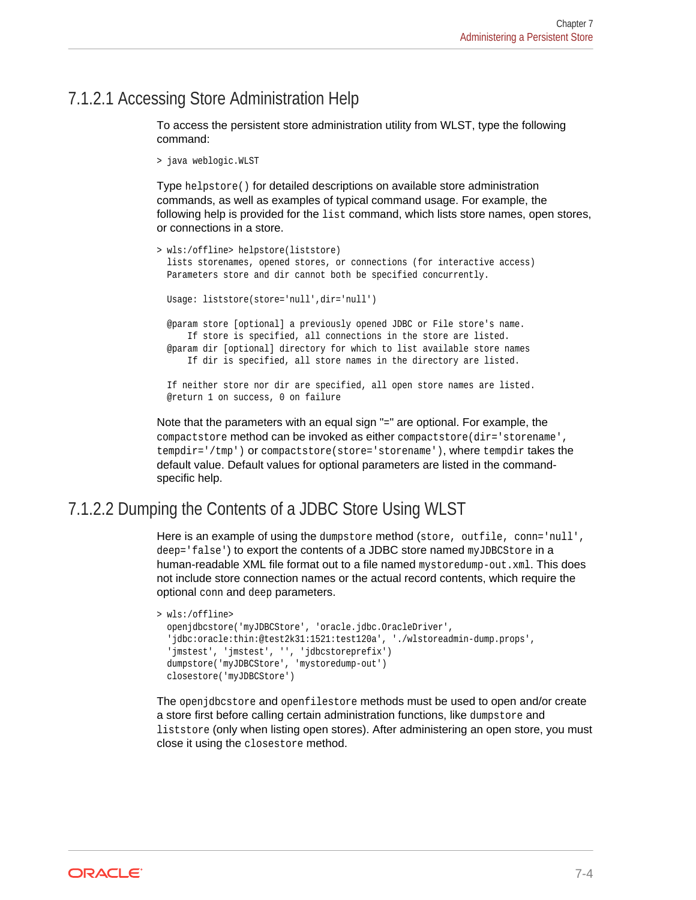### 7.1.2.1 Accessing Store Administration Help

To access the persistent store administration utility from WLST, type the following command:

```
> java weblogic.WLST
```

Type `helpstore()` for detailed descriptions on available store administration commands, as well as examples of typical command usage. For example, the following help is provided for the `list` command, which lists store names, open stores, or connections in a store.

```
> wls:/offline> helpstore(liststore)
  lists storenames, opened stores, or connections (for interactive access)
  Parameters store and dir cannot both be specified concurrently.

  Usage: liststore(store='null',dir='null')

  @param store [optional] a previously opened JDBC or File store's name.
      If store is specified, all connections in the store are listed.
  @param dir [optional] directory for which to list available store names
      If dir is specified, all store names in the directory are listed.

  If neither store nor dir are specified, all open store names are listed.
  @return 1 on success, 0 on failure
```

Note that the parameters with an equal sign "=" are optional. For example, the `compactstore` method can be invoked as either `compactstore(dir='storename', tempdir='/tmp')` or `compactstore(store='storename')`, where `tempdir` takes the default value. Default values for optional parameters are listed in the command-specific help.

### 7.1.2.2 Dumping the Contents of a JDBC Store Using WLST

Here is an example of using the `dumpstore` method (`store, outfile, conn='null', deep='false'`) to export the contents of a JDBC store named `myJDBCStore` in a human-readable XML file format out to a file named `mystoredump-out.xml`. This does not include store connection names or the actual record contents, which require the optional `conn` and `deep` parameters.

```
> wls:/offline>
  openjdbcstore('myJDBCStore', 'oracle.jdbc.OracleDriver',
  'jdbc:oracle:thin:@test2k31:1521:test120a', './wlstoreadmin-dump.props',
  'jmstest', 'jmstest', '', 'jdbcstoreprefix')
  dumpstore('myJDBCStore', 'mystoredump-out')
  closestore('myJDBCStore')
```

The `openjdbcstore` and `openfilestore` methods must be used to open and/or create a store first before calling certain administration functions, like `dumpstore` and `liststore` (only when listing open stores). After administering an open store, you must close it using the `closestore` method.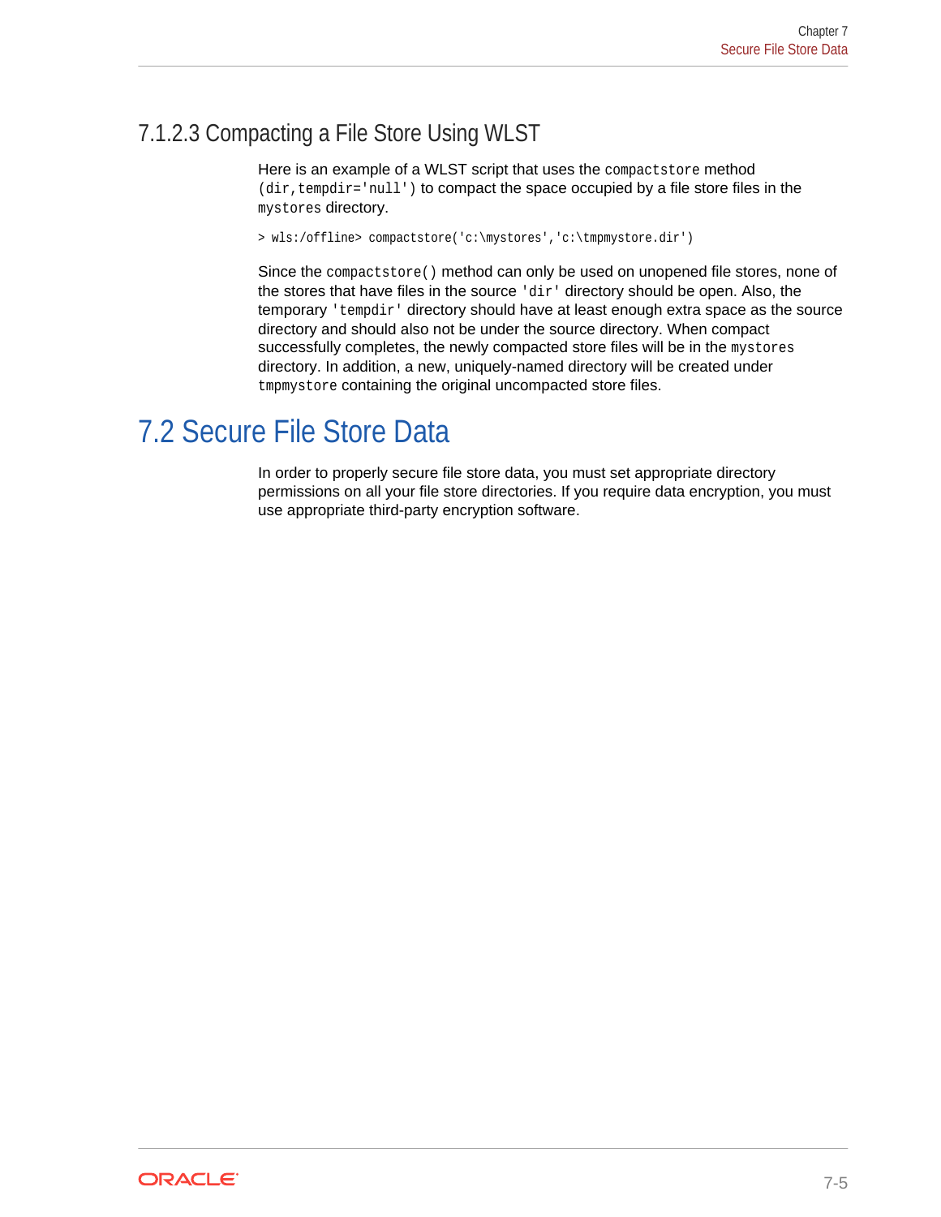### 7.1.2.3 Compacting a File Store Using WLST

Here is an example of a WLST script that uses the `compactstore` method `(dir,tempdir='null')` to compact the space occupied by a file store files in the `mystores` directory.

```
> wls:/offline> compactstore('c:\mystores','c:\tmpmystore.dir')
```

Since the `compactstore()` method can only be used on unopened file stores, none of the stores that have files in the source `'dir'` directory should be open. Also, the temporary `'tempdir'` directory should have at least enough extra space as the source directory and should also not be under the source directory. When compact successfully completes, the newly compacted store files will be in the `mystores` directory. In addition, a new, uniquely-named directory will be created under `tmpmystore` containing the original uncompacted store files.

## 7.2 Secure File Store Data

In order to properly secure file store data, you must set appropriate directory permissions on all your file store directories. If you require data encryption, you must use appropriate third-party encryption software.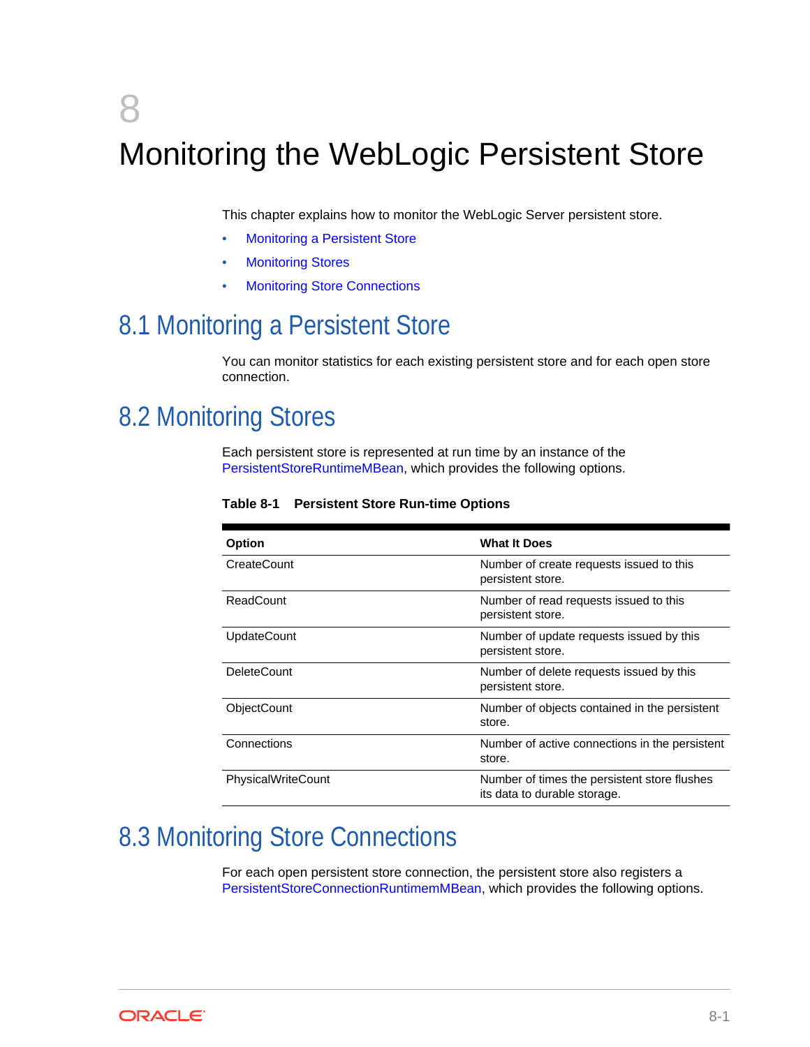// 8

# Monitoring the WebLogic Persistent Store

This chapter explains how to monitor the WebLogic Server persistent store.

- Monitoring a Persistent Store
- Monitoring Stores
- Monitoring Store Connections

## 8.1 Monitoring a Persistent Store

You can monitor statistics for each existing persistent store and for each open store connection.

## 8.2 Monitoring Stores

Each persistent store is represented at run time by an instance of the PersistentStoreRuntimeMBean, which provides the following options.

**Table 8-1 Persistent Store Run-time Options**

| Option | What It Does |
| --- | --- |
| CreateCount | Number of create requests issued to this persistent store. |
| ReadCount | Number of read requests issued to this persistent store. |
| UpdateCount | Number of update requests issued by this persistent store. |
| DeleteCount | Number of delete requests issued by this persistent store. |
| ObjectCount | Number of objects contained in the persistent store. |
| Connections | Number of active connections in the persistent store. |
| PhysicalWriteCount | Number of times the persistent store flushes its data to durable storage. |

## 8.3 Monitoring Store Connections

For each open persistent store connection, the persistent store also registers a PersistentStoreConnectionRuntimemMBean, which provides the following options.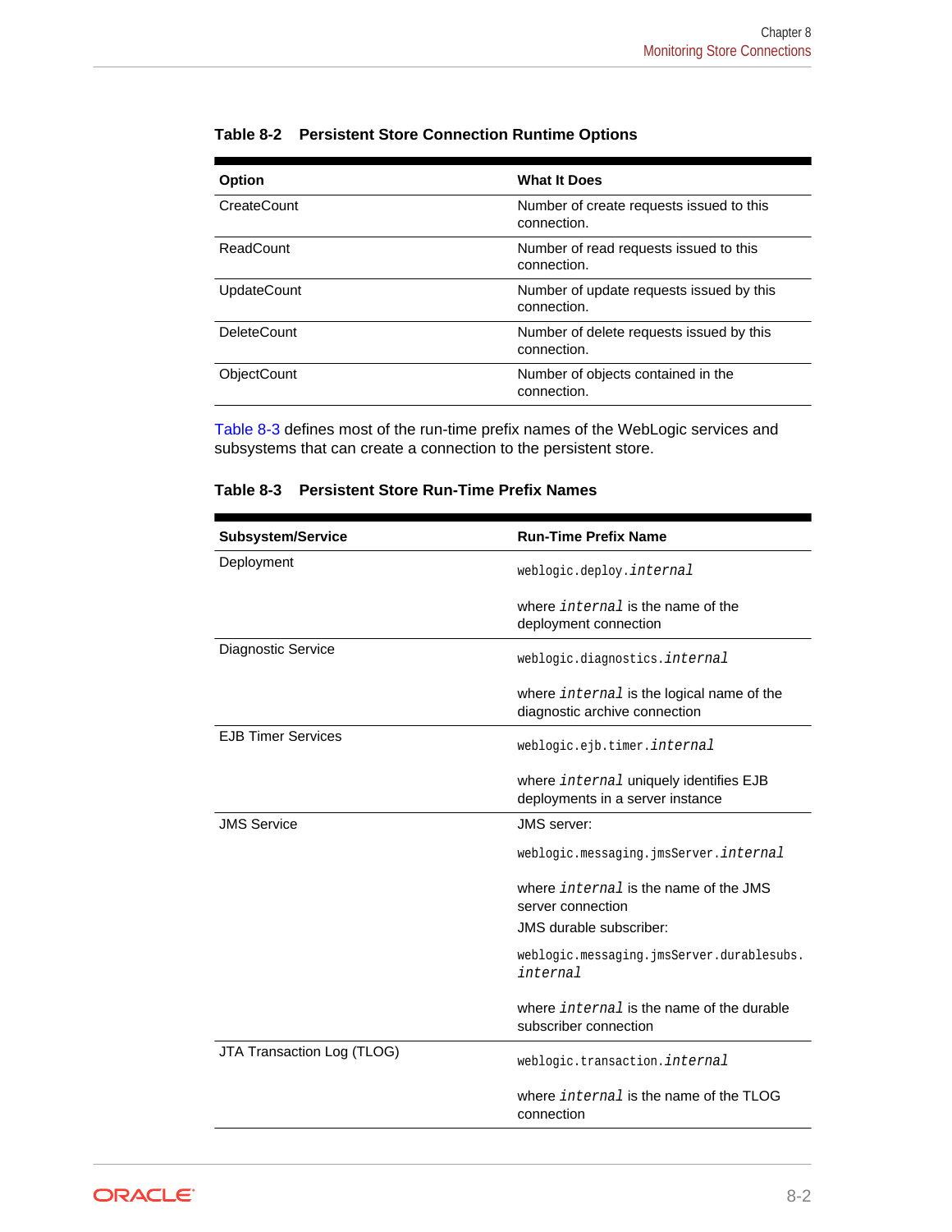**Table 8-2 Persistent Store Connection Runtime Options**

| Option | What It Does |
| --- | --- |
| CreateCount | Number of create requests issued to this connection. |
| ReadCount | Number of read requests issued to this connection. |
| UpdateCount | Number of update requests issued by this connection. |
| DeleteCount | Number of delete requests issued by this connection. |
| ObjectCount | Number of objects contained in the connection. |

Table 8-3 defines most of the run-time prefix names of the WebLogic services and subsystems that can create a connection to the persistent store.

**Table 8-3 Persistent Store Run-Time Prefix Names**

| Subsystem/Service | Run-Time Prefix Name |
| --- | --- |
| Deployment | `weblogic.deploy.`*`internal`*<br><br>where *`internal`* is the name of the deployment connection |
| Diagnostic Service | `weblogic.diagnostics.`*`internal`*<br><br>where *`internal`* is the logical name of the diagnostic archive connection |
| EJB Timer Services | `weblogic.ejb.timer.`*`internal`*<br><br>where *`internal`* uniquely identifies EJB deployments in a server instance |
| JMS Service | JMS server:<br><br>`weblogic.messaging.jmsServer.`*`internal`*<br><br>where *`internal`* is the name of the JMS server connection<br><br>JMS durable subscriber:<br><br>`weblogic.messaging.jmsServer.durablesubs.`*`internal`*<br><br>where *`internal`* is the name of the durable subscriber connection |
| JTA Transaction Log (TLOG) | `weblogic.transaction.`*`internal`*<br><br>where *`internal`* is the name of the TLOG connection |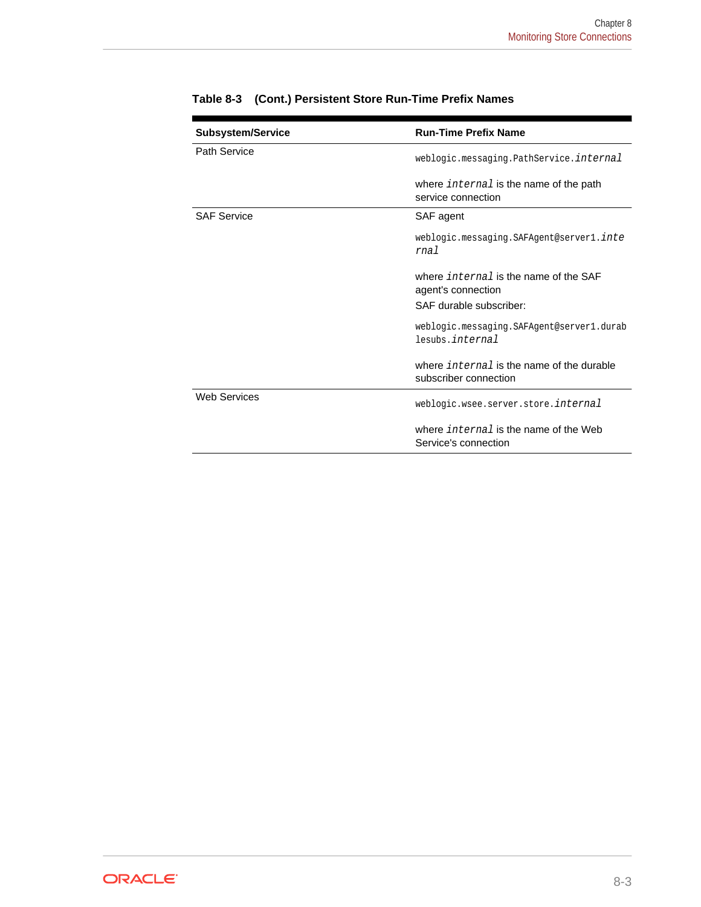**Table 8-3 (Cont.) Persistent Store Run-Time Prefix Names**

| Subsystem/Service | Run-Time Prefix Name |
| --- | --- |
| Path Service | `weblogic.messaging.PathService.`*`internal`*<br><br>where *`internal`* is the name of the path service connection |
| SAF Service | SAF agent<br><br>`weblogic.messaging.SAFAgent@server1.`*`internal`*<br><br>where *`internal`* is the name of the SAF agent's connection<br>SAF durable subscriber:<br><br>`weblogic.messaging.SAFAgent@server1.durablesubs.`*`internal`*<br><br>where *`internal`* is the name of the durable subscriber connection |
| Web Services | `weblogic.wsee.server.store.`*`internal`*<br><br>where *`internal`* is the name of the Web Service's connection |